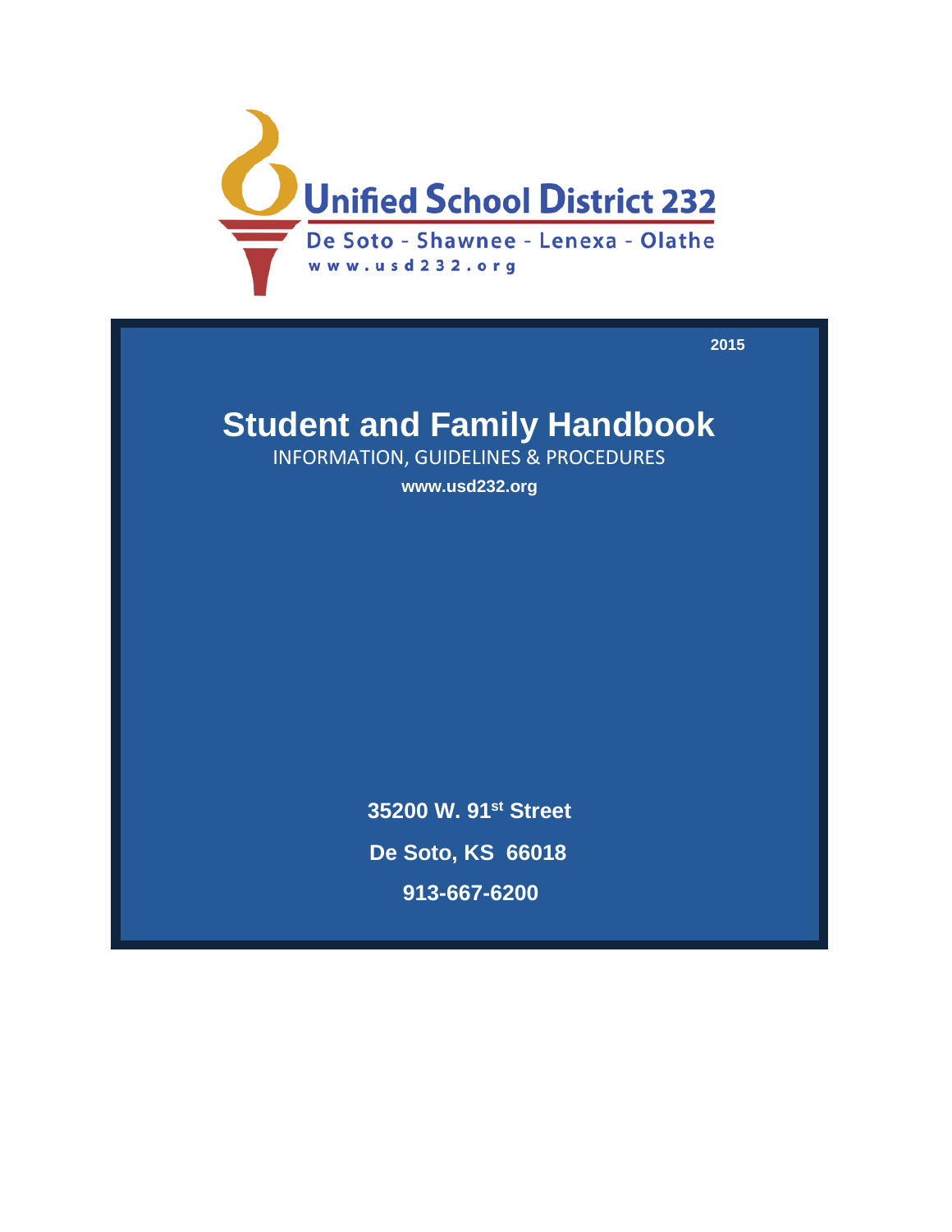Unified School District 232

De Soto - Shawnee - Lenexa - Olathe

www.usd232.org

2015

# Student and Family Handbook

INFORMATION, GUIDELINES & PROCEDURES

**www.usd232.org**

**35200 W. 91st Street**

**De Soto, KS 66018**

**913-667-6200**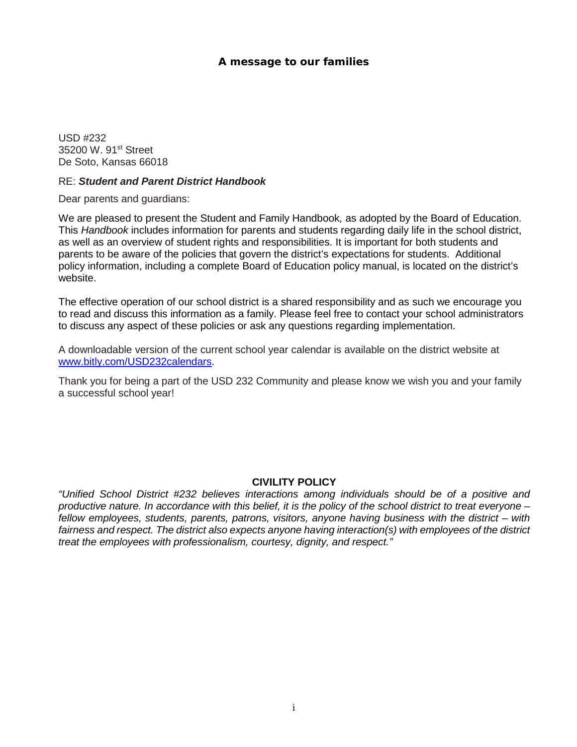# A message to our families

USD #232
35200 W. 91st Street
De Soto, Kansas 66018

RE: ***Student and Parent District Handbook***

Dear parents and guardians:

We are pleased to present the Student and Family Handbook, as adopted by the Board of Education. This *Handbook* includes information for parents and students regarding daily life in the school district, as well as an overview of student rights and responsibilities. It is important for both students and parents to be aware of the policies that govern the district's expectations for students. Additional policy information, including a complete Board of Education policy manual, is located on the district's website.

The effective operation of our school district is a shared responsibility and as such we encourage you to read and discuss this information as a family. Please feel free to contact your school administrators to discuss any aspect of these policies or ask any questions regarding implementation.

A downloadable version of the current school year calendar is available on the district website at [www.bitly.com/USD232calendars](www.bitly.com/USD232calendars).

Thank you for being a part of the USD 232 Community and please know we wish you and your family a successful school year!

## CIVILITY POLICY

*"Unified School District #232 believes interactions among individuals should be of a positive and productive nature. In accordance with this belief, it is the policy of the school district to treat everyone – fellow employees, students, parents, patrons, visitors, anyone having business with the district – with fairness and respect. The district also expects anyone having interaction(s) with employees of the district treat the employees with professionalism, courtesy, dignity, and respect."*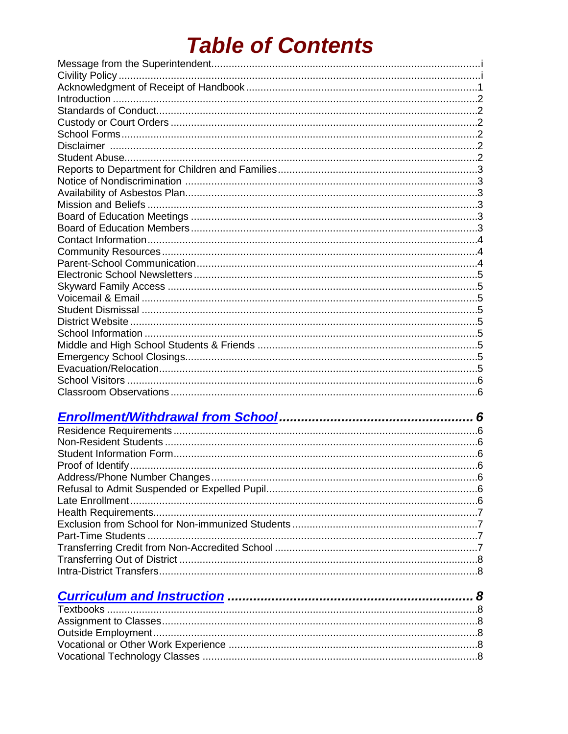# Table of Contents

Message from the Superintendent....................................................................................i
Civility Policy ...........................................................................................................i
Acknowledgment of Receipt of Handbook ...............................................................1
Introduction ..............................................................................................................2
Standards of Conduct..............................................................................................2
Custody or Court Orders .........................................................................................2
School Forms ...........................................................................................................2
Disclaimer ...............................................................................................................2
Student Abuse..........................................................................................................2
Reports to Department for Children and Families ....................................................3
Notice of Nondiscrimination ....................................................................................3
Availability of Asbestos Plan.....................................................................................3
Mission and Beliefs ..................................................................................................3
Board of Education Meetings ...................................................................................3
Board of Education Members ...................................................................................3
Contact Information..................................................................................................4
Community Resources .............................................................................................4
Parent-School Communication..................................................................................4
Electronic School Newsletters ..................................................................................5
Skyward Family Access ...........................................................................................5
Voicemail & Email ....................................................................................................5
Student Dismissal .....................................................................................................5
District Website ........................................................................................................5
School Information ...................................................................................................5
Middle and High School Students & Friends ............................................................5
Emergency School Closings.....................................................................................5
Evacuation/Relocation..............................................................................................5
School Visitors .........................................................................................................6
Classroom Observations ..........................................................................................6

## Enrollment/Withdrawal from School ........................................................ 6

Residence Requirements .........................................................................................6
Non-Resident Students ............................................................................................6
Student Information Form.........................................................................................6
Proof of Identify .......................................................................................................6
Address/Phone Number Changes ............................................................................6
Refusal to Admit Suspended or Expelled Pupil.........................................................6
Late Enrollment .......................................................................................................6
Health Requirements................................................................................................7
Exclusion from School for Non-immunized Students ................................................7
Part-Time Students ..................................................................................................7
Transferring Credit from Non-Accredited School ......................................................7
Transferring Out of District .......................................................................................8
Intra-District Transfers..............................................................................................8

## Curriculum and Instruction ..................................................................... 8

Textbooks ................................................................................................................8
Assignment to Classes.............................................................................................8
Outside Employment................................................................................................8
Vocational or Other Work Experience ......................................................................8
Vocational Technology Classes ...............................................................................8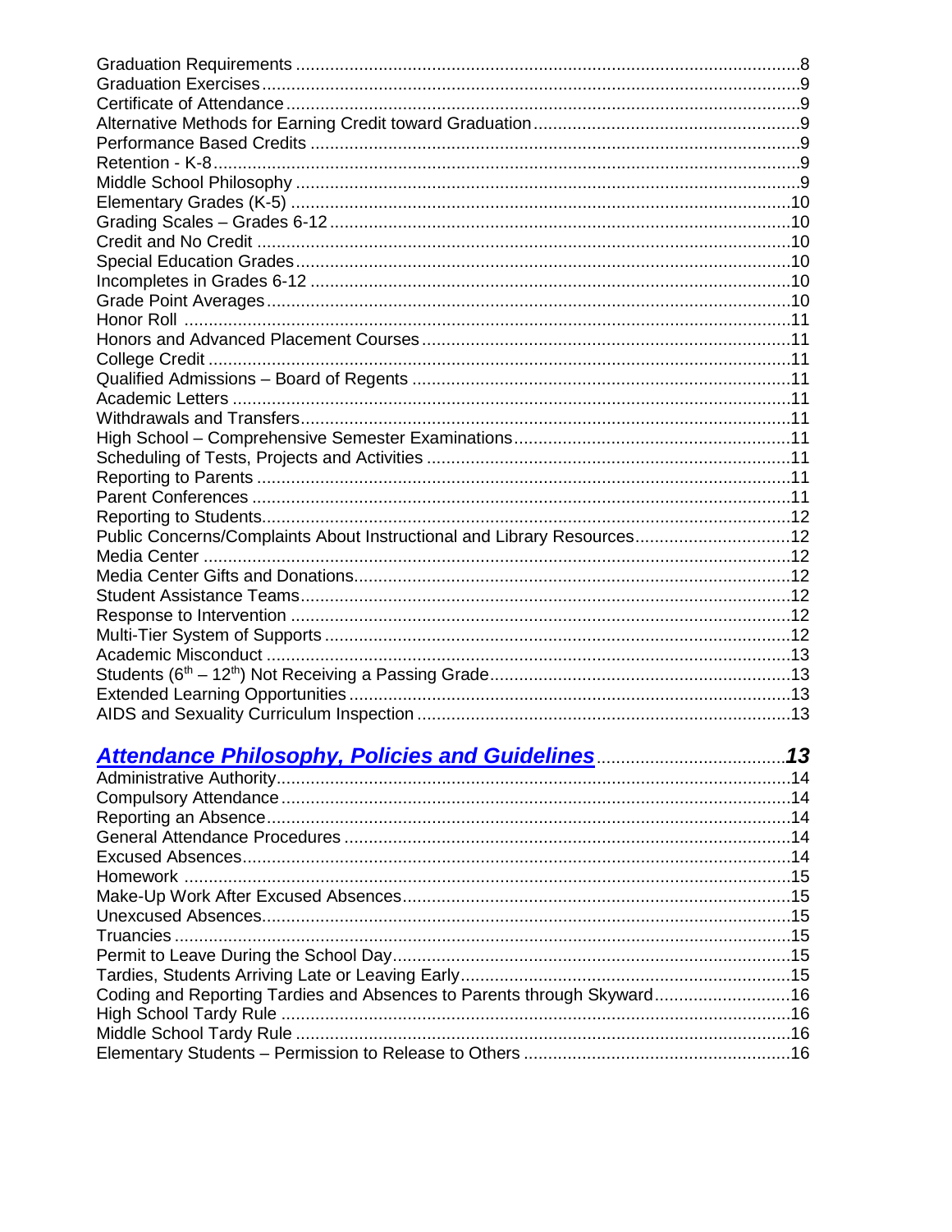Graduation Requirements ....................................................................................................8
Graduation Exercises.............................................................................................................9
Certificate of Attendance........................................................................................................9
Alternative Methods for Earning Credit toward Graduation......................................................9
Performance Based Credits ...................................................................................................9
Retention - K-8.......................................................................................................................9
Middle School Philosophy ......................................................................................................9
Elementary Grades (K-5) ......................................................................................................10
Grading Scales – Grades 6-12..............................................................................................10
Credit and No Credit ............................................................................................................10
Special Education Grades....................................................................................................10
Incompletes in Grades 6-12 .................................................................................................10
Grade Point Averages..........................................................................................................10
Honor Roll ...........................................................................................................................11
Honors and Advanced Placement Courses...........................................................................11
College Credit ......................................................................................................................11
Qualified Admissions – Board of Regents ............................................................................11
Academic Letters .................................................................................................................11
Withdrawals and Transfers...................................................................................................11
High School – Comprehensive Semester Examinations........................................................11
Scheduling of Tests, Projects and Activities ..........................................................................11
Reporting to Parents ............................................................................................................11
Parent Conferences .............................................................................................................11
Reporting to Students...........................................................................................................12
Public Concerns/Complaints About Instructional and Library Resources................................12
Media Center .......................................................................................................................12
Media Center Gifts and Donations........................................................................................12
Student Assistance Teams...................................................................................................12
Response to Intervention .....................................................................................................12
Multi-Tier System of Supports ..............................................................................................12
Academic Misconduct ..........................................................................................................13
Students (6th – 12th) Not Receiving a Passing Grade.............................................................13
Extended Learning Opportunities..........................................................................................13
AIDS and Sexuality Curriculum Inspection ...........................................................................13

***Attendance Philosophy, Policies and Guidelines*** ......................................**13**

Administrative Authority........................................................................................................14
Compulsory Attendance.......................................................................................................14
Reporting an Absence..........................................................................................................14
General Attendance Procedures ..........................................................................................14
Excused Absences...............................................................................................................14
Homework ...........................................................................................................................15
Make-Up Work After Excused Absences..............................................................................15
Unexcused Absences...........................................................................................................15
Truancies .............................................................................................................................15
Permit to Leave During the School Day................................................................................15
Tardies, Students Arriving Late or Leaving Early...................................................................15
Coding and Reporting Tardies and Absences to Parents through Skyward............................16
High School Tardy Rule .......................................................................................................16
Middle School Tardy Rule ....................................................................................................16
Elementary Students – Permission to Release to Others ......................................................16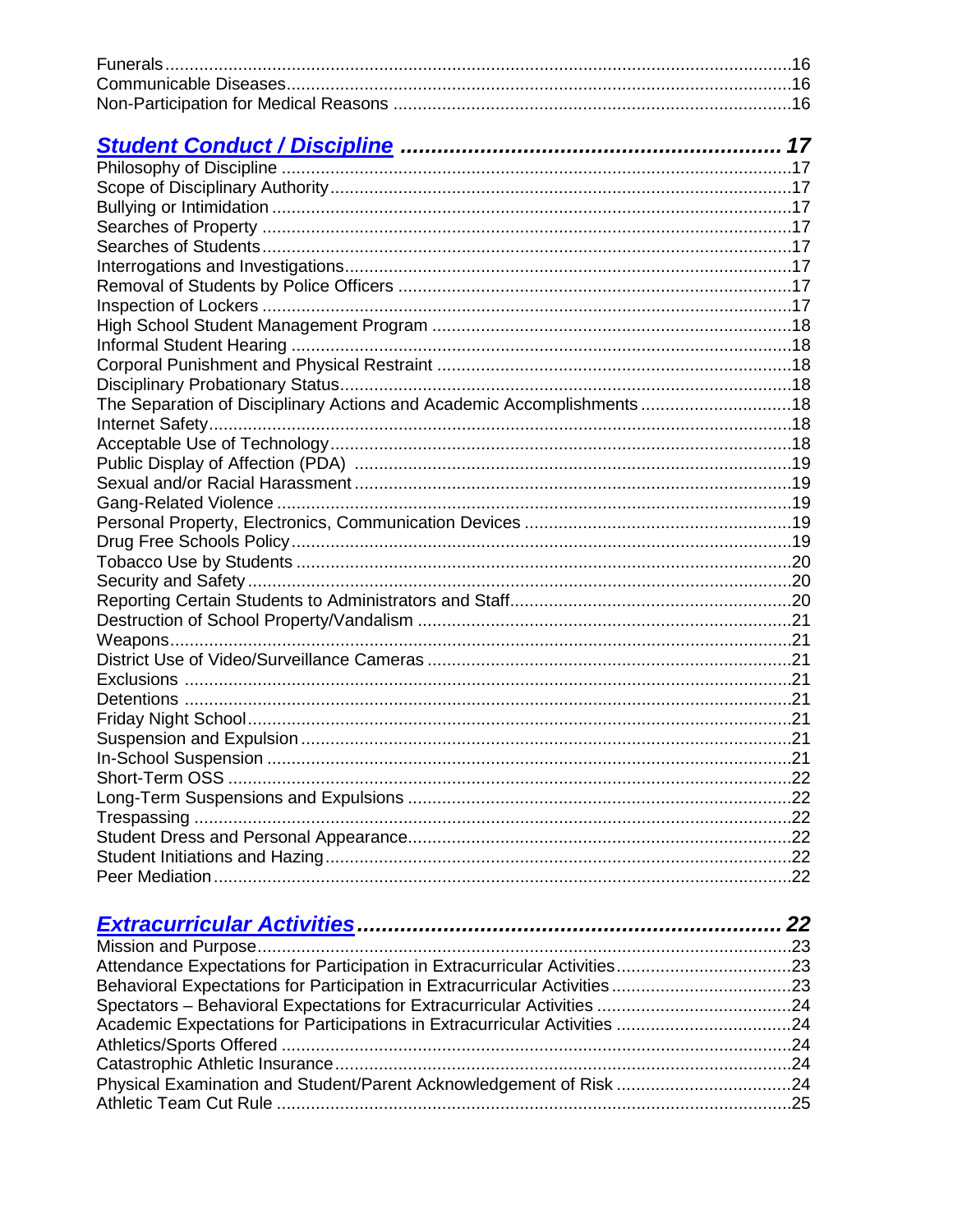Funerals................................................................................................................16
Communicable Diseases......................................................................................16
Non-Participation for Medical Reasons ................................................................16

***[Student Conduct / Discipline](#) ........................................................... 17***

Philosophy of Discipline ........................................................................................17
Scope of Disciplinary Authority..............................................................................17
Bullying or Intimidation ..........................................................................................17
Searches of Property ............................................................................................17
Searches of Students............................................................................................17
Interrogations and Investigations...........................................................................17
Removal of Students by Police Officers ................................................................17
Inspection of Lockers ............................................................................................17
High School Student Management Program .........................................................18
Informal Student Hearing ......................................................................................18
Corporal Punishment and Physical Restraint ........................................................18
Disciplinary Probationary Status............................................................................18
The Separation of Disciplinary Actions and Academic Accomplishments ...............................18
Internet Safety.......................................................................................................18
Acceptable Use of Technology..............................................................................18
Public Display of Affection (PDA) .........................................................................19
Sexual and/or Racial Harassment .........................................................................19
Gang-Related Violence .........................................................................................19
Personal Property, Electronics, Communication Devices ......................................19
Drug Free Schools Policy......................................................................................19
Tobacco Use by Students .....................................................................................20
Security and Safety...............................................................................................20
Reporting Certain Students to Administrators and Staff.........................................20
Destruction of School Property/Vandalism ............................................................21
Weapons...............................................................................................................21
District Use of Video/Surveillance Cameras ..........................................................21
Exclusions ............................................................................................................21
Detentions ............................................................................................................21
Friday Night School...............................................................................................21
Suspension and Expulsion....................................................................................21
In-School Suspension ...........................................................................................21
Short-Term OSS ...................................................................................................22
Long-Term Suspensions and Expulsions ..............................................................22
Trespassing ..........................................................................................................22
Student Dress and Personal Appearance..............................................................22
Student Initiations and Hazing...............................................................................22
Peer Mediation......................................................................................................22

***[Extracurricular Activities](#)................................................................... 22***

Mission and Purpose.............................................................................................23
Attendance Expectations for Participation in Extracurricular Activities...................23
Behavioral Expectations for Participation in Extracurricular Activities....................23
Spectators – Behavioral Expectations for Extracurricular Activities .......................24
Academic Expectations for Participations in Extracurricular Activities ...................24
Athletics/Sports Offered ........................................................................................24
Catastrophic Athletic Insurance.............................................................................24
Physical Examination and Student/Parent Acknowledgement of Risk ...................24
Athletic Team Cut Rule .........................................................................................25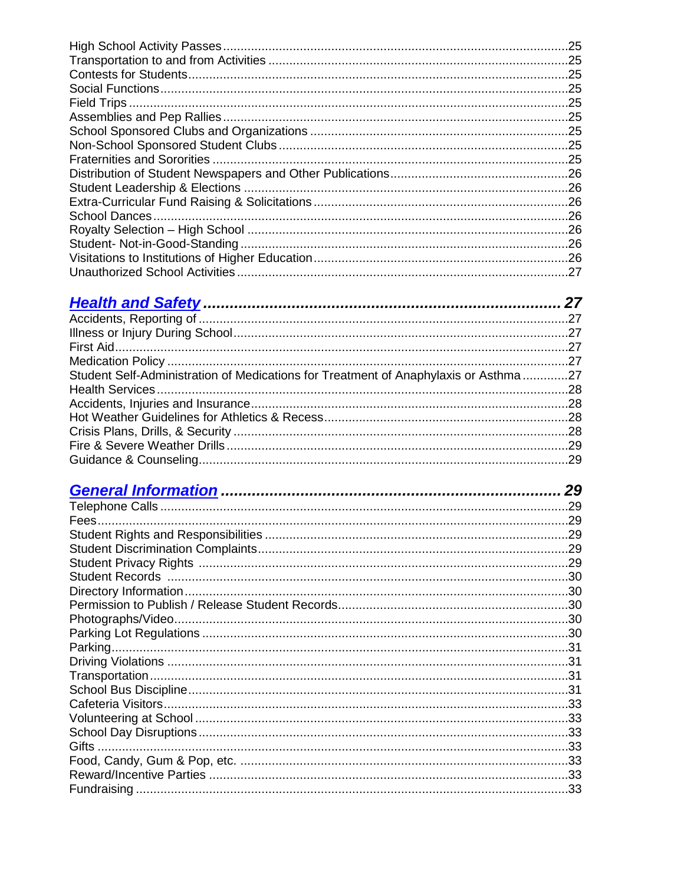High School Activity Passes ............................................................................................25
Transportation to and from Activities ...............................................................................25
Contests for Students.......................................................................................................25
Social Functions...............................................................................................................25
Field Trips ........................................................................................................................25
Assemblies and Pep Rallies.............................................................................................25
School Sponsored Clubs and Organizations ....................................................................25
Non-School Sponsored Student Clubs .............................................................................25
Fraternities and Sororities ...............................................................................................25
Distribution of Student Newspapers and Other Publications............................................26
Student Leadership & Elections ......................................................................................26
Extra-Curricular Fund Raising & Solicitations ..................................................................26
School Dances.................................................................................................................26
Royalty Selection – High School .....................................................................................26
Student- Not-in-Good-Standing .......................................................................................26
Visitations to Institutions of Higher Education ..................................................................26
Unauthorized School Activities ........................................................................................27

## *Health and Safety* ........................................................................... 27

Accidents, Reporting of ...................................................................................................27
Illness or Injury During School.........................................................................................27
First Aid...........................................................................................................................27
Medication Policy ............................................................................................................27
Student Self-Administration of Medications for Treatment of Anaphylaxis or Asthma .............27
Health Services...............................................................................................................28
Accidents, Injuries and Insurance....................................................................................28
Hot Weather Guidelines for Athletics & Recess...............................................................28
Crisis Plans, Drills, & Security .........................................................................................28
Fire & Severe Weather Drills ...........................................................................................29
Guidance & Counseling...................................................................................................29

## *General Information* ....................................................................... 29

Telephone Calls ..............................................................................................................29
Fees................................................................................................................................29
Student Rights and Responsibilities ................................................................................29
Student Discrimination Complaints..................................................................................29
Student Privacy Rights ...................................................................................................29
Student Records .............................................................................................................30
Directory Information.......................................................................................................30
Permission to Publish / Release Student Records...........................................................30
Photographs/Video..........................................................................................................30
Parking Lot Regulations ..................................................................................................30
Parking............................................................................................................................31
Driving Violations ............................................................................................................31
Transportation.................................................................................................................31
School Bus Discipline......................................................................................................31
Cafeteria Visitors.............................................................................................................33
Volunteering at School ....................................................................................................33
School Day Disruptions...................................................................................................33
Gifts ................................................................................................................................33
Food, Candy, Gum & Pop, etc. .......................................................................................33
Reward/Incentive Parties ................................................................................................33
Fundraising .....................................................................................................................33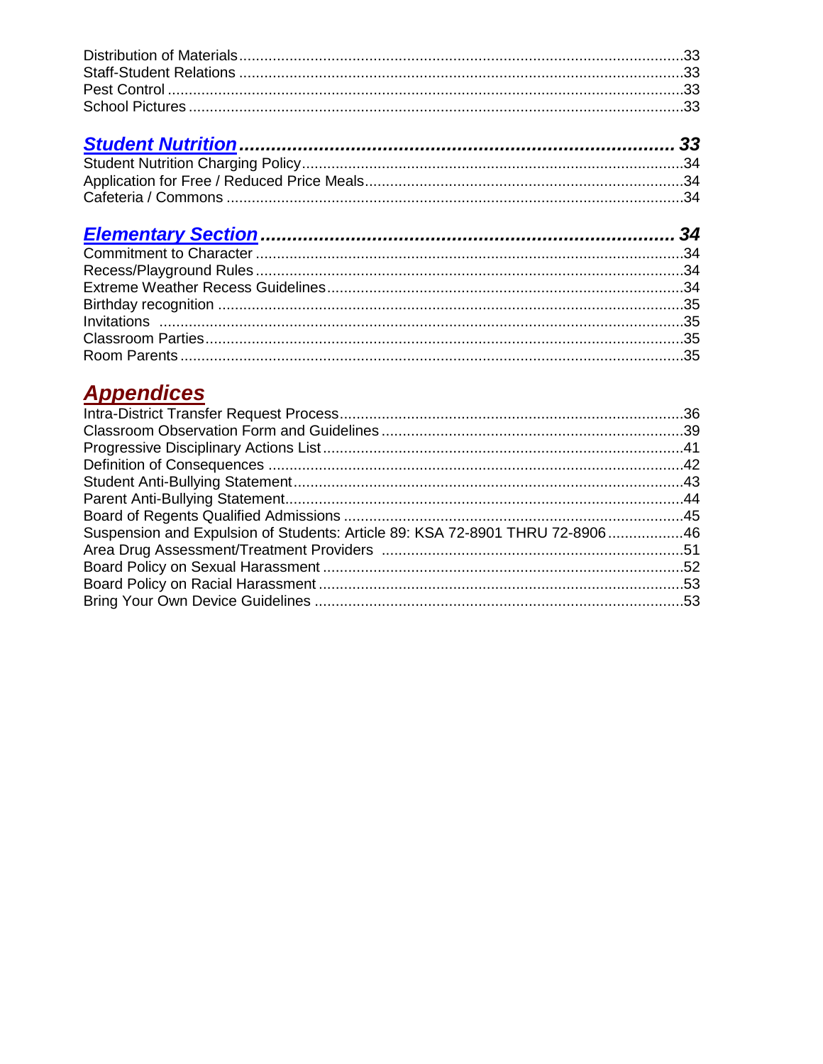Distribution of Materials....33
Staff-Student Relations....33
Pest Control....33
School Pictures....33

## *Student Nutrition*....33

Student Nutrition Charging Policy....34
Application for Free / Reduced Price Meals....34
Cafeteria / Commons....34

## *Elementary Section*....34

Commitment to Character....34
Recess/Playground Rules....34
Extreme Weather Recess Guidelines....34
Birthday recognition....35
Invitations....35
Classroom Parties....35
Room Parents....35

## *Appendices*

Intra-District Transfer Request Process....36
Classroom Observation Form and Guidelines....39
Progressive Disciplinary Actions List....41
Definition of Consequences....42
Student Anti-Bullying Statement....43
Parent Anti-Bullying Statement....44
Board of Regents Qualified Admissions....45
Suspension and Expulsion of Students: Article 89: KSA 72-8901 THRU 72-8906....46
Area Drug Assessment/Treatment Providers....51
Board Policy on Sexual Harassment....52
Board Policy on Racial Harassment....53
Bring Your Own Device Guidelines....53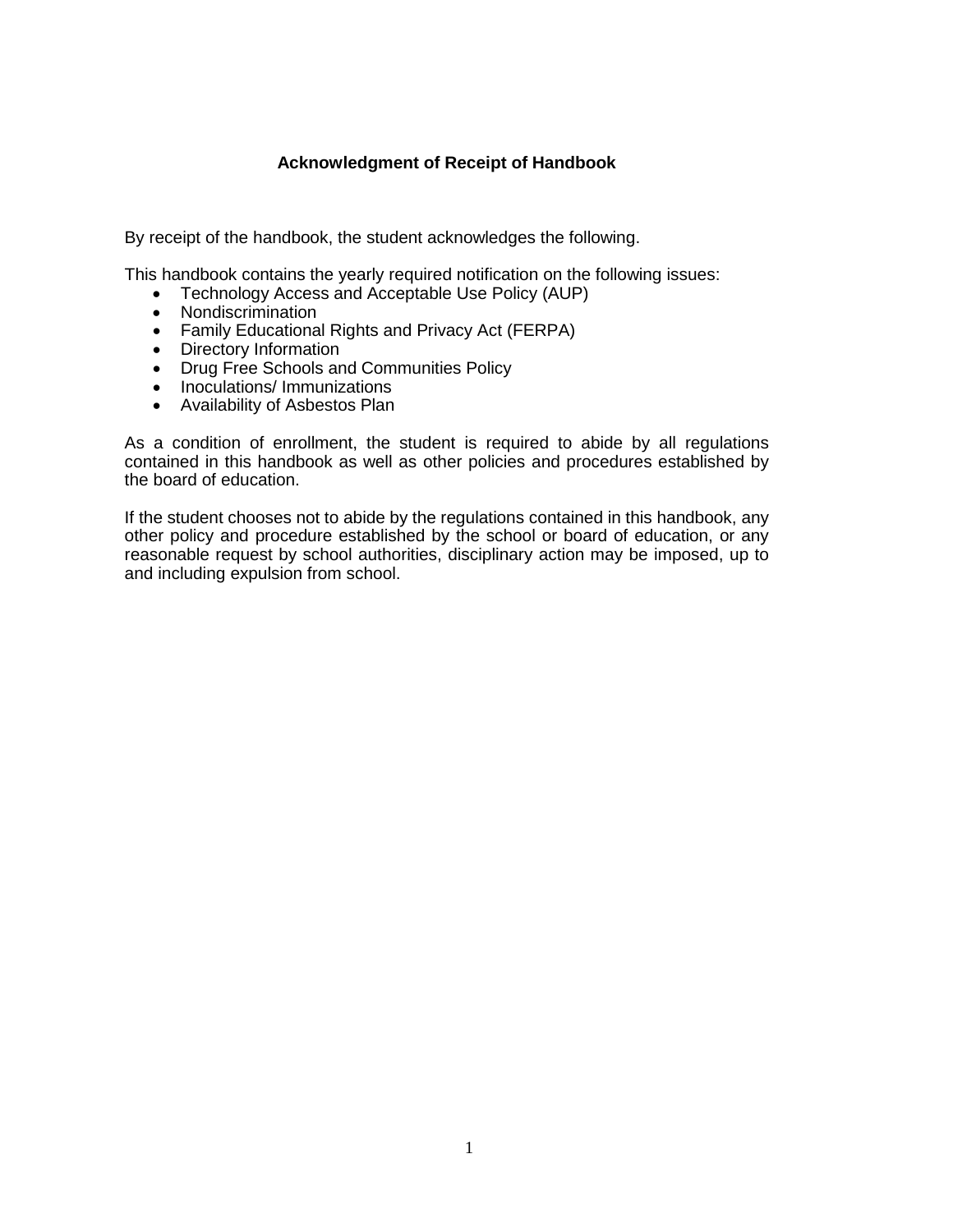## Acknowledgment of Receipt of Handbook

By receipt of the handbook, the student acknowledges the following.

This handbook contains the yearly required notification on the following issues:

- Technology Access and Acceptable Use Policy (AUP)
- Nondiscrimination
- Family Educational Rights and Privacy Act (FERPA)
- Directory Information
- Drug Free Schools and Communities Policy
- Inoculations/ Immunizations
- Availability of Asbestos Plan

As a condition of enrollment, the student is required to abide by all regulations contained in this handbook as well as other policies and procedures established by the board of education.

If the student chooses not to abide by the regulations contained in this handbook, any other policy and procedure established by the school or board of education, or any reasonable request by school authorities, disciplinary action may be imposed, up to and including expulsion from school.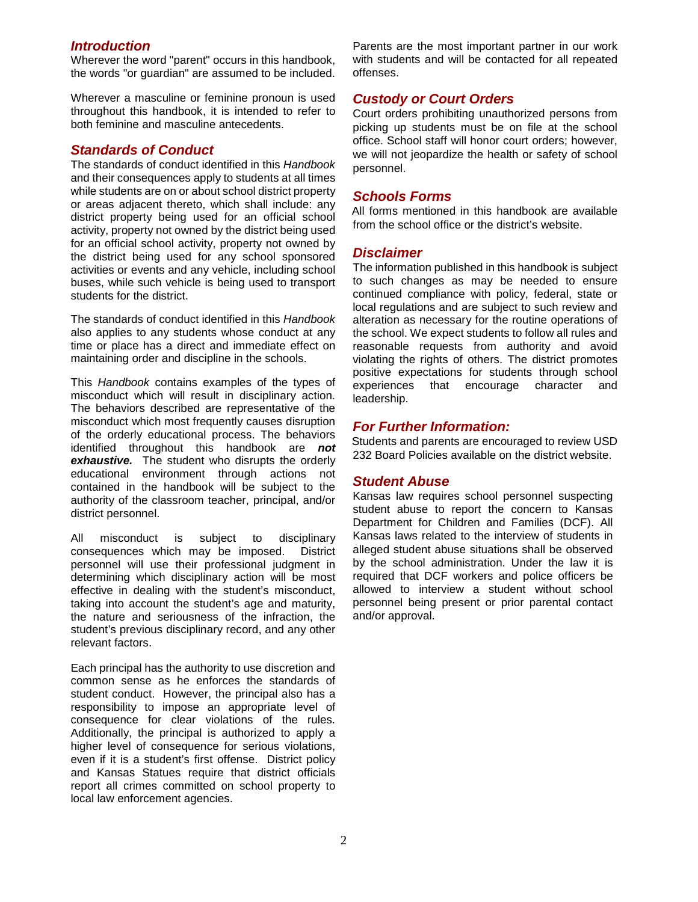## *Introduction*

Wherever the word "parent" occurs in this handbook, the words "or guardian" are assumed to be included.

Wherever a masculine or feminine pronoun is used throughout this handbook, it is intended to refer to both feminine and masculine antecedents.

## *Standards of Conduct*

The standards of conduct identified in this *Handbook* and their consequences apply to students at all times while students are on or about school district property or areas adjacent thereto, which shall include: any district property being used for an official school activity, property not owned by the district being used for an official school activity, property not owned by the district being used for any school sponsored activities or events and any vehicle, including school buses, while such vehicle is being used to transport students for the district.

The standards of conduct identified in this *Handbook* also applies to any students whose conduct at any time or place has a direct and immediate effect on maintaining order and discipline in the schools.

This *Handbook* contains examples of the types of misconduct which will result in disciplinary action. The behaviors described are representative of the misconduct which most frequently causes disruption of the orderly educational process. The behaviors identified throughout this handbook are ***not exhaustive.*** The student who disrupts the orderly educational environment through actions not contained in the handbook will be subject to the authority of the classroom teacher, principal, and/or district personnel.

All misconduct is subject to disciplinary consequences which may be imposed. District personnel will use their professional judgment in determining which disciplinary action will be most effective in dealing with the student's misconduct, taking into account the student's age and maturity, the nature and seriousness of the infraction, the student's previous disciplinary record, and any other relevant factors.

Each principal has the authority to use discretion and common sense as he enforces the standards of student conduct. However, the principal also has a responsibility to impose an appropriate level of consequence for clear violations of the rules. Additionally, the principal is authorized to apply a higher level of consequence for serious violations, even if it is a student's first offense. District policy and Kansas Statues require that district officials report all crimes committed on school property to local law enforcement agencies.

Parents are the most important partner in our work with students and will be contacted for all repeated offenses.

## *Custody or Court Orders*

Court orders prohibiting unauthorized persons from picking up students must be on file at the school office. School staff will honor court orders; however, we will not jeopardize the health or safety of school personnel.

## *Schools Forms*

All forms mentioned in this handbook are available from the school office or the district's website.

## *Disclaimer*

The information published in this handbook is subject to such changes as may be needed to ensure continued compliance with policy, federal, state or local regulations and are subject to such review and alteration as necessary for the routine operations of the school. We expect students to follow all rules and reasonable requests from authority and avoid violating the rights of others. The district promotes positive expectations for students through school experiences that encourage character and leadership.

## *For Further Information:*

Students and parents are encouraged to review USD 232 Board Policies available on the district website.

## *Student Abuse*

Kansas law requires school personnel suspecting student abuse to report the concern to Kansas Department for Children and Families (DCF). All Kansas laws related to the interview of students in alleged student abuse situations shall be observed by the school administration. Under the law it is required that DCF workers and police officers be allowed to interview a student without school personnel being present or prior parental contact and/or approval.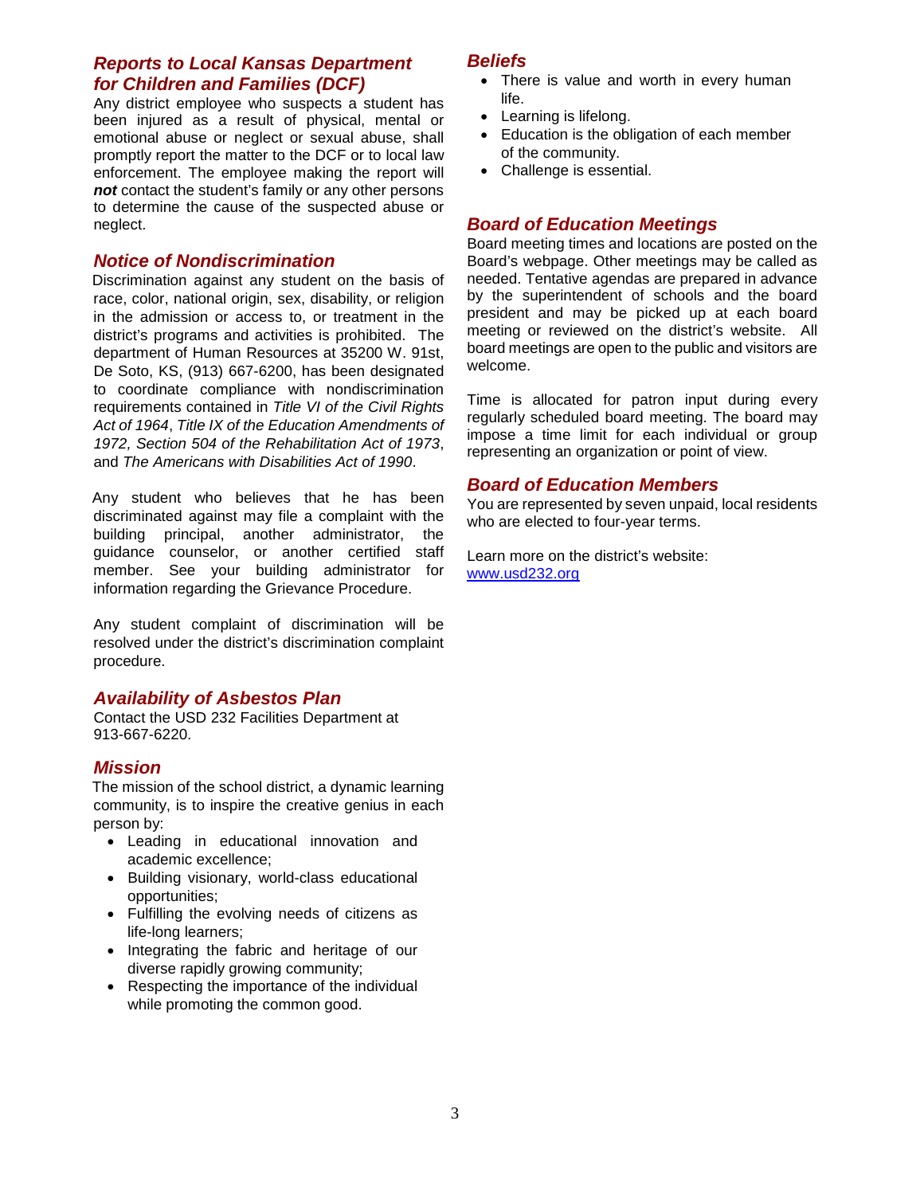## *Reports to Local Kansas Department for Children and Families (DCF)*

Any district employee who suspects a student has been injured as a result of physical, mental or emotional abuse or neglect or sexual abuse, shall promptly report the matter to the DCF or to local law enforcement. The employee making the report will ***not*** contact the student's family or any other persons to determine the cause of the suspected abuse or neglect.

## *Notice of Nondiscrimination*

Discrimination against any student on the basis of race, color, national origin, sex, disability, or religion in the admission or access to, or treatment in the district's programs and activities is prohibited. The department of Human Resources at 35200 W. 91st, De Soto, KS, (913) 667-6200, has been designated to coordinate compliance with nondiscrimination requirements contained in *Title VI of the Civil Rights Act of 1964*, *Title IX of the Education Amendments of 1972, Section 504 of the Rehabilitation Act of 1973*, and *The Americans with Disabilities Act of 1990*.

Any student who believes that he has been discriminated against may file a complaint with the building principal, another administrator, the guidance counselor, or another certified staff member. See your building administrator for information regarding the Grievance Procedure.

Any student complaint of discrimination will be resolved under the district's discrimination complaint procedure.

## *Availability of Asbestos Plan*

Contact the USD 232 Facilities Department at 913-667-6220.

## *Mission*

The mission of the school district, a dynamic learning community, is to inspire the creative genius in each person by:

- Leading in educational innovation and academic excellence;
- Building visionary, world-class educational opportunities;
- Fulfilling the evolving needs of citizens as life-long learners;
- Integrating the fabric and heritage of our diverse rapidly growing community;
- Respecting the importance of the individual while promoting the common good.

## *Beliefs*

- There is value and worth in every human life.
- Learning is lifelong.
- Education is the obligation of each member of the community.
- Challenge is essential.

## *Board of Education Meetings*

Board meeting times and locations are posted on the Board's webpage. Other meetings may be called as needed. Tentative agendas are prepared in advance by the superintendent of schools and the board president and may be picked up at each board meeting or reviewed on the district's website. All board meetings are open to the public and visitors are welcome.

Time is allocated for patron input during every regularly scheduled board meeting. The board may impose a time limit for each individual or group representing an organization or point of view.

## *Board of Education Members*

You are represented by seven unpaid, local residents who are elected to four-year terms.

Learn more on the district's website: [www.usd232.org](http://www.usd232.org)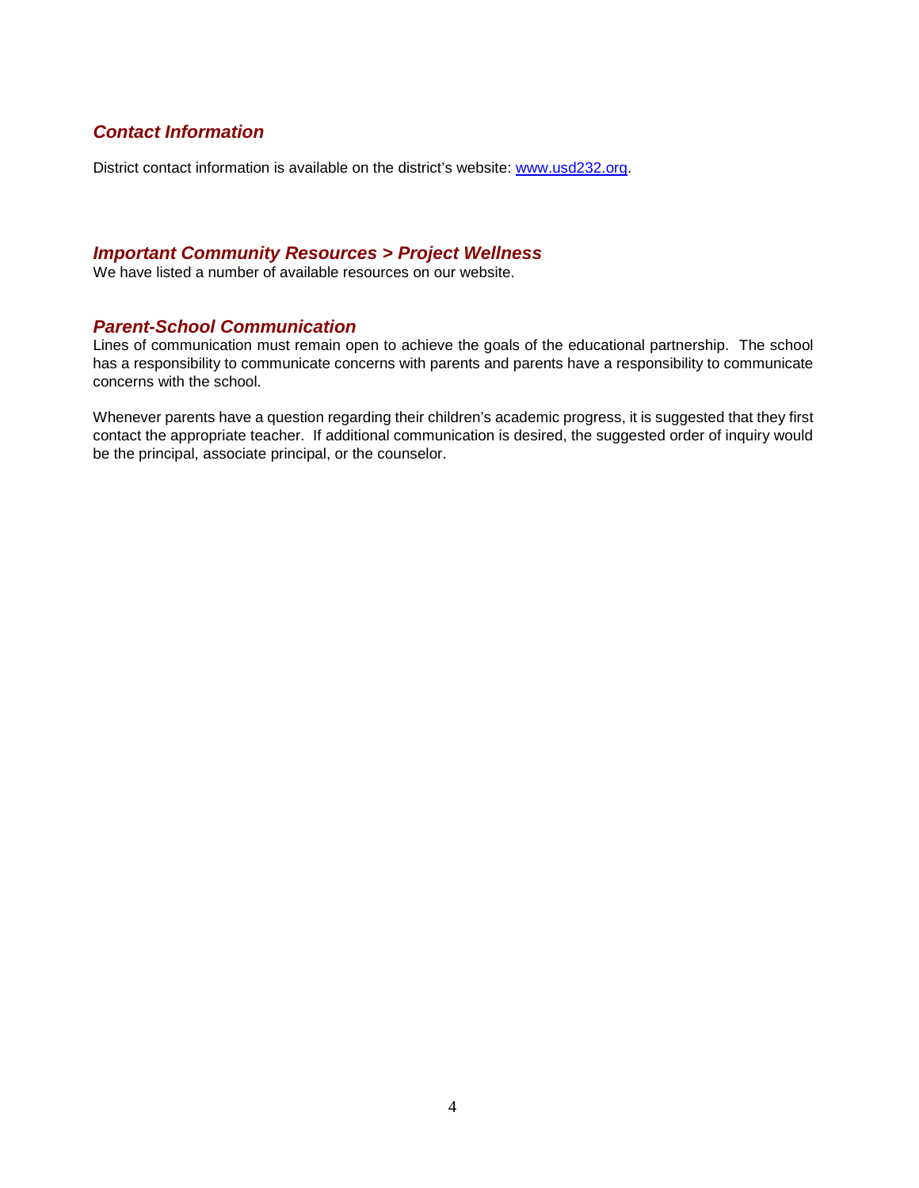## *Contact Information*

District contact information is available on the district's website: [www.usd232.org](http://www.usd232.org).

## *Important Community Resources > Project Wellness*

We have listed a number of available resources on our website.

## *Parent-School Communication*

Lines of communication must remain open to achieve the goals of the educational partnership. The school has a responsibility to communicate concerns with parents and parents have a responsibility to communicate concerns with the school.

Whenever parents have a question regarding their children's academic progress, it is suggested that they first contact the appropriate teacher. If additional communication is desired, the suggested order of inquiry would be the principal, associate principal, or the counselor.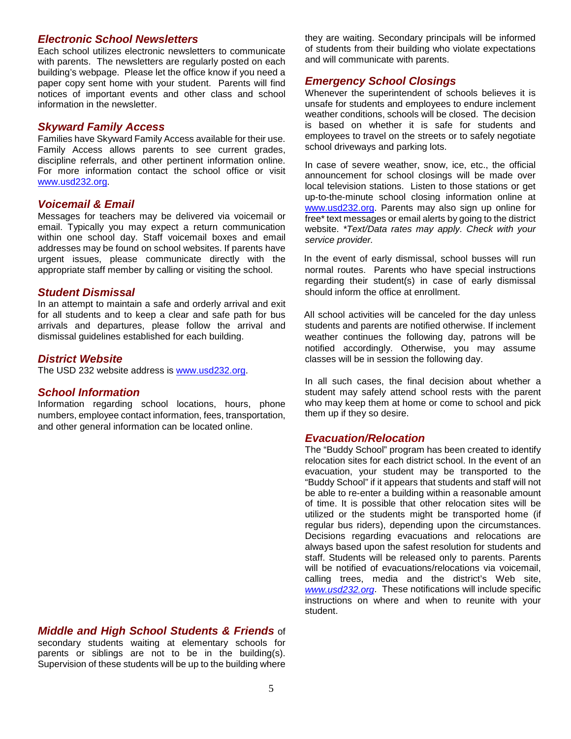## *Electronic School Newsletters*

Each school utilizes electronic newsletters to communicate with parents. The newsletters are regularly posted on each building's webpage. Please let the office know if you need a paper copy sent home with your student. Parents will find notices of important events and other class and school information in the newsletter.

## *Skyward Family Access*

Families have Skyward Family Access available for their use. Family Access allows parents to see current grades, discipline referrals, and other pertinent information online. For more information contact the school office or visit www.usd232.org.

## *Voicemail & Email*

Messages for teachers may be delivered via voicemail or email. Typically you may expect a return communication within one school day. Staff voicemail boxes and email addresses may be found on school websites. If parents have urgent issues, please communicate directly with the appropriate staff member by calling or visiting the school.

## *Student Dismissal*

In an attempt to maintain a safe and orderly arrival and exit for all students and to keep a clear and safe path for bus arrivals and departures, please follow the arrival and dismissal guidelines established for each building.

## *District Website*

The USD 232 website address is www.usd232.org.

## *School Information*

Information regarding school locations, hours, phone numbers, employee contact information, fees, transportation, and other general information can be located online.

## *Middle and High School Students & Friends*

*Middle and High School Students & Friends* of secondary students waiting at elementary schools for parents or siblings are not to be in the building(s). Supervision of these students will be up to the building where they are waiting. Secondary principals will be informed of students from their building who violate expectations and will communicate with parents.

## *Emergency School Closings*

Whenever the superintendent of schools believes it is unsafe for students and employees to endure inclement weather conditions, schools will be closed. The decision is based on whether it is safe for students and employees to travel on the streets or to safely negotiate school driveways and parking lots.

In case of severe weather, snow, ice, etc., the official announcement for school closings will be made over local television stations. Listen to those stations or get up-to-the-minute school closing information online at www.usd232.org. Parents may also sign up online for free* text messages or email alerts by going to the district website. *\*Text/Data rates may apply. Check with your service provider.*

In the event of early dismissal, school busses will run normal routes. Parents who have special instructions regarding their student(s) in case of early dismissal should inform the office at enrollment.

All school activities will be canceled for the day unless students and parents are notified otherwise. If inclement weather continues the following day, patrons will be notified accordingly. Otherwise, you may assume classes will be in session the following day.

In all such cases, the final decision about whether a student may safely attend school rests with the parent who may keep them at home or come to school and pick them up if they so desire.

## *Evacuation/Relocation*

The "Buddy School" program has been created to identify relocation sites for each district school. In the event of an evacuation, your student may be transported to the "Buddy School" if it appears that students and staff will not be able to re-enter a building within a reasonable amount of time. It is possible that other relocation sites will be utilized or the students might be transported home (if regular bus riders), depending upon the circumstances. Decisions regarding evacuations and relocations are always based upon the safest resolution for students and staff. Students will be released only to parents. Parents will be notified of evacuations/relocations via voicemail, calling trees, media and the district's Web site, *www.usd232.org*. These notifications will include specific instructions on where and when to reunite with your student.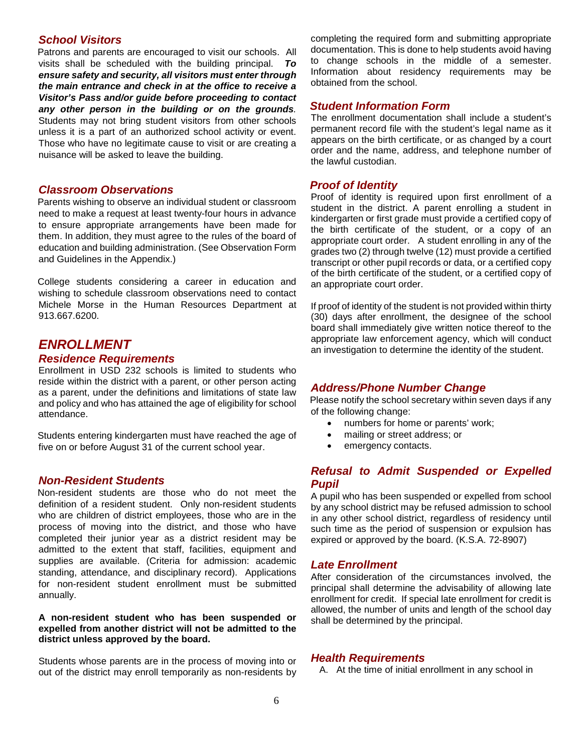### *School Visitors*

Patrons and parents are encouraged to visit our schools. All visits shall be scheduled with the building principal. ***To ensure safety and security, all visitors must enter through the main entrance and check in at the office to receive a Visitor's Pass and/or guide before proceeding to contact any other person in the building or on the grounds.*** Students may not bring student visitors from other schools unless it is a part of an authorized school activity or event. Those who have no legitimate cause to visit or are creating a nuisance will be asked to leave the building.

### *Classroom Observations*

Parents wishing to observe an individual student or classroom need to make a request at least twenty-four hours in advance to ensure appropriate arrangements have been made for them. In addition, they must agree to the rules of the board of education and building administration. (See Observation Form and Guidelines in the Appendix.)

College students considering a career in education and wishing to schedule classroom observations need to contact Michele Morse in the Human Resources Department at 913.667.6200.

## *ENROLLMENT*

### *Residence Requirements*

Enrollment in USD 232 schools is limited to students who reside within the district with a parent, or other person acting as a parent, under the definitions and limitations of state law and policy and who has attained the age of eligibility for school attendance.

Students entering kindergarten must have reached the age of five on or before August 31 of the current school year.

### *Non-Resident Students*

Non-resident students are those who do not meet the definition of a resident student. Only non-resident students who are children of district employees, those who are in the process of moving into the district, and those who have completed their junior year as a district resident may be admitted to the extent that staff, facilities, equipment and supplies are available. (Criteria for admission: academic standing, attendance, and disciplinary record). Applications for non-resident student enrollment must be submitted annually.

**A non-resident student who has been suspended or expelled from another district will not be admitted to the district unless approved by the board.**

Students whose parents are in the process of moving into or out of the district may enroll temporarily as non-residents by completing the required form and submitting appropriate documentation. This is done to help students avoid having to change schools in the middle of a semester. Information about residency requirements may be obtained from the school.

### *Student Information Form*

The enrollment documentation shall include a student's permanent record file with the student's legal name as it appears on the birth certificate, or as changed by a court order and the name, address, and telephone number of the lawful custodian.

### *Proof of Identity*

Proof of identity is required upon first enrollment of a student in the district. A parent enrolling a student in kindergarten or first grade must provide a certified copy of the birth certificate of the student, or a copy of an appropriate court order. A student enrolling in any of the grades two (2) through twelve (12) must provide a certified transcript or other pupil records or data, or a certified copy of the birth certificate of the student, or a certified copy of an appropriate court order.

If proof of identity of the student is not provided within thirty (30) days after enrollment, the designee of the school board shall immediately give written notice thereof to the appropriate law enforcement agency, which will conduct an investigation to determine the identity of the student.

### *Address/Phone Number Change*

Please notify the school secretary within seven days if any of the following change:

- numbers for home or parents' work;
- mailing or street address; or
- emergency contacts.

### *Refusal to Admit Suspended or Expelled Pupil*

A pupil who has been suspended or expelled from school by any school district may be refused admission to school in any other school district, regardless of residency until such time as the period of suspension or expulsion has expired or approved by the board. (K.S.A. 72-8907)

### *Late Enrollment*

After consideration of the circumstances involved, the principal shall determine the advisability of allowing late enrollment for credit. If special late enrollment for credit is allowed, the number of units and length of the school day shall be determined by the principal.

### *Health Requirements*

A. At the time of initial enrollment in any school in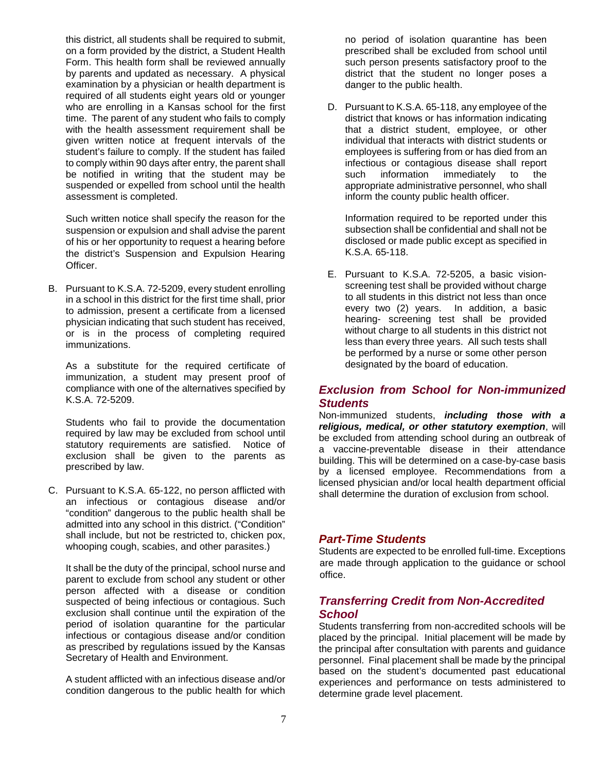this district, all students shall be required to submit, on a form provided by the district, a Student Health Form. This health form shall be reviewed annually by parents and updated as necessary. A physical examination by a physician or health department is required of all students eight years old or younger who are enrolling in a Kansas school for the first time. The parent of any student who fails to comply with the health assessment requirement shall be given written notice at frequent intervals of the student's failure to comply. If the student has failed to comply within 90 days after entry, the parent shall be notified in writing that the student may be suspended or expelled from school until the health assessment is completed.

Such written notice shall specify the reason for the suspension or expulsion and shall advise the parent of his or her opportunity to request a hearing before the district's Suspension and Expulsion Hearing Officer.

B. Pursuant to K.S.A. 72-5209, every student enrolling in a school in this district for the first time shall, prior to admission, present a certificate from a licensed physician indicating that such student has received, or is in the process of completing required immunizations.

As a substitute for the required certificate of immunization, a student may present proof of compliance with one of the alternatives specified by K.S.A. 72-5209.

Students who fail to provide the documentation required by law may be excluded from school until statutory requirements are satisfied. Notice of exclusion shall be given to the parents as prescribed by law.

C. Pursuant to K.S.A. 65-122, no person afflicted with an infectious or contagious disease and/or "condition" dangerous to the public health shall be admitted into any school in this district. ("Condition" shall include, but not be restricted to, chicken pox, whooping cough, scabies, and other parasites.)

It shall be the duty of the principal, school nurse and parent to exclude from school any student or other person affected with a disease or condition suspected of being infectious or contagious. Such exclusion shall continue until the expiration of the period of isolation quarantine for the particular infectious or contagious disease and/or condition as prescribed by regulations issued by the Kansas Secretary of Health and Environment.

A student afflicted with an infectious disease and/or condition dangerous to the public health for which no period of isolation quarantine has been prescribed shall be excluded from school until such person presents satisfactory proof to the district that the student no longer poses a danger to the public health.

D. Pursuant to K.S.A. 65-118, any employee of the district that knows or has information indicating that a district student, employee, or other individual that interacts with district students or employees is suffering from or has died from an infectious or contagious disease shall report such information immediately to the appropriate administrative personnel, who shall inform the county public health officer.

Information required to be reported under this subsection shall be confidential and shall not be disclosed or made public except as specified in K.S.A. 65-118.

E. Pursuant to K.S.A. 72-5205, a basic vision-screening test shall be provided without charge to all students in this district not less than once every two (2) years. In addition, a basic hearing- screening test shall be provided without charge to all students in this district not less than every three years. All such tests shall be performed by a nurse or some other person designated by the board of education.

## *Exclusion from School for Non-immunized Students*

Non-immunized students, ***including those with a religious, medical, or other statutory exemption***, will be excluded from attending school during an outbreak of a vaccine-preventable disease in their attendance building. This will be determined on a case-by-case basis by a licensed employee. Recommendations from a licensed physician and/or local health department official shall determine the duration of exclusion from school.

## *Part-Time Students*

Students are expected to be enrolled full-time. Exceptions are made through application to the guidance or school office.

## *Transferring Credit from Non-Accredited School*

Students transferring from non-accredited schools will be placed by the principal. Initial placement will be made by the principal after consultation with parents and guidance personnel. Final placement shall be made by the principal based on the student's documented past educational experiences and performance on tests administered to determine grade level placement.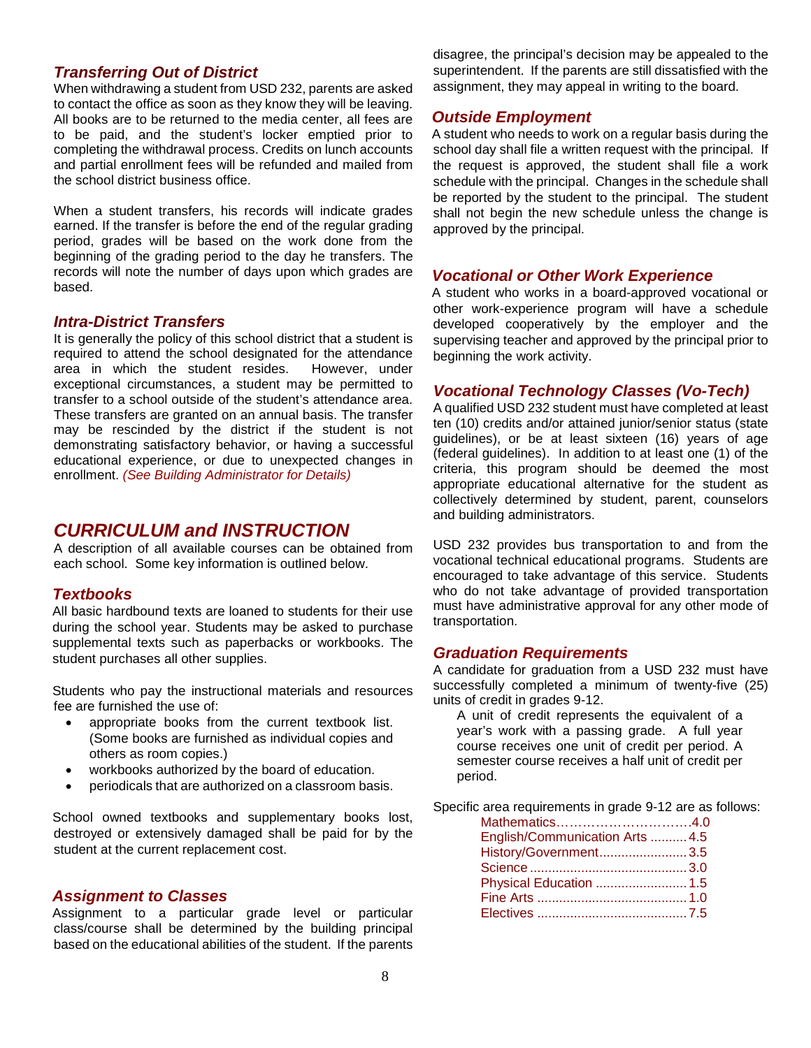### Transferring Out of District

When withdrawing a student from USD 232, parents are asked to contact the office as soon as they know they will be leaving. All books are to be returned to the media center, all fees are to be paid, and the student's locker emptied prior to completing the withdrawal process. Credits on lunch accounts and partial enrollment fees will be refunded and mailed from the school district business office.

When a student transfers, his records will indicate grades earned. If the transfer is before the end of the regular grading period, grades will be based on the work done from the beginning of the grading period to the day he transfers. The records will note the number of days upon which grades are based.

### Intra-District Transfers

It is generally the policy of this school district that a student is required to attend the school designated for the attendance area in which the student resides. However, under exceptional circumstances, a student may be permitted to transfer to a school outside of the student's attendance area. These transfers are granted on an annual basis. The transfer may be rescinded by the district if the student is not demonstrating satisfactory behavior, or having a successful educational experience, or due to unexpected changes in enrollment. *(See Building Administrator for Details)*

## CURRICULUM and INSTRUCTION

A description of all available courses can be obtained from each school. Some key information is outlined below.

### Textbooks

All basic hardbound texts are loaned to students for their use during the school year. Students may be asked to purchase supplemental texts such as paperbacks or workbooks. The student purchases all other supplies.

Students who pay the instructional materials and resources fee are furnished the use of:

- appropriate books from the current textbook list. (Some books are furnished as individual copies and others as room copies.)
- workbooks authorized by the board of education.
- periodicals that are authorized on a classroom basis.

School owned textbooks and supplementary books lost, destroyed or extensively damaged shall be paid for by the student at the current replacement cost.

### Assignment to Classes

Assignment to a particular grade level or particular class/course shall be determined by the building principal based on the educational abilities of the student. If the parents disagree, the principal's decision may be appealed to the superintendent. If the parents are still dissatisfied with the assignment, they may appeal in writing to the board.

### Outside Employment

A student who needs to work on a regular basis during the school day shall file a written request with the principal. If the request is approved, the student shall file a work schedule with the principal. Changes in the schedule shall be reported by the student to the principal. The student shall not begin the new schedule unless the change is approved by the principal.

### Vocational or Other Work Experience

A student who works in a board-approved vocational or other work-experience program will have a schedule developed cooperatively by the employer and the supervising teacher and approved by the principal prior to beginning the work activity.

### Vocational Technology Classes (Vo-Tech)

A qualified USD 232 student must have completed at least ten (10) credits and/or attained junior/senior status (state guidelines), or be at least sixteen (16) years of age (federal guidelines). In addition to at least one (1) of the criteria, this program should be deemed the most appropriate educational alternative for the student as collectively determined by student, parent, counselors and building administrators.

USD 232 provides bus transportation to and from the vocational technical educational programs. Students are encouraged to take advantage of this service. Students who do not take advantage of provided transportation must have administrative approval for any other mode of transportation.

### Graduation Requirements

A candidate for graduation from a USD 232 must have successfully completed a minimum of twenty-five (25) units of credit in grades 9-12.

A unit of credit represents the equivalent of a year's work with a passing grade. A full year course receives one unit of credit per period. A semester course receives a half unit of credit per period.

Specific area requirements in grade 9-12 are as follows:

| Area | Units |
|---|---|
| Mathematics | 4.0 |
| English/Communication Arts | 4.5 |
| History/Government | 3.5 |
| Science | 3.0 |
| Physical Education | 1.5 |
| Fine Arts | 1.0 |
| Electives | 7.5 |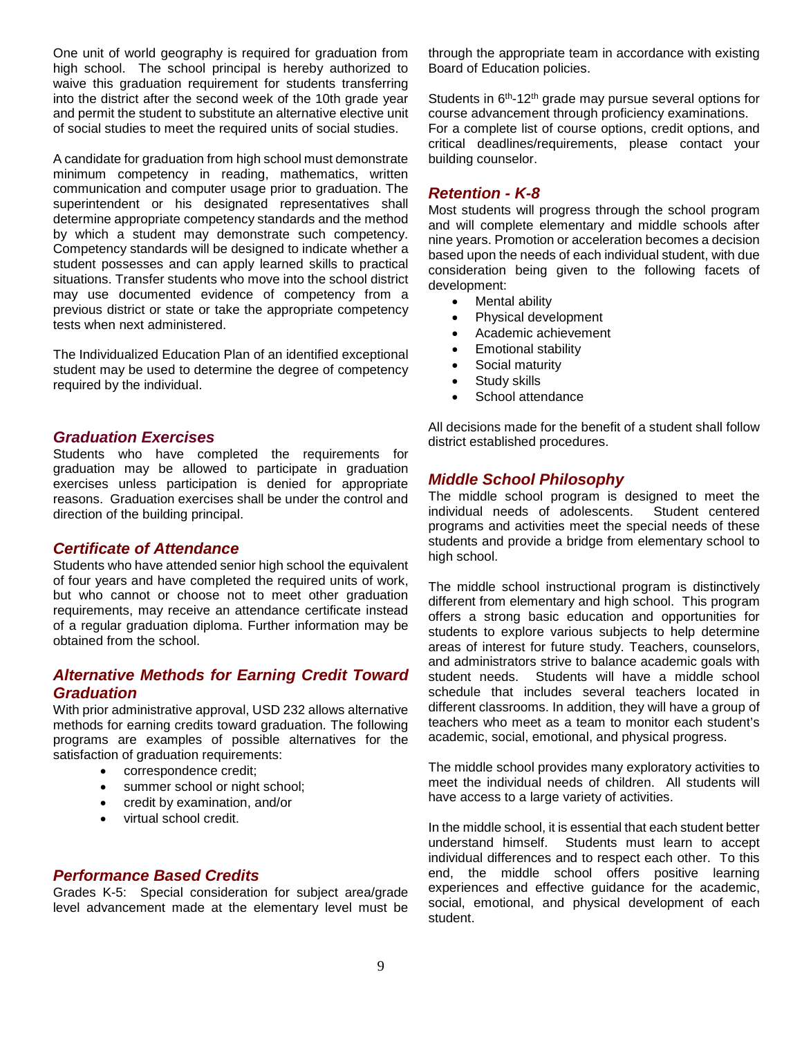One unit of world geography is required for graduation from high school. The school principal is hereby authorized to waive this graduation requirement for students transferring into the district after the second week of the 10th grade year and permit the student to substitute an alternative elective unit of social studies to meet the required units of social studies.

A candidate for graduation from high school must demonstrate minimum competency in reading, mathematics, written communication and computer usage prior to graduation. The superintendent or his designated representatives shall determine appropriate competency standards and the method by which a student may demonstrate such competency. Competency standards will be designed to indicate whether a student possesses and can apply learned skills to practical situations. Transfer students who move into the school district may use documented evidence of competency from a previous district or state or take the appropriate competency tests when next administered.

The Individualized Education Plan of an identified exceptional student may be used to determine the degree of competency required by the individual.

### *Graduation Exercises*

Students who have completed the requirements for graduation may be allowed to participate in graduation exercises unless participation is denied for appropriate reasons. Graduation exercises shall be under the control and direction of the building principal.

### *Certificate of Attendance*

Students who have attended senior high school the equivalent of four years and have completed the required units of work, but who cannot or choose not to meet other graduation requirements, may receive an attendance certificate instead of a regular graduation diploma. Further information may be obtained from the school.

### *Alternative Methods for Earning Credit Toward Graduation*

With prior administrative approval, USD 232 allows alternative methods for earning credits toward graduation. The following programs are examples of possible alternatives for the satisfaction of graduation requirements:

- correspondence credit;
- summer school or night school;
- credit by examination, and/or
- virtual school credit.

### *Performance Based Credits*

Grades K-5: Special consideration for subject area/grade level advancement made at the elementary level must be through the appropriate team in accordance with existing Board of Education policies.

Students in 6th-12th grade may pursue several options for course advancement through proficiency examinations. For a complete list of course options, credit options, and critical deadlines/requirements, please contact your building counselor.

### *Retention - K-8*

Most students will progress through the school program and will complete elementary and middle schools after nine years. Promotion or acceleration becomes a decision based upon the needs of each individual student, with due consideration being given to the following facets of development:

- Mental ability
- Physical development
- Academic achievement
- Emotional stability
- Social maturity
- Study skills
- School attendance

All decisions made for the benefit of a student shall follow district established procedures.

### *Middle School Philosophy*

The middle school program is designed to meet the individual needs of adolescents. Student centered programs and activities meet the special needs of these students and provide a bridge from elementary school to high school.

The middle school instructional program is distinctively different from elementary and high school. This program offers a strong basic education and opportunities for students to explore various subjects to help determine areas of interest for future study. Teachers, counselors, and administrators strive to balance academic goals with student needs. Students will have a middle school schedule that includes several teachers located in different classrooms. In addition, they will have a group of teachers who meet as a team to monitor each student's academic, social, emotional, and physical progress.

The middle school provides many exploratory activities to meet the individual needs of children. All students will have access to a large variety of activities.

In the middle school, it is essential that each student better understand himself. Students must learn to accept individual differences and to respect each other. To this end, the middle school offers positive learning experiences and effective guidance for the academic, social, emotional, and physical development of each student.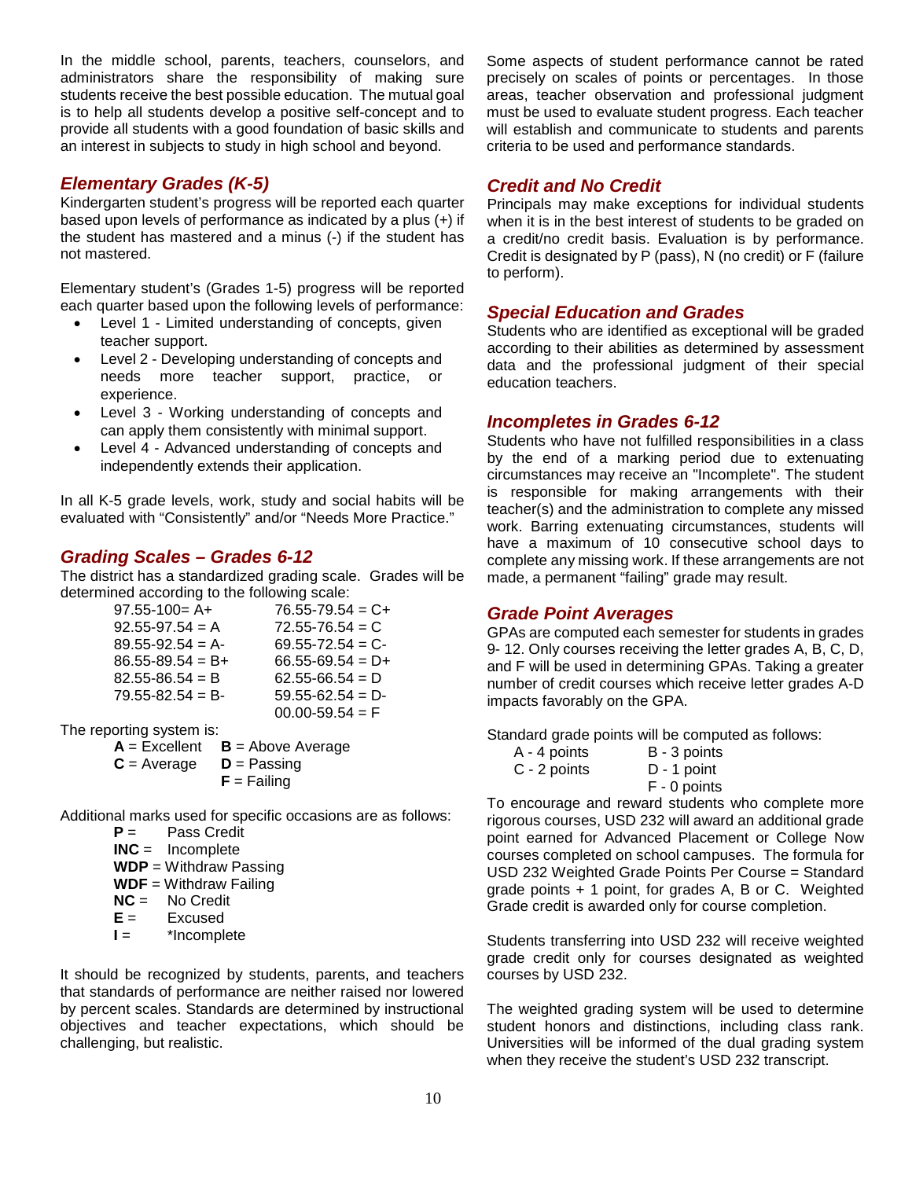In the middle school, parents, teachers, counselors, and administrators share the responsibility of making sure students receive the best possible education. The mutual goal is to help all students develop a positive self-concept and to provide all students with a good foundation of basic skills and an interest in subjects to study in high school and beyond.

## *Elementary Grades (K-5)*

Kindergarten student's progress will be reported each quarter based upon levels of performance as indicated by a plus (+) if the student has mastered and a minus (-) if the student has not mastered.

Elementary student's (Grades 1-5) progress will be reported each quarter based upon the following levels of performance:

- Level 1 - Limited understanding of concepts, given teacher support.
- Level 2 - Developing understanding of concepts and needs more teacher support, practice, or experience.
- Level 3 - Working understanding of concepts and can apply them consistently with minimal support.
- Level 4 - Advanced understanding of concepts and independently extends their application.

In all K-5 grade levels, work, study and social habits will be evaluated with "Consistently" and/or "Needs More Practice."

## *Grading Scales – Grades 6-12*

The district has a standardized grading scale. Grades will be determined according to the following scale:

| | |
|---|---|
| 97.55-100= A+ | 76.55-79.54 = C+ |
| 92.55-97.54 = A | 72.55-76.54 = C |
| 89.55-92.54 = A- | 69.55-72.54 = C- |
| 86.55-89.54 = B+ | 66.55-69.54 = D+ |
| 82.55-86.54 = B | 62.55-66.54 = D |
| 79.55-82.54 = B- | 59.55-62.54 = D- |
| | 00.00-59.54 = F |

The reporting system is:

**A** = Excellent  **B** = Above Average
**C** = Average  **D** = Passing
**F** = Failing

Additional marks used for specific occasions are as follows:

**P** = Pass Credit
**INC** = Incomplete
**WDP** = Withdraw Passing
**WDF** = Withdraw Failing
**NC** = No Credit
**E** = Excused
**I** = *Incomplete

It should be recognized by students, parents, and teachers that standards of performance are neither raised nor lowered by percent scales. Standards are determined by instructional objectives and teacher expectations, which should be challenging, but realistic.

Some aspects of student performance cannot be rated precisely on scales of points or percentages. In those areas, teacher observation and professional judgment must be used to evaluate student progress. Each teacher will establish and communicate to students and parents criteria to be used and performance standards.

## *Credit and No Credit*

Principals may make exceptions for individual students when it is in the best interest of students to be graded on a credit/no credit basis. Evaluation is by performance. Credit is designated by P (pass), N (no credit) or F (failure to perform).

## *Special Education and Grades*

Students who are identified as exceptional will be graded according to their abilities as determined by assessment data and the professional judgment of their special education teachers.

## *Incompletes in Grades 6-12*

Students who have not fulfilled responsibilities in a class by the end of a marking period due to extenuating circumstances may receive an "Incomplete". The student is responsible for making arrangements with their teacher(s) and the administration to complete any missed work. Barring extenuating circumstances, students will have a maximum of 10 consecutive school days to complete any missing work. If these arrangements are not made, a permanent "failing" grade may result.

## *Grade Point Averages*

GPAs are computed each semester for students in grades 9- 12. Only courses receiving the letter grades A, B, C, D, and F will be used in determining GPAs. Taking a greater number of credit courses which receive letter grades A-D impacts favorably on the GPA.

Standard grade points will be computed as follows:

| | |
|---|---|
| A - 4 points | B - 3 points |
| C - 2 points | D - 1 point |
| | F - 0 points |

To encourage and reward students who complete more rigorous courses, USD 232 will award an additional grade point earned for Advanced Placement or College Now courses completed on school campuses. The formula for USD 232 Weighted Grade Points Per Course = Standard grade points + 1 point, for grades A, B or C. Weighted Grade credit is awarded only for course completion.

Students transferring into USD 232 will receive weighted grade credit only for courses designated as weighted courses by USD 232.

The weighted grading system will be used to determine student honors and distinctions, including class rank. Universities will be informed of the dual grading system when they receive the student's USD 232 transcript.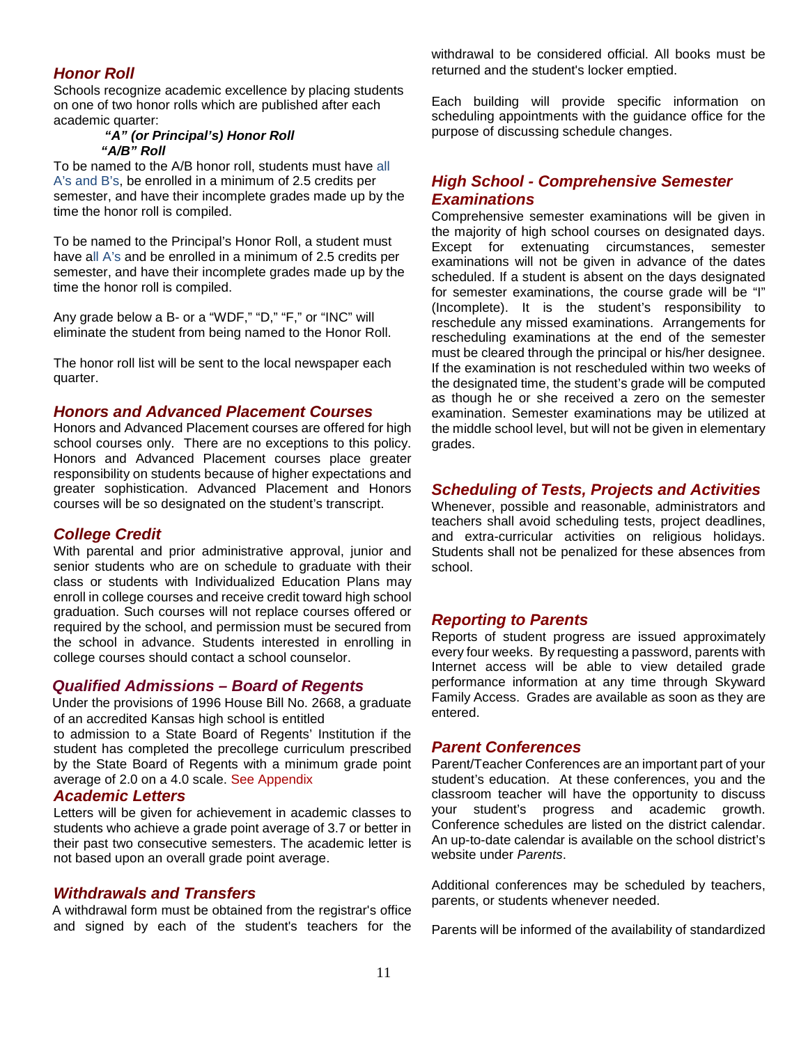## *Honor Roll*

Schools recognize academic excellence by placing students on one of two honor rolls which are published after each academic quarter:

***"A" (or Principal's) Honor Roll***
***"A/B" Roll***

To be named to the A/B honor roll, students must have all A's and B's, be enrolled in a minimum of 2.5 credits per semester, and have their incomplete grades made up by the time the honor roll is compiled.

To be named to the Principal's Honor Roll, a student must have all A's and be enrolled in a minimum of 2.5 credits per semester, and have their incomplete grades made up by the time the honor roll is compiled.

Any grade below a B- or a "WDF," "D," "F," or "INC" will eliminate the student from being named to the Honor Roll.

The honor roll list will be sent to the local newspaper each quarter.

## *Honors and Advanced Placement Courses*

Honors and Advanced Placement courses are offered for high school courses only. There are no exceptions to this policy. Honors and Advanced Placement courses place greater responsibility on students because of higher expectations and greater sophistication. Advanced Placement and Honors courses will be so designated on the student's transcript.

## *College Credit*

With parental and prior administrative approval, junior and senior students who are on schedule to graduate with their class or students with Individualized Education Plans may enroll in college courses and receive credit toward high school graduation. Such courses will not replace courses offered or required by the school, and permission must be secured from the school in advance. Students interested in enrolling in college courses should contact a school counselor.

## *Qualified Admissions – Board of Regents*

Under the provisions of 1996 House Bill No. 2668, a graduate of an accredited Kansas high school is entitled to admission to a State Board of Regents' Institution if the student has completed the precollege curriculum prescribed by the State Board of Regents with a minimum grade point average of 2.0 on a 4.0 scale. See Appendix

## *Academic Letters*

Letters will be given for achievement in academic classes to students who achieve a grade point average of 3.7 or better in their past two consecutive semesters. The academic letter is not based upon an overall grade point average.

## *Withdrawals and Transfers*

A withdrawal form must be obtained from the registrar's office and signed by each of the student's teachers for the withdrawal to be considered official. All books must be returned and the student's locker emptied.

Each building will provide specific information on scheduling appointments with the guidance office for the purpose of discussing schedule changes.

## *High School - Comprehensive Semester Examinations*

Comprehensive semester examinations will be given in the majority of high school courses on designated days. Except for extenuating circumstances, semester examinations will not be given in advance of the dates scheduled. If a student is absent on the days designated for semester examinations, the course grade will be "I" (Incomplete). It is the student's responsibility to reschedule any missed examinations. Arrangements for rescheduling examinations at the end of the semester must be cleared through the principal or his/her designee. If the examination is not rescheduled within two weeks of the designated time, the student's grade will be computed as though he or she received a zero on the semester examination. Semester examinations may be utilized at the middle school level, but will not be given in elementary grades.

## *Scheduling of Tests, Projects and Activities*

Whenever, possible and reasonable, administrators and teachers shall avoid scheduling tests, project deadlines, and extra-curricular activities on religious holidays. Students shall not be penalized for these absences from school.

## *Reporting to Parents*

Reports of student progress are issued approximately every four weeks. By requesting a password, parents with Internet access will be able to view detailed grade performance information at any time through Skyward Family Access. Grades are available as soon as they are entered.

## *Parent Conferences*

Parent/Teacher Conferences are an important part of your student's education. At these conferences, you and the classroom teacher will have the opportunity to discuss your student's progress and academic growth. Conference schedules are listed on the district calendar. An up-to-date calendar is available on the school district's website under *Parents*.

Additional conferences may be scheduled by teachers, parents, or students whenever needed.

Parents will be informed of the availability of standardized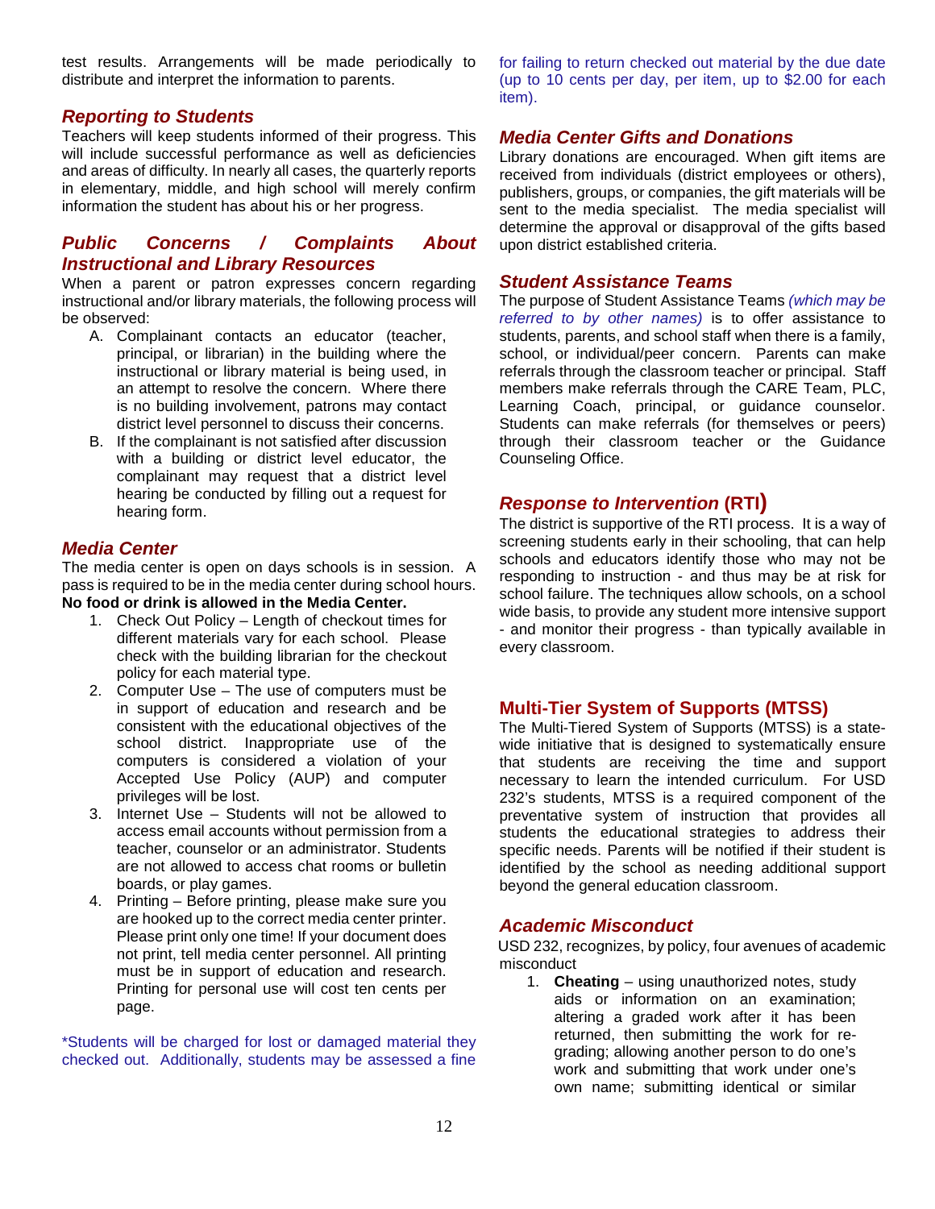test results. Arrangements will be made periodically to distribute and interpret the information to parents.

### *Reporting to Students*

Teachers will keep students informed of their progress. This will include successful performance as well as deficiencies and areas of difficulty. In nearly all cases, the quarterly reports in elementary, middle, and high school will merely confirm information the student has about his or her progress.

### *Public Concerns / Complaints About Instructional and Library Resources*

When a parent or patron expresses concern regarding instructional and/or library materials, the following process will be observed:

- A. Complainant contacts an educator (teacher, principal, or librarian) in the building where the instructional or library material is being used, in an attempt to resolve the concern. Where there is no building involvement, patrons may contact district level personnel to discuss their concerns.
- B. If the complainant is not satisfied after discussion with a building or district level educator, the complainant may request that a district level hearing be conducted by filling out a request for hearing form.

### *Media Center*

The media center is open on days schools is in session. A pass is required to be in the media center during school hours. **No food or drink is allowed in the Media Center.**

1. Check Out Policy – Length of checkout times for different materials vary for each school. Please check with the building librarian for the checkout policy for each material type.
2. Computer Use – The use of computers must be in support of education and research and be consistent with the educational objectives of the school district. Inappropriate use of the computers is considered a violation of your Accepted Use Policy (AUP) and computer privileges will be lost.
3. Internet Use – Students will not be allowed to access email accounts without permission from a teacher, counselor or an administrator. Students are not allowed to access chat rooms or bulletin boards, or play games.
4. Printing – Before printing, please make sure you are hooked up to the correct media center printer. Please print only one time! If your document does not print, tell media center personnel. All printing must be in support of education and research. Printing for personal use will cost ten cents per page.

*Students will be charged for lost or damaged material they checked out. Additionally, students may be assessed a fine for failing to return checked out material by the due date (up to 10 cents per day, per item, up to $2.00 for each item).

### *Media Center Gifts and Donations*

Library donations are encouraged. When gift items are received from individuals (district employees or others), publishers, groups, or companies, the gift materials will be sent to the media specialist. The media specialist will determine the approval or disapproval of the gifts based upon district established criteria.

### *Student Assistance Teams*

The purpose of Student Assistance Teams *(which may be referred to by other names)* is to offer assistance to students, parents, and school staff when there is a family, school, or individual/peer concern. Parents can make referrals through the classroom teacher or principal. Staff members make referrals through the CARE Team, PLC, Learning Coach, principal, or guidance counselor. Students can make referrals (for themselves or peers) through their classroom teacher or the Guidance Counseling Office.

### *Response to Intervention* (RTI)

The district is supportive of the RTI process. It is a way of screening students early in their schooling, that can help schools and educators identify those who may not be responding to instruction - and thus may be at risk for school failure. The techniques allow schools, on a school wide basis, to provide any student more intensive support - and monitor their progress - than typically available in every classroom.

### Multi-Tier System of Supports (MTSS)

The Multi-Tiered System of Supports (MTSS) is a state-wide initiative that is designed to systematically ensure that students are receiving the time and support necessary to learn the intended curriculum. For USD 232's students, MTSS is a required component of the preventative system of instruction that provides all students the educational strategies to address their specific needs. Parents will be notified if their student is identified by the school as needing additional support beyond the general education classroom.

### *Academic Misconduct*

USD 232, recognizes, by policy, four avenues of academic misconduct

1. **Cheating** – using unauthorized notes, study aids or information on an examination; altering a graded work after it has been returned, then submitting the work for re-grading; allowing another person to do one's work and submitting that work under one's own name; submitting identical or similar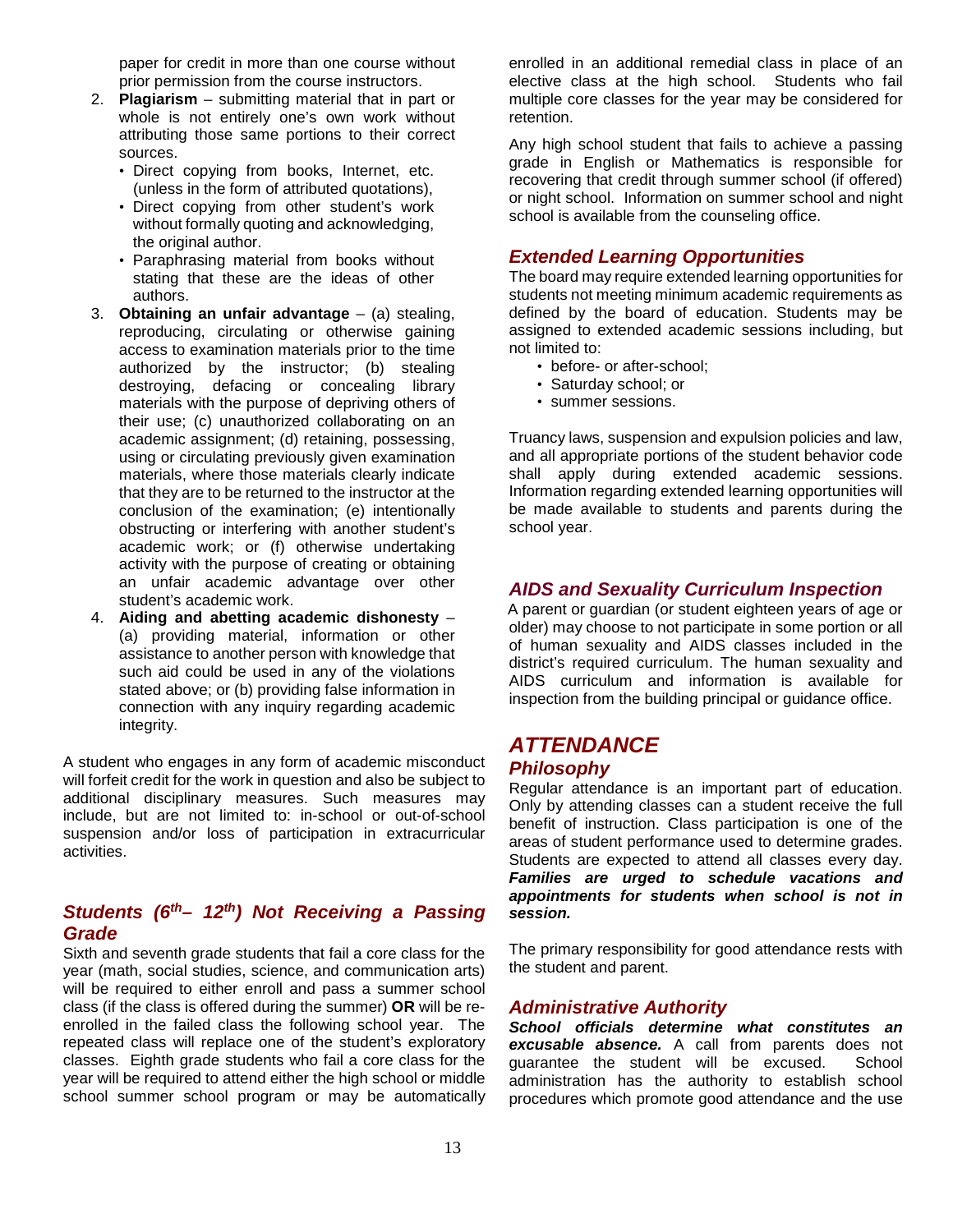paper for credit in more than one course without prior permission from the course instructors.

2. **Plagiarism** – submitting material that in part or whole is not entirely one's own work without attributing those same portions to their correct sources.
   - Direct copying from books, Internet, etc. (unless in the form of attributed quotations),
   - Direct copying from other student's work without formally quoting and acknowledging, the original author.
   - Paraphrasing material from books without stating that these are the ideas of other authors.
3. **Obtaining an unfair advantage** – (a) stealing, reproducing, circulating or otherwise gaining access to examination materials prior to the time authorized by the instructor; (b) stealing destroying, defacing or concealing library materials with the purpose of depriving others of their use; (c) unauthorized collaborating on an academic assignment; (d) retaining, possessing, using or circulating previously given examination materials, where those materials clearly indicate that they are to be returned to the instructor at the conclusion of the examination; (e) intentionally obstructing or interfering with another student's academic work; or (f) otherwise undertaking activity with the purpose of creating or obtaining an unfair academic advantage over other student's academic work.
4. **Aiding and abetting academic dishonesty** – (a) providing material, information or other assistance to another person with knowledge that such aid could be used in any of the violations stated above; or (b) providing false information in connection with any inquiry regarding academic integrity.

A student who engages in any form of academic misconduct will forfeit credit for the work in question and also be subject to additional disciplinary measures. Such measures may include, but are not limited to: in-school or out-of-school suspension and/or loss of participation in extracurricular activities.

### *Students (6th– 12th) Not Receiving a Passing Grade*

Sixth and seventh grade students that fail a core class for the year (math, social studies, science, and communication arts) will be required to either enroll and pass a summer school class (if the class is offered during the summer) **OR** will be re-enrolled in the failed class the following school year. The repeated class will replace one of the student's exploratory classes. Eighth grade students who fail a core class for the year will be required to attend either the high school or middle school summer school program or may be automatically enrolled in an additional remedial class in place of an elective class at the high school. Students who fail multiple core classes for the year may be considered for retention.

Any high school student that fails to achieve a passing grade in English or Mathematics is responsible for recovering that credit through summer school (if offered) or night school. Information on summer school and night school is available from the counseling office.

### *Extended Learning Opportunities*

The board may require extended learning opportunities for students not meeting minimum academic requirements as defined by the board of education. Students may be assigned to extended academic sessions including, but not limited to:

- before- or after-school;
- Saturday school; or
- summer sessions.

Truancy laws, suspension and expulsion policies and law, and all appropriate portions of the student behavior code shall apply during extended academic sessions. Information regarding extended learning opportunities will be made available to students and parents during the school year.

### *AIDS and Sexuality Curriculum Inspection*

A parent or guardian (or student eighteen years of age or older) may choose to not participate in some portion or all of human sexuality and AIDS classes included in the district's required curriculum. The human sexuality and AIDS curriculum and information is available for inspection from the building principal or guidance office.

## *ATTENDANCE*

### *Philosophy*

Regular attendance is an important part of education. Only by attending classes can a student receive the full benefit of instruction. Class participation is one of the areas of student performance used to determine grades. Students are expected to attend all classes every day. ***Families are urged to schedule vacations and appointments for students when school is not in session.***

The primary responsibility for good attendance rests with the student and parent.

### *Administrative Authority*

***School officials determine what constitutes an excusable absence.*** A call from parents does not guarantee the student will be excused. School administration has the authority to establish school procedures which promote good attendance and the use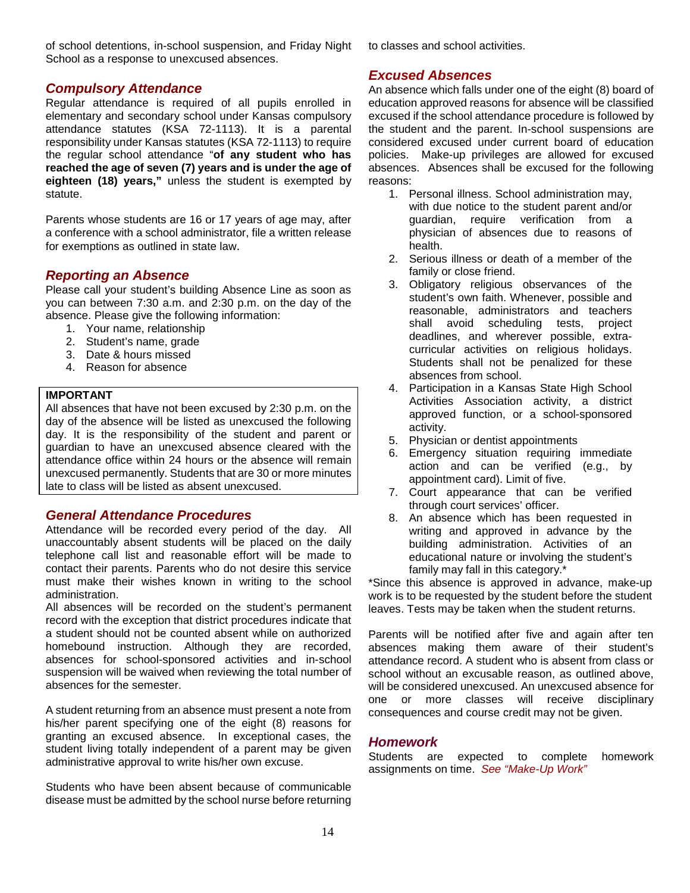of school detentions, in-school suspension, and Friday Night School as a response to unexcused absences.

## *Compulsory Attendance*

Regular attendance is required of all pupils enrolled in elementary and secondary school under Kansas compulsory attendance statutes (KSA 72-1113). It is a parental responsibility under Kansas statutes (KSA 72-1113) to require the regular school attendance "**of any student who has reached the age of seven (7) years and is under the age of eighteen (18) years,"** unless the student is exempted by statute.

Parents whose students are 16 or 17 years of age may, after a conference with a school administrator, file a written release for exemptions as outlined in state law.

## *Reporting an Absence*

Please call your student's building Absence Line as soon as you can between 7:30 a.m. and 2:30 p.m. on the day of the absence. Please give the following information:

1. Your name, relationship
2. Student's name, grade
3. Date & hours missed
4. Reason for absence

> **IMPORTANT**
> All absences that have not been excused by 2:30 p.m. on the day of the absence will be listed as unexcused the following day. It is the responsibility of the student and parent or guardian to have an unexcused absence cleared with the attendance office within 24 hours or the absence will remain unexcused permanently. Students that are 30 or more minutes late to class will be listed as absent unexcused.

## *General Attendance Procedures*

Attendance will be recorded every period of the day. All unaccountably absent students will be placed on the daily telephone call list and reasonable effort will be made to contact their parents. Parents who do not desire this service must make their wishes known in writing to the school administration.

All absences will be recorded on the student's permanent record with the exception that district procedures indicate that a student should not be counted absent while on authorized homebound instruction. Although they are recorded, absences for school-sponsored activities and in-school suspension will be waived when reviewing the total number of absences for the semester.

A student returning from an absence must present a note from his/her parent specifying one of the eight (8) reasons for granting an excused absence. In exceptional cases, the student living totally independent of a parent may be given administrative approval to write his/her own excuse.

Students who have been absent because of communicable disease must be admitted by the school nurse before returning to classes and school activities.

## *Excused Absences*

An absence which falls under one of the eight (8) board of education approved reasons for absence will be classified excused if the school attendance procedure is followed by the student and the parent. In-school suspensions are considered excused under current board of education policies. Make-up privileges are allowed for excused absences. Absences shall be excused for the following reasons:

1. Personal illness. School administration may, with due notice to the student parent and/or guardian, require verification from a physician of absences due to reasons of health.
2. Serious illness or death of a member of the family or close friend.
3. Obligatory religious observances of the student's own faith. Whenever, possible and reasonable, administrators and teachers shall avoid scheduling tests, project deadlines, and wherever possible, extra-curricular activities on religious holidays. Students shall not be penalized for these absences from school.
4. Participation in a Kansas State High School Activities Association activity, a district approved function, or a school-sponsored activity.
5. Physician or dentist appointments
6. Emergency situation requiring immediate action and can be verified (e.g., by appointment card). Limit of five.
7. Court appearance that can be verified through court services' officer.
8. An absence which has been requested in writing and approved in advance by the building administration. Activities of an educational nature or involving the student's family may fall in this category.*

*Since this absence is approved in advance, make-up work is to be requested by the student before the student leaves. Tests may be taken when the student returns.

Parents will be notified after five and again after ten absences making them aware of their student's attendance record. A student who is absent from class or school without an excusable reason, as outlined above, will be considered unexcused. An unexcused absence for one or more classes will receive disciplinary consequences and course credit may not be given.

## *Homework*

Students are expected to complete homework assignments on time. *See "Make-Up Work"*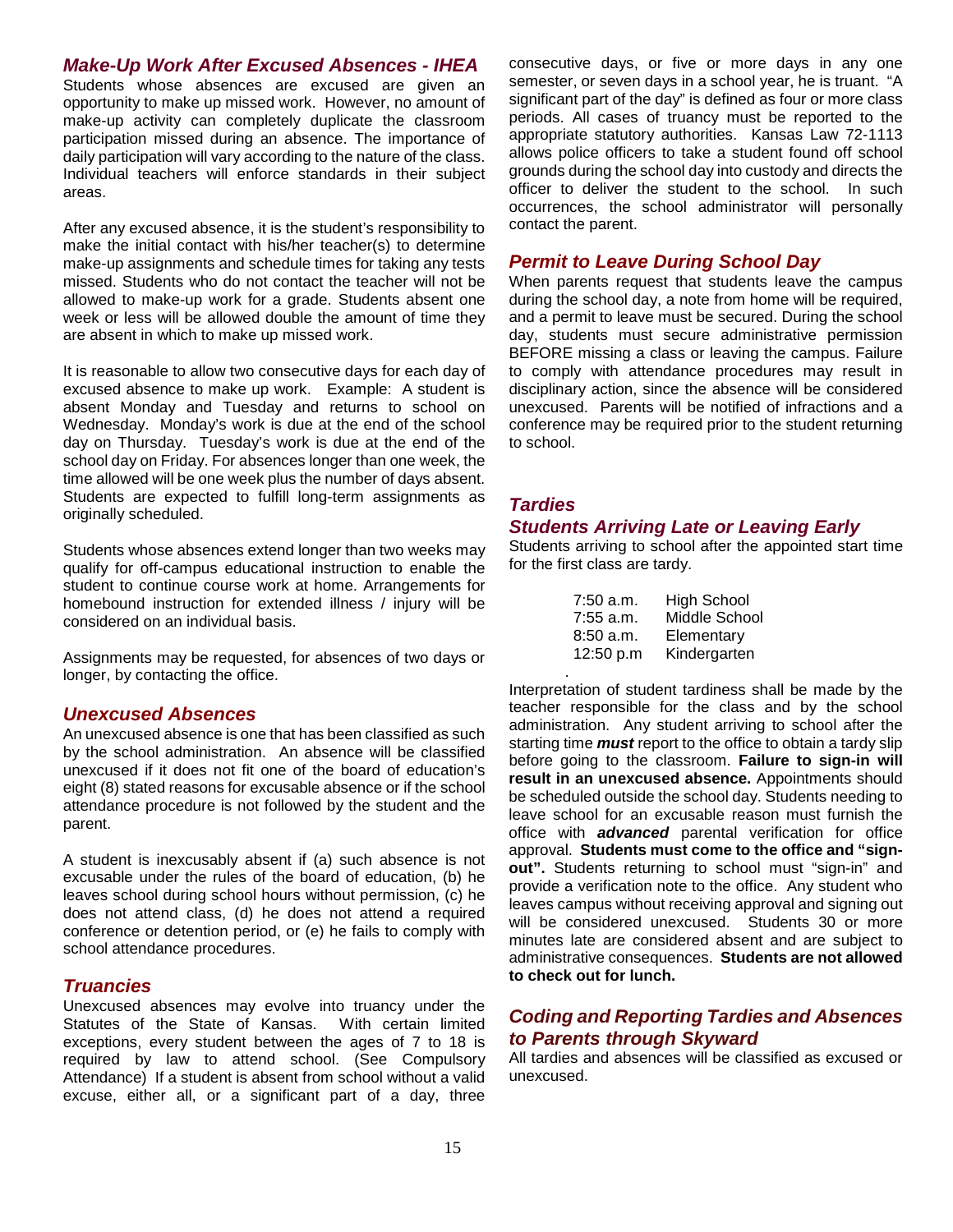### *Make-Up Work After Excused Absences - IHEA*

Students whose absences are excused are given an opportunity to make up missed work. However, no amount of make-up activity can completely duplicate the classroom participation missed during an absence. The importance of daily participation will vary according to the nature of the class. Individual teachers will enforce standards in their subject areas.

After any excused absence, it is the student's responsibility to make the initial contact with his/her teacher(s) to determine make-up assignments and schedule times for taking any tests missed. Students who do not contact the teacher will not be allowed to make-up work for a grade. Students absent one week or less will be allowed double the amount of time they are absent in which to make up missed work.

It is reasonable to allow two consecutive days for each day of excused absence to make up work. Example: A student is absent Monday and Tuesday and returns to school on Wednesday. Monday's work is due at the end of the school day on Thursday. Tuesday's work is due at the end of the school day on Friday. For absences longer than one week, the time allowed will be one week plus the number of days absent. Students are expected to fulfill long-term assignments as originally scheduled.

Students whose absences extend longer than two weeks may qualify for off-campus educational instruction to enable the student to continue course work at home. Arrangements for homebound instruction for extended illness / injury will be considered on an individual basis.

Assignments may be requested, for absences of two days or longer, by contacting the office.

### *Unexcused Absences*

An unexcused absence is one that has been classified as such by the school administration. An absence will be classified unexcused if it does not fit one of the board of education's eight (8) stated reasons for excusable absence or if the school attendance procedure is not followed by the student and the parent.

A student is inexcusably absent if (a) such absence is not excusable under the rules of the board of education, (b) he leaves school during school hours without permission, (c) he does not attend class, (d) he does not attend a required conference or detention period, or (e) he fails to comply with school attendance procedures.

### *Truancies*

Unexcused absences may evolve into truancy under the Statutes of the State of Kansas. With certain limited exceptions, every student between the ages of 7 to 18 is required by law to attend school. (See Compulsory Attendance) If a student is absent from school without a valid excuse, either all, or a significant part of a day, three consecutive days, or five or more days in any one semester, or seven days in a school year, he is truant. "A significant part of the day" is defined as four or more class periods. All cases of truancy must be reported to the appropriate statutory authorities. Kansas Law 72-1113 allows police officers to take a student found off school grounds during the school day into custody and directs the officer to deliver the student to the school. In such occurrences, the school administrator will personally contact the parent.

### *Permit to Leave During School Day*

When parents request that students leave the campus during the school day, a note from home will be required, and a permit to leave must be secured. During the school day, students must secure administrative permission BEFORE missing a class or leaving the campus. Failure to comply with attendance procedures may result in disciplinary action, since the absence will be considered unexcused. Parents will be notified of infractions and a conference may be required prior to the student returning to school.

### *Tardies*

### *Students Arriving Late or Leaving Early*

Students arriving to school after the appointed start time for the first class are tardy.

| | |
|---|---|
| 7:50 a.m. | High School |
| 7:55 a.m. | Middle School |
| 8:50 a.m. | Elementary |
| 12:50 p.m | Kindergarten |

Interpretation of student tardiness shall be made by the teacher responsible for the class and by the school administration. Any student arriving to school after the starting time ***must*** report to the office to obtain a tardy slip before going to the classroom. **Failure to sign-in will result in an unexcused absence.** Appointments should be scheduled outside the school day. Students needing to leave school for an excusable reason must furnish the office with ***advanced*** parental verification for office approval. **Students must come to the office and "sign-out".** Students returning to school must "sign-in" and provide a verification note to the office. Any student who leaves campus without receiving approval and signing out will be considered unexcused. Students 30 or more minutes late are considered absent and are subject to administrative consequences. **Students are not allowed to check out for lunch.**

### *Coding and Reporting Tardies and Absences to Parents through Skyward*

All tardies and absences will be classified as excused or unexcused.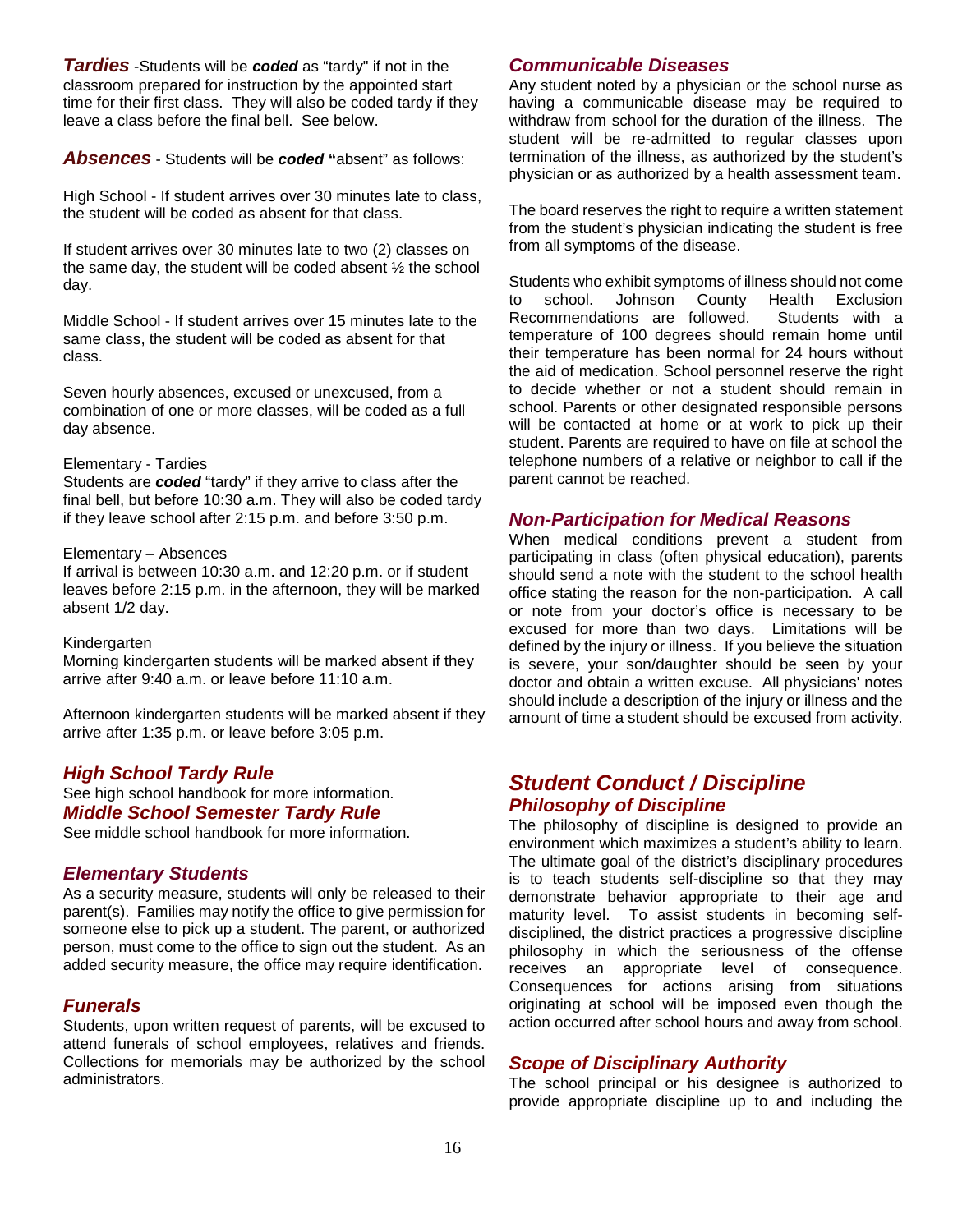***Tardies*** -Students will be ***coded*** as "tardy" if not in the classroom prepared for instruction by the appointed start time for their first class. They will also be coded tardy if they leave a class before the final bell. See below.

***Absences*** - Students will be ***coded*** **"**absent" as follows:

High School - If student arrives over 30 minutes late to class, the student will be coded as absent for that class.

If student arrives over 30 minutes late to two (2) classes on the same day, the student will be coded absent ½ the school day.

Middle School - If student arrives over 15 minutes late to the same class, the student will be coded as absent for that class.

Seven hourly absences, excused or unexcused, from a combination of one or more classes, will be coded as a full day absence.

Elementary - Tardies
Students are ***coded*** "tardy" if they arrive to class after the final bell, but before 10:30 a.m. They will also be coded tardy if they leave school after 2:15 p.m. and before 3:50 p.m.

Elementary – Absences
If arrival is between 10:30 a.m. and 12:20 p.m. or if student leaves before 2:15 p.m. in the afternoon, they will be marked absent 1/2 day.

Kindergarten
Morning kindergarten students will be marked absent if they arrive after 9:40 a.m. or leave before 11:10 a.m.

Afternoon kindergarten students will be marked absent if they arrive after 1:35 p.m. or leave before 3:05 p.m.

### *High School Tardy Rule*
See high school handbook for more information.

### *Middle School Semester Tardy Rule*
See middle school handbook for more information.

### *Elementary Students*
As a security measure, students will only be released to their parent(s). Families may notify the office to give permission for someone else to pick up a student. The parent, or authorized person, must come to the office to sign out the student. As an added security measure, the office may require identification.

### *Funerals*
Students, upon written request of parents, will be excused to attend funerals of school employees, relatives and friends. Collections for memorials may be authorized by the school administrators.

### *Communicable Diseases*
Any student noted by a physician or the school nurse as having a communicable disease may be required to withdraw from school for the duration of the illness. The student will be re-admitted to regular classes upon termination of the illness, as authorized by the student's physician or as authorized by a health assessment team.

The board reserves the right to require a written statement from the student's physician indicating the student is free from all symptoms of the disease.

Students who exhibit symptoms of illness should not come to school. Johnson County Health Exclusion Recommendations are followed. Students with a temperature of 100 degrees should remain home until their temperature has been normal for 24 hours without the aid of medication. School personnel reserve the right to decide whether or not a student should remain in school. Parents or other designated responsible persons will be contacted at home or at work to pick up their student. Parents are required to have on file at school the telephone numbers of a relative or neighbor to call if the parent cannot be reached.

### *Non-Participation for Medical Reasons*
When medical conditions prevent a student from participating in class (often physical education), parents should send a note with the student to the school health office stating the reason for the non-participation. A call or note from your doctor's office is necessary to be excused for more than two days. Limitations will be defined by the injury or illness. If you believe the situation is severe, your son/daughter should be seen by your doctor and obtain a written excuse. All physicians' notes should include a description of the injury or illness and the amount of time a student should be excused from activity.

## *Student Conduct / Discipline*

### *Philosophy of Discipline*
The philosophy of discipline is designed to provide an environment which maximizes a student's ability to learn. The ultimate goal of the district's disciplinary procedures is to teach students self-discipline so that they may demonstrate behavior appropriate to their age and maturity level. To assist students in becoming self-disciplined, the district practices a progressive discipline philosophy in which the seriousness of the offense receives an appropriate level of consequence. Consequences for actions arising from situations originating at school will be imposed even though the action occurred after school hours and away from school.

### *Scope of Disciplinary Authority*
The school principal or his designee is authorized to provide appropriate discipline up to and including the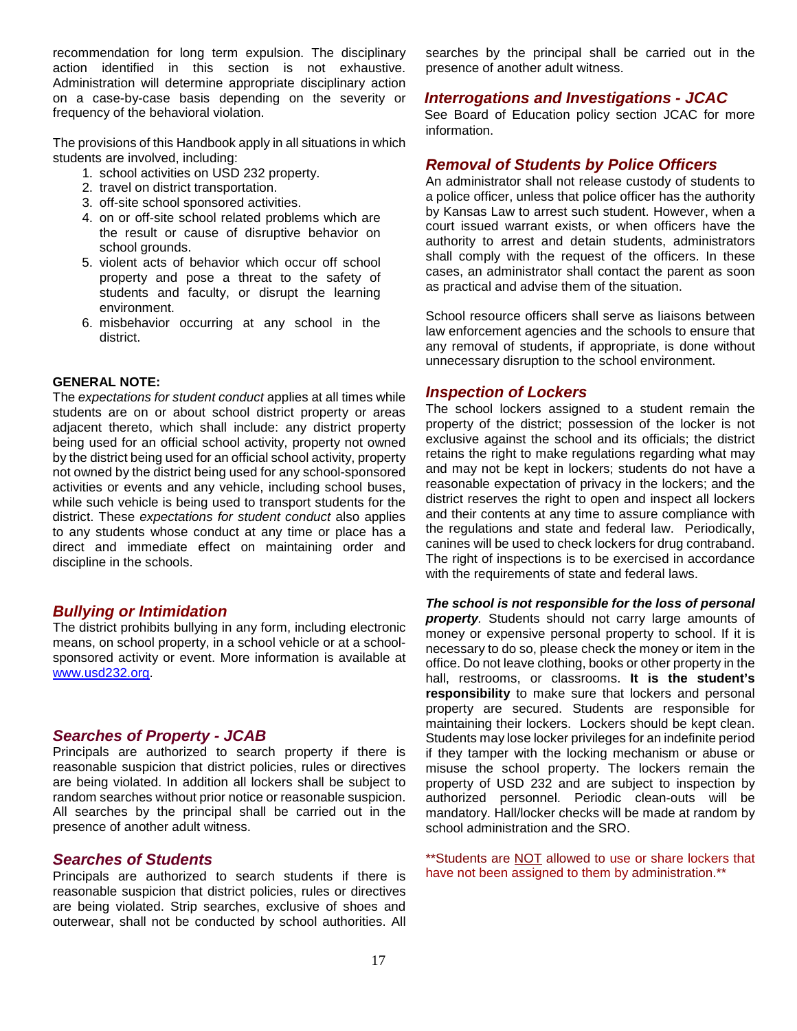recommendation for long term expulsion. The disciplinary action identified in this section is not exhaustive. Administration will determine appropriate disciplinary action on a case-by-case basis depending on the severity or frequency of the behavioral violation.

The provisions of this Handbook apply in all situations in which students are involved, including:

1. school activities on USD 232 property.
2. travel on district transportation.
3. off-site school sponsored activities.
4. on or off-site school related problems which are the result or cause of disruptive behavior on school grounds.
5. violent acts of behavior which occur off school property and pose a threat to the safety of students and faculty, or disrupt the learning environment.
6. misbehavior occurring at any school in the district.

**GENERAL NOTE:**
The *expectations for student conduct* applies at all times while students are on or about school district property or areas adjacent thereto, which shall include: any district property being used for an official school activity, property not owned by the district being used for an official school activity, property not owned by the district being used for any school-sponsored activities or events and any vehicle, including school buses, while such vehicle is being used to transport students for the district. These *expectations for student conduct* also applies to any students whose conduct at any time or place has a direct and immediate effect on maintaining order and discipline in the schools.

## *Bullying or Intimidation*

The district prohibits bullying in any form, including electronic means, on school property, in a school vehicle or at a school-sponsored activity or event. More information is available at www.usd232.org.

## *Searches of Property - JCAB*

Principals are authorized to search property if there is reasonable suspicion that district policies, rules or directives are being violated. In addition all lockers shall be subject to random searches without prior notice or reasonable suspicion. All searches by the principal shall be carried out in the presence of another adult witness.

## *Searches of Students*

Principals are authorized to search students if there is reasonable suspicion that district policies, rules or directives are being violated. Strip searches, exclusive of shoes and outerwear, shall not be conducted by school authorities. All searches by the principal shall be carried out in the presence of another adult witness.

## *Interrogations and Investigations - JCAC*

See Board of Education policy section JCAC for more information.

## *Removal of Students by Police Officers*

An administrator shall not release custody of students to a police officer, unless that police officer has the authority by Kansas Law to arrest such student. However, when a court issued warrant exists, or when officers have the authority to arrest and detain students, administrators shall comply with the request of the officers. In these cases, an administrator shall contact the parent as soon as practical and advise them of the situation.

School resource officers shall serve as liaisons between law enforcement agencies and the schools to ensure that any removal of students, if appropriate, is done without unnecessary disruption to the school environment.

## *Inspection of Lockers*

The school lockers assigned to a student remain the property of the district; possession of the locker is not exclusive against the school and its officials; the district retains the right to make regulations regarding what may and may not be kept in lockers; students do not have a reasonable expectation of privacy in the lockers; and the district reserves the right to open and inspect all lockers and their contents at any time to assure compliance with the regulations and state and federal law. Periodically, canines will be used to check lockers for drug contraband. The right of inspections is to be exercised in accordance with the requirements of state and federal laws.

***The school is not responsible for the loss of personal property***. Students should not carry large amounts of money or expensive personal property to school. If it is necessary to do so, please check the money or item in the office. Do not leave clothing, books or other property in the hall, restrooms, or classrooms. **It is the student's responsibility** to make sure that lockers and personal property are secured. Students are responsible for maintaining their lockers. Lockers should be kept clean. Students may lose locker privileges for an indefinite period if they tamper with the locking mechanism or abuse or misuse the school property. The lockers remain the property of USD 232 and are subject to inspection by authorized personnel. Periodic clean-outs will be mandatory. Hall/locker checks will be made at random by school administration and the SRO.

**Students are NOT allowed to use or share lockers that have not been assigned to them by administration.**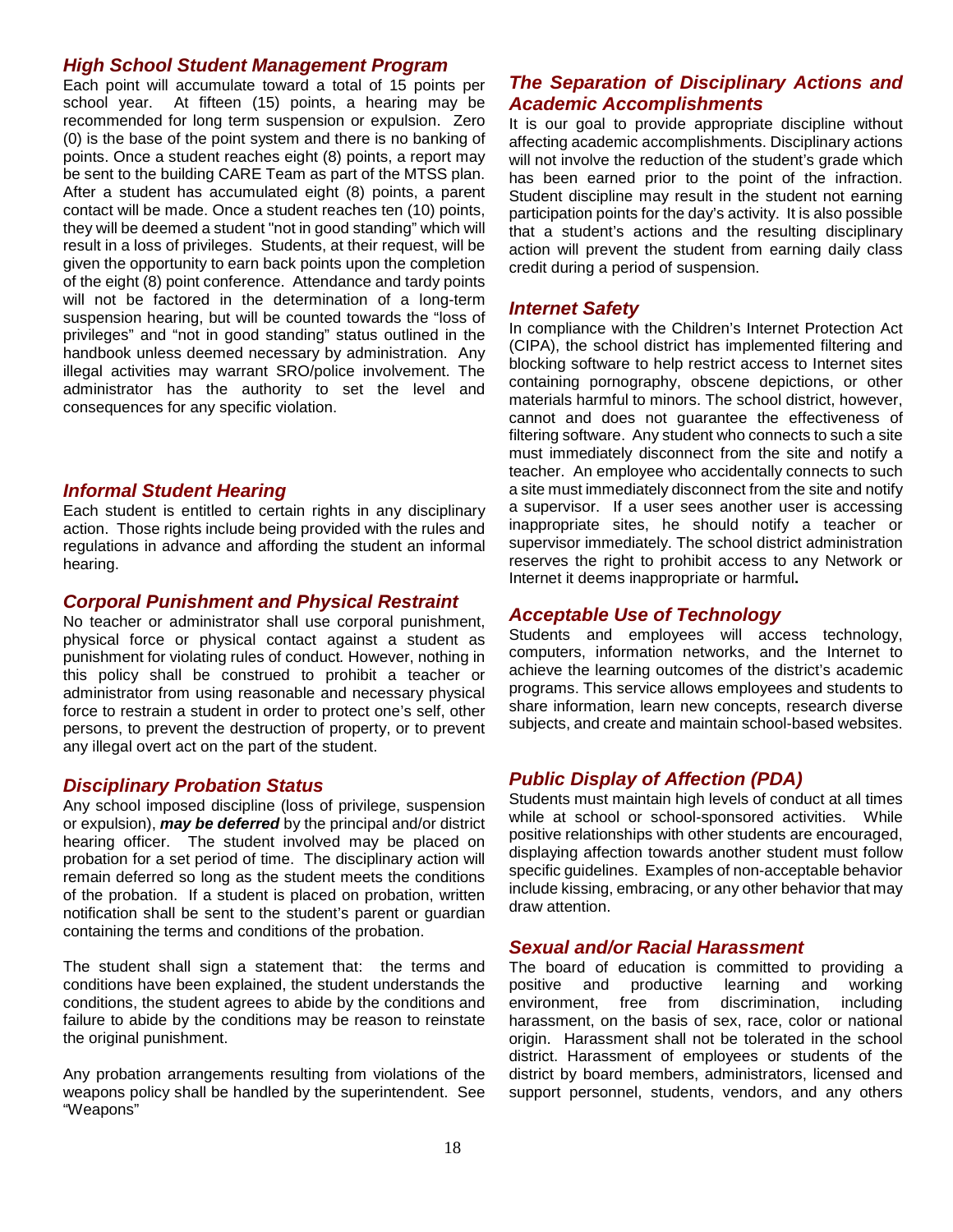### *High School Student Management Program*

Each point will accumulate toward a total of 15 points per school year. At fifteen (15) points, a hearing may be recommended for long term suspension or expulsion. Zero (0) is the base of the point system and there is no banking of points. Once a student reaches eight (8) points, a report may be sent to the building CARE Team as part of the MTSS plan. After a student has accumulated eight (8) points, a parent contact will be made. Once a student reaches ten (10) points, they will be deemed a student "not in good standing" which will result in a loss of privileges. Students, at their request, will be given the opportunity to earn back points upon the completion of the eight (8) point conference. Attendance and tardy points will not be factored in the determination of a long-term suspension hearing, but will be counted towards the "loss of privileges" and "not in good standing" status outlined in the handbook unless deemed necessary by administration. Any illegal activities may warrant SRO/police involvement. The administrator has the authority to set the level and consequences for any specific violation.

### *Informal Student Hearing*

Each student is entitled to certain rights in any disciplinary action. Those rights include being provided with the rules and regulations in advance and affording the student an informal hearing.

### *Corporal Punishment and Physical Restraint*

No teacher or administrator shall use corporal punishment, physical force or physical contact against a student as punishment for violating rules of conduct. However, nothing in this policy shall be construed to prohibit a teacher or administrator from using reasonable and necessary physical force to restrain a student in order to protect one's self, other persons, to prevent the destruction of property, or to prevent any illegal overt act on the part of the student.

### *Disciplinary Probation Status*

Any school imposed discipline (loss of privilege, suspension or expulsion), ***may be deferred*** by the principal and/or district hearing officer. The student involved may be placed on probation for a set period of time. The disciplinary action will remain deferred so long as the student meets the conditions of the probation. If a student is placed on probation, written notification shall be sent to the student's parent or guardian containing the terms and conditions of the probation.

The student shall sign a statement that: the terms and conditions have been explained, the student understands the conditions, the student agrees to abide by the conditions and failure to abide by the conditions may be reason to reinstate the original punishment.

Any probation arrangements resulting from violations of the weapons policy shall be handled by the superintendent. See "Weapons"

### *The Separation of Disciplinary Actions and Academic Accomplishments*

It is our goal to provide appropriate discipline without affecting academic accomplishments. Disciplinary actions will not involve the reduction of the student's grade which has been earned prior to the point of the infraction. Student discipline may result in the student not earning participation points for the day's activity. It is also possible that a student's actions and the resulting disciplinary action will prevent the student from earning daily class credit during a period of suspension.

### *Internet Safety*

In compliance with the Children's Internet Protection Act (CIPA), the school district has implemented filtering and blocking software to help restrict access to Internet sites containing pornography, obscene depictions, or other materials harmful to minors. The school district, however, cannot and does not guarantee the effectiveness of filtering software. Any student who connects to such a site must immediately disconnect from the site and notify a teacher. An employee who accidentally connects to such a site must immediately disconnect from the site and notify a supervisor. If a user sees another user is accessing inappropriate sites, he should notify a teacher or supervisor immediately. The school district administration reserves the right to prohibit access to any Network or Internet it deems inappropriate or harmful**.**

### *Acceptable Use of Technology*

Students and employees will access technology, computers, information networks, and the Internet to achieve the learning outcomes of the district's academic programs. This service allows employees and students to share information, learn new concepts, research diverse subjects, and create and maintain school-based websites.

### *Public Display of Affection (PDA)*

Students must maintain high levels of conduct at all times while at school or school-sponsored activities. While positive relationships with other students are encouraged, displaying affection towards another student must follow specific guidelines. Examples of non-acceptable behavior include kissing, embracing, or any other behavior that may draw attention.

### *Sexual and/or Racial Harassment*

The board of education is committed to providing a positive and productive learning and working environment, free from discrimination, including harassment, on the basis of sex, race, color or national origin. Harassment shall not be tolerated in the school district. Harassment of employees or students of the district by board members, administrators, licensed and support personnel, students, vendors, and any others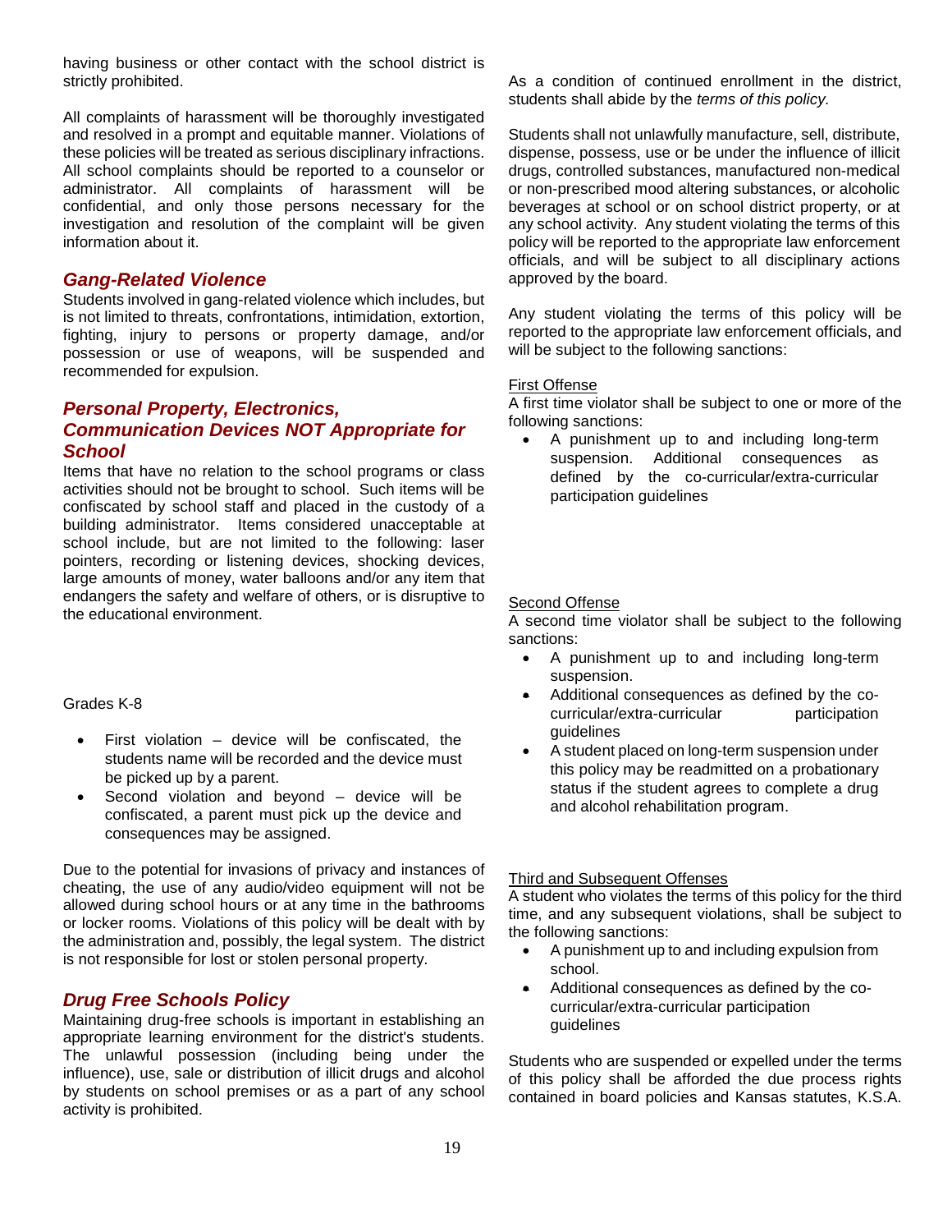having business or other contact with the school district is strictly prohibited.

All complaints of harassment will be thoroughly investigated and resolved in a prompt and equitable manner. Violations of these policies will be treated as serious disciplinary infractions. All school complaints should be reported to a counselor or administrator. All complaints of harassment will be confidential, and only those persons necessary for the investigation and resolution of the complaint will be given information about it.

## *Gang-Related Violence*

Students involved in gang-related violence which includes, but is not limited to threats, confrontations, intimidation, extortion, fighting, injury to persons or property damage, and/or possession or use of weapons, will be suspended and recommended for expulsion.

## *Personal Property, Electronics, Communication Devices NOT Appropriate for School*

Items that have no relation to the school programs or class activities should not be brought to school. Such items will be confiscated by school staff and placed in the custody of a building administrator. Items considered unacceptable at school include, but are not limited to the following: laser pointers, recording or listening devices, shocking devices, large amounts of money, water balloons and/or any item that endangers the safety and welfare of others, or is disruptive to the educational environment.

Grades K-8

- First violation – device will be confiscated, the students name will be recorded and the device must be picked up by a parent.
- Second violation and beyond – device will be confiscated, a parent must pick up the device and consequences may be assigned.

Due to the potential for invasions of privacy and instances of cheating, the use of any audio/video equipment will not be allowed during school hours or at any time in the bathrooms or locker rooms. Violations of this policy will be dealt with by the administration and, possibly, the legal system. The district is not responsible for lost or stolen personal property.

## *Drug Free Schools Policy*

Maintaining drug-free schools is important in establishing an appropriate learning environment for the district's students. The unlawful possession (including being under the influence), use, sale or distribution of illicit drugs and alcohol by students on school premises or as a part of any school activity is prohibited.

As a condition of continued enrollment in the district, students shall abide by the *terms of this policy.*

Students shall not unlawfully manufacture, sell, distribute, dispense, possess, use or be under the influence of illicit drugs, controlled substances, manufactured non-medical or non-prescribed mood altering substances, or alcoholic beverages at school or on school district property, or at any school activity. Any student violating the terms of this policy will be reported to the appropriate law enforcement officials, and will be subject to all disciplinary actions approved by the board.

Any student violating the terms of this policy will be reported to the appropriate law enforcement officials, and will be subject to the following sanctions:

<u>First Offense</u>

A first time violator shall be subject to one or more of the following sanctions:

- A punishment up to and including long-term suspension. Additional consequences as defined by the co-curricular/extra-curricular participation guidelines

<u>Second Offense</u>

A second time violator shall be subject to the following sanctions:

- A punishment up to and including long-term suspension.
- Additional consequences as defined by the co-curricular/extra-curricular participation guidelines
- A student placed on long-term suspension under this policy may be readmitted on a probationary status if the student agrees to complete a drug and alcohol rehabilitation program.

<u>Third and Subsequent Offenses</u>

A student who violates the terms of this policy for the third time, and any subsequent violations, shall be subject to the following sanctions:

- A punishment up to and including expulsion from school.
- Additional consequences as defined by the co-curricular/extra-curricular participation guidelines

Students who are suspended or expelled under the terms of this policy shall be afforded the due process rights contained in board policies and Kansas statutes, K.S.A.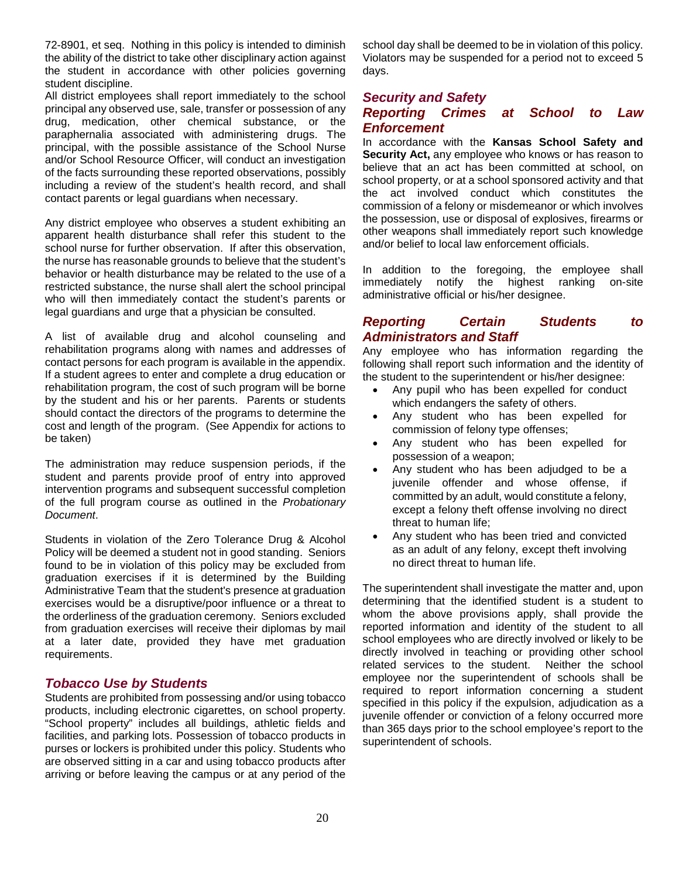72-8901, et seq. Nothing in this policy is intended to diminish the ability of the district to take other disciplinary action against the student in accordance with other policies governing student discipline.

All district employees shall report immediately to the school principal any observed use, sale, transfer or possession of any drug, medication, other chemical substance, or the paraphernalia associated with administering drugs. The principal, with the possible assistance of the School Nurse and/or School Resource Officer, will conduct an investigation of the facts surrounding these reported observations, possibly including a review of the student's health record, and shall contact parents or legal guardians when necessary.

Any district employee who observes a student exhibiting an apparent health disturbance shall refer this student to the school nurse for further observation. If after this observation, the nurse has reasonable grounds to believe that the student's behavior or health disturbance may be related to the use of a restricted substance, the nurse shall alert the school principal who will then immediately contact the student's parents or legal guardians and urge that a physician be consulted.

A list of available drug and alcohol counseling and rehabilitation programs along with names and addresses of contact persons for each program is available in the appendix. If a student agrees to enter and complete a drug education or rehabilitation program, the cost of such program will be borne by the student and his or her parents. Parents or students should contact the directors of the programs to determine the cost and length of the program. (See Appendix for actions to be taken)

The administration may reduce suspension periods, if the student and parents provide proof of entry into approved intervention programs and subsequent successful completion of the full program course as outlined in the *Probationary Document*.

Students in violation of the Zero Tolerance Drug & Alcohol Policy will be deemed a student not in good standing. Seniors found to be in violation of this policy may be excluded from graduation exercises if it is determined by the Building Administrative Team that the student's presence at graduation exercises would be a disruptive/poor influence or a threat to the orderliness of the graduation ceremony. Seniors excluded from graduation exercises will receive their diplomas by mail at a later date, provided they have met graduation requirements.

## *Tobacco Use by Students*

Students are prohibited from possessing and/or using tobacco products, including electronic cigarettes, on school property. "School property" includes all buildings, athletic fields and facilities, and parking lots. Possession of tobacco products in purses or lockers is prohibited under this policy. Students who are observed sitting in a car and using tobacco products after arriving or before leaving the campus or at any period of the school day shall be deemed to be in violation of this policy. Violators may be suspended for a period not to exceed 5 days.

## *Security and Safety*

### *Reporting Crimes at School to Law Enforcement*

In accordance with the **Kansas School Safety and Security Act,** any employee who knows or has reason to believe that an act has been committed at school, on school property, or at a school sponsored activity and that the act involved conduct which constitutes the commission of a felony or misdemeanor or which involves the possession, use or disposal of explosives, firearms or other weapons shall immediately report such knowledge and/or belief to local law enforcement officials.

In addition to the foregoing, the employee shall immediately notify the highest ranking on-site administrative official or his/her designee.

### *Reporting Certain Students to Administrators and Staff*

Any employee who has information regarding the following shall report such information and the identity of the student to the superintendent or his/her designee:

- Any pupil who has been expelled for conduct which endangers the safety of others.
- Any student who has been expelled for commission of felony type offenses;
- Any student who has been expelled for possession of a weapon;
- Any student who has been adjudged to be a juvenile offender and whose offense, if committed by an adult, would constitute a felony, except a felony theft offense involving no direct threat to human life;
- Any student who has been tried and convicted as an adult of any felony, except theft involving no direct threat to human life.

The superintendent shall investigate the matter and, upon determining that the identified student is a student to whom the above provisions apply, shall provide the reported information and identity of the student to all school employees who are directly involved or likely to be directly involved in teaching or providing other school related services to the student. Neither the school employee nor the superintendent of schools shall be required to report information concerning a student specified in this policy if the expulsion, adjudication as a juvenile offender or conviction of a felony occurred more than 365 days prior to the school employee's report to the superintendent of schools.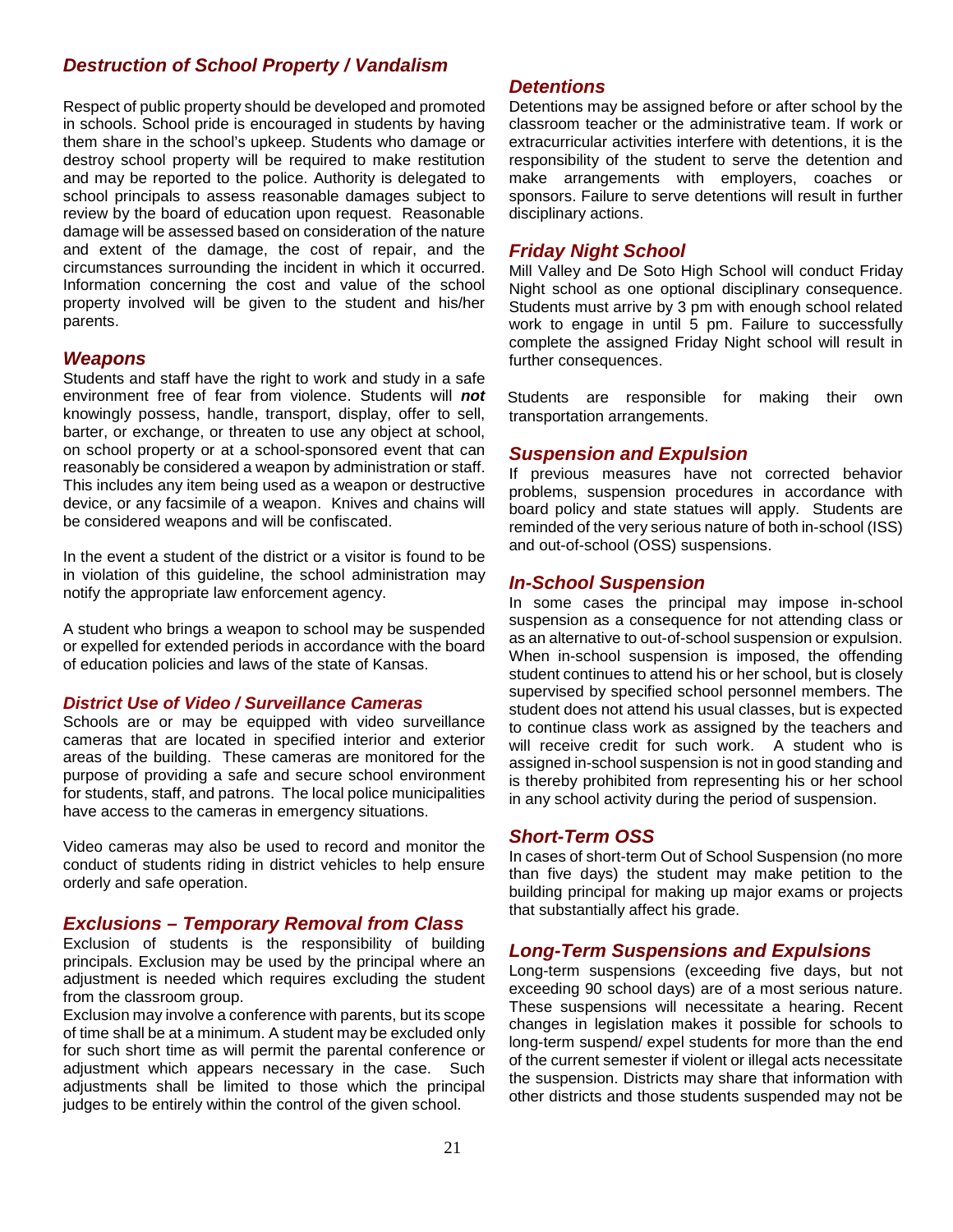### *Destruction of School Property / Vandalism*

Respect of public property should be developed and promoted in schools. School pride is encouraged in students by having them share in the school's upkeep. Students who damage or destroy school property will be required to make restitution and may be reported to the police. Authority is delegated to school principals to assess reasonable damages subject to review by the board of education upon request. Reasonable damage will be assessed based on consideration of the nature and extent of the damage, the cost of repair, and the circumstances surrounding the incident in which it occurred. Information concerning the cost and value of the school property involved will be given to the student and his/her parents.

### *Weapons*

Students and staff have the right to work and study in a safe environment free of fear from violence. Students will ***not*** knowingly possess, handle, transport, display, offer to sell, barter, or exchange, or threaten to use any object at school, on school property or at a school-sponsored event that can reasonably be considered a weapon by administration or staff. This includes any item being used as a weapon or destructive device, or any facsimile of a weapon. Knives and chains will be considered weapons and will be confiscated.

In the event a student of the district or a visitor is found to be in violation of this guideline, the school administration may notify the appropriate law enforcement agency.

A student who brings a weapon to school may be suspended or expelled for extended periods in accordance with the board of education policies and laws of the state of Kansas.

### *District Use of Video / Surveillance Cameras*

Schools are or may be equipped with video surveillance cameras that are located in specified interior and exterior areas of the building. These cameras are monitored for the purpose of providing a safe and secure school environment for students, staff, and patrons. The local police municipalities have access to the cameras in emergency situations.

Video cameras may also be used to record and monitor the conduct of students riding in district vehicles to help ensure orderly and safe operation.

### *Exclusions – Temporary Removal from Class*

Exclusion of students is the responsibility of building principals. Exclusion may be used by the principal where an adjustment is needed which requires excluding the student from the classroom group.

Exclusion may involve a conference with parents, but its scope of time shall be at a minimum. A student may be excluded only for such short time as will permit the parental conference or adjustment which appears necessary in the case. Such adjustments shall be limited to those which the principal judges to be entirely within the control of the given school.

### *Detentions*

Detentions may be assigned before or after school by the classroom teacher or the administrative team. If work or extracurricular activities interfere with detentions, it is the responsibility of the student to serve the detention and make arrangements with employers, coaches or sponsors. Failure to serve detentions will result in further disciplinary actions.

### *Friday Night School*

Mill Valley and De Soto High School will conduct Friday Night school as one optional disciplinary consequence. Students must arrive by 3 pm with enough school related work to engage in until 5 pm. Failure to successfully complete the assigned Friday Night school will result in further consequences.

Students are responsible for making their own transportation arrangements.

### *Suspension and Expulsion*

If previous measures have not corrected behavior problems, suspension procedures in accordance with board policy and state statues will apply. Students are reminded of the very serious nature of both in-school (ISS) and out-of-school (OSS) suspensions.

### *In-School Suspension*

In some cases the principal may impose in-school suspension as a consequence for not attending class or as an alternative to out-of-school suspension or expulsion. When in-school suspension is imposed, the offending student continues to attend his or her school, but is closely supervised by specified school personnel members. The student does not attend his usual classes, but is expected to continue class work as assigned by the teachers and will receive credit for such work. A student who is assigned in-school suspension is not in good standing and is thereby prohibited from representing his or her school in any school activity during the period of suspension.

### *Short-Term OSS*

In cases of short-term Out of School Suspension (no more than five days) the student may make petition to the building principal for making up major exams or projects that substantially affect his grade.

### *Long-Term Suspensions and Expulsions*

Long-term suspensions (exceeding five days, but not exceeding 90 school days) are of a most serious nature. These suspensions will necessitate a hearing. Recent changes in legislation makes it possible for schools to long-term suspend/ expel students for more than the end of the current semester if violent or illegal acts necessitate the suspension. Districts may share that information with other districts and those students suspended may not be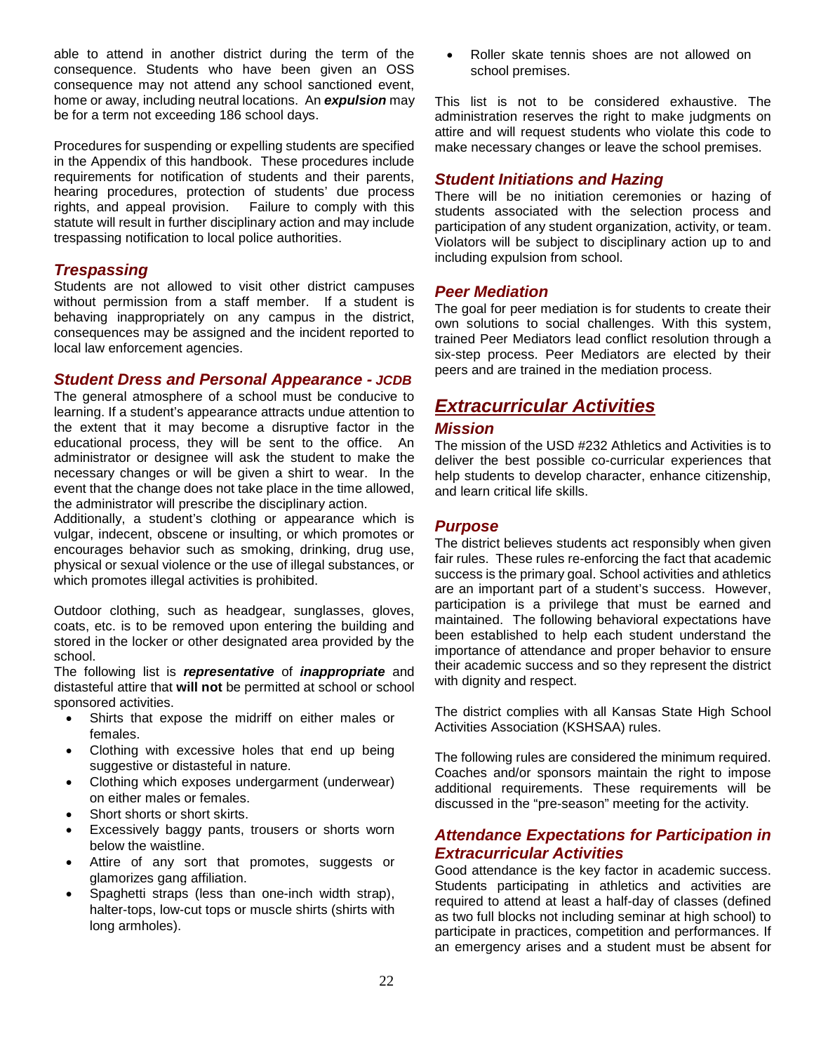able to attend in another district during the term of the consequence. Students who have been given an OSS consequence may not attend any school sanctioned event, home or away, including neutral locations. An ***expulsion*** may be for a term not exceeding 186 school days.

Procedures for suspending or expelling students are specified in the Appendix of this handbook. These procedures include requirements for notification of students and their parents, hearing procedures, protection of students' due process rights, and appeal provision. Failure to comply with this statute will result in further disciplinary action and may include trespassing notification to local police authorities.

### *Trespassing*

Students are not allowed to visit other district campuses without permission from a staff member. If a student is behaving inappropriately on any campus in the district, consequences may be assigned and the incident reported to local law enforcement agencies.

### *Student Dress and Personal Appearance - JCDB*

The general atmosphere of a school must be conducive to learning. If a student's appearance attracts undue attention to the extent that it may become a disruptive factor in the educational process, they will be sent to the office. An administrator or designee will ask the student to make the necessary changes or will be given a shirt to wear. In the event that the change does not take place in the time allowed, the administrator will prescribe the disciplinary action.
Additionally, a student's clothing or appearance which is vulgar, indecent, obscene or insulting, or which promotes or encourages behavior such as smoking, drinking, drug use, physical or sexual violence or the use of illegal substances, or which promotes illegal activities is prohibited.

Outdoor clothing, such as headgear, sunglasses, gloves, coats, etc. is to be removed upon entering the building and stored in the locker or other designated area provided by the school.
The following list is ***representative*** of ***inappropriate*** and distasteful attire that **will not** be permitted at school or school sponsored activities.

- Shirts that expose the midriff on either males or females.
- Clothing with excessive holes that end up being suggestive or distasteful in nature.
- Clothing which exposes undergarment (underwear) on either males or females.
- Short shorts or short skirts.
- Excessively baggy pants, trousers or shorts worn below the waistline.
- Attire of any sort that promotes, suggests or glamorizes gang affiliation.
- Spaghetti straps (less than one-inch width strap), halter-tops, low-cut tops or muscle shirts (shirts with long armholes).
- Roller skate tennis shoes are not allowed on school premises.

This list is not to be considered exhaustive. The administration reserves the right to make judgments on attire and will request students who violate this code to make necessary changes or leave the school premises.

### *Student Initiations and Hazing*

There will be no initiation ceremonies or hazing of students associated with the selection process and participation of any student organization, activity, or team. Violators will be subject to disciplinary action up to and including expulsion from school.

### *Peer Mediation*

The goal for peer mediation is for students to create their own solutions to social challenges. With this system, trained Peer Mediators lead conflict resolution through a six-step process. Peer Mediators are elected by their peers and are trained in the mediation process.

## *Extracurricular Activities*

### *Mission*

The mission of the USD #232 Athletics and Activities is to deliver the best possible co-curricular experiences that help students to develop character, enhance citizenship, and learn critical life skills.

### *Purpose*

The district believes students act responsibly when given fair rules. These rules re-enforcing the fact that academic success is the primary goal. School activities and athletics are an important part of a student's success. However, participation is a privilege that must be earned and maintained. The following behavioral expectations have been established to help each student understand the importance of attendance and proper behavior to ensure their academic success and so they represent the district with dignity and respect.

The district complies with all Kansas State High School Activities Association (KSHSAA) rules.

The following rules are considered the minimum required. Coaches and/or sponsors maintain the right to impose additional requirements. These requirements will be discussed in the "pre-season" meeting for the activity.

### *Attendance Expectations for Participation in Extracurricular Activities*

Good attendance is the key factor in academic success. Students participating in athletics and activities are required to attend at least a half-day of classes (defined as two full blocks not including seminar at high school) to participate in practices, competition and performances. If an emergency arises and a student must be absent for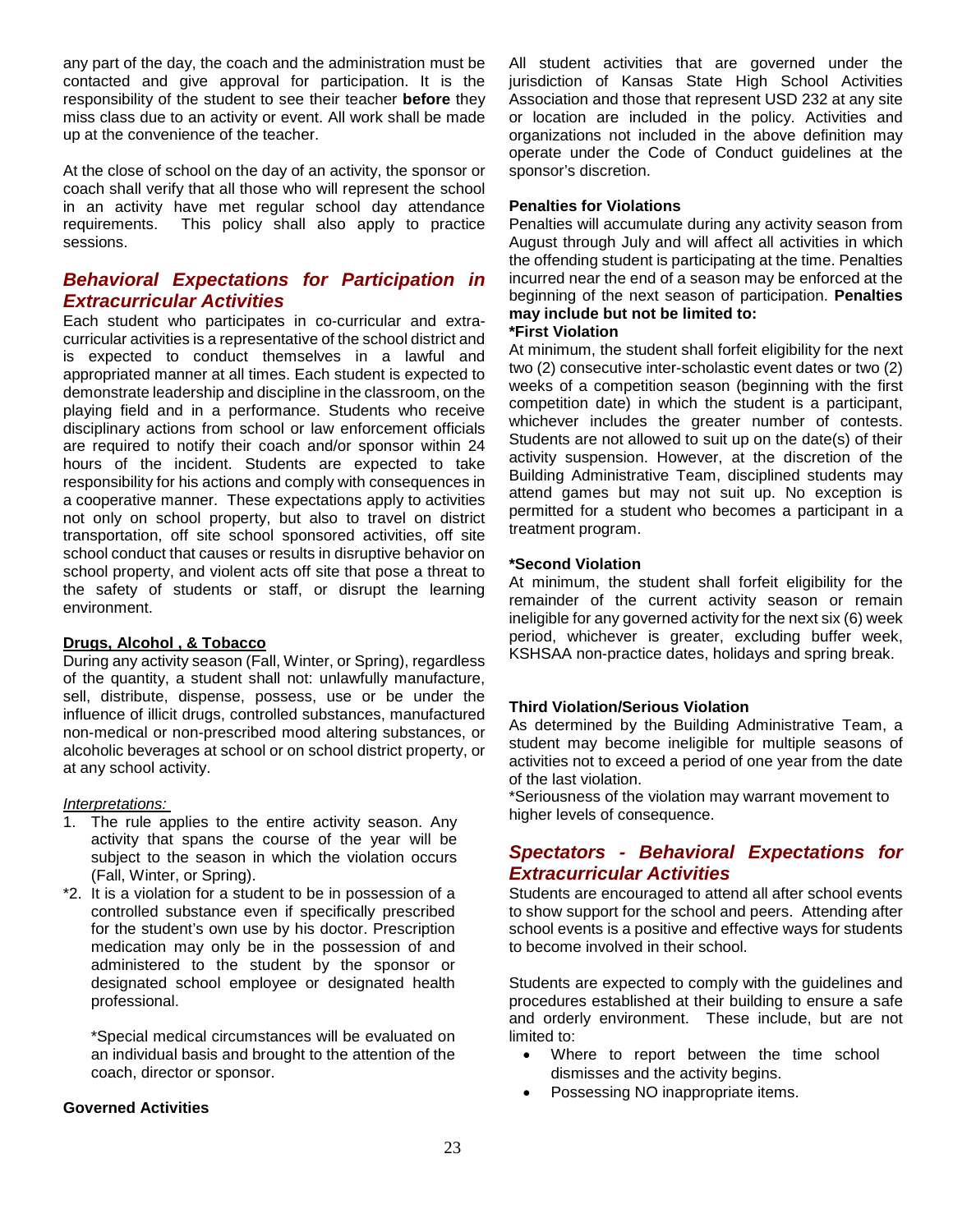any part of the day, the coach and the administration must be contacted and give approval for participation. It is the responsibility of the student to see their teacher **before** they miss class due to an activity or event. All work shall be made up at the convenience of the teacher.

At the close of school on the day of an activity, the sponsor or coach shall verify that all those who will represent the school in an activity have met regular school day attendance requirements. This policy shall also apply to practice sessions.

## *Behavioral Expectations for Participation in Extracurricular Activities*

Each student who participates in co-curricular and extra-curricular activities is a representative of the school district and is expected to conduct themselves in a lawful and appropriated manner at all times. Each student is expected to demonstrate leadership and discipline in the classroom, on the playing field and in a performance. Students who receive disciplinary actions from school or law enforcement officials are required to notify their coach and/or sponsor within 24 hours of the incident. Students are expected to take responsibility for his actions and comply with consequences in a cooperative manner. These expectations apply to activities not only on school property, but also to travel on district transportation, off site school sponsored activities, off site school conduct that causes or results in disruptive behavior on school property, and violent acts off site that pose a threat to the safety of students or staff, or disrupt the learning environment.

**Drugs, Alcohol , & Tobacco**

During any activity season (Fall, Winter, or Spring), regardless of the quantity, a student shall not: unlawfully manufacture, sell, distribute, dispense, possess, use or be under the influence of illicit drugs, controlled substances, manufactured non-medical or non-prescribed mood altering substances, or alcoholic beverages at school or on school district property, or at any school activity.

*Interpretations:*

1. The rule applies to the entire activity season. Any activity that spans the course of the year will be subject to the season in which the violation occurs (Fall, Winter, or Spring).

*2. It is a violation for a student to be in possession of a controlled substance even if specifically prescribed for the student's own use by his doctor. Prescription medication may only be in the possession of and administered to the student by the sponsor or designated school employee or designated health professional.

   *Special medical circumstances will be evaluated on an individual basis and brought to the attention of the coach, director or sponsor.

**Governed Activities**

All student activities that are governed under the jurisdiction of Kansas State High School Activities Association and those that represent USD 232 at any site or location are included in the policy. Activities and organizations not included in the above definition may operate under the Code of Conduct guidelines at the sponsor's discretion.

**Penalties for Violations**

Penalties will accumulate during any activity season from August through July and will affect all activities in which the offending student is participating at the time. Penalties incurred near the end of a season may be enforced at the beginning of the next season of participation. **Penalties may include but not be limited to:**

**\*First Violation**

At minimum, the student shall forfeit eligibility for the next two (2) consecutive inter-scholastic event dates or two (2) weeks of a competition season (beginning with the first competition date) in which the student is a participant, whichever includes the greater number of contests. Students are not allowed to suit up on the date(s) of their activity suspension. However, at the discretion of the Building Administrative Team, disciplined students may attend games but may not suit up. No exception is permitted for a student who becomes a participant in a treatment program.

**\*Second Violation**

At minimum, the student shall forfeit eligibility for the remainder of the current activity season or remain ineligible for any governed activity for the next six (6) week period, whichever is greater, excluding buffer week, KSHSAA non-practice dates, holidays and spring break.

**Third Violation/Serious Violation**

As determined by the Building Administrative Team, a student may become ineligible for multiple seasons of activities not to exceed a period of one year from the date of the last violation.

*Seriousness of the violation may warrant movement to higher levels of consequence.

## *Spectators - Behavioral Expectations for Extracurricular Activities*

Students are encouraged to attend all after school events to show support for the school and peers. Attending after school events is a positive and effective ways for students to become involved in their school.

Students are expected to comply with the guidelines and procedures established at their building to ensure a safe and orderly environment. These include, but are not limited to:

- Where to report between the time school dismisses and the activity begins.
- Possessing NO inappropriate items.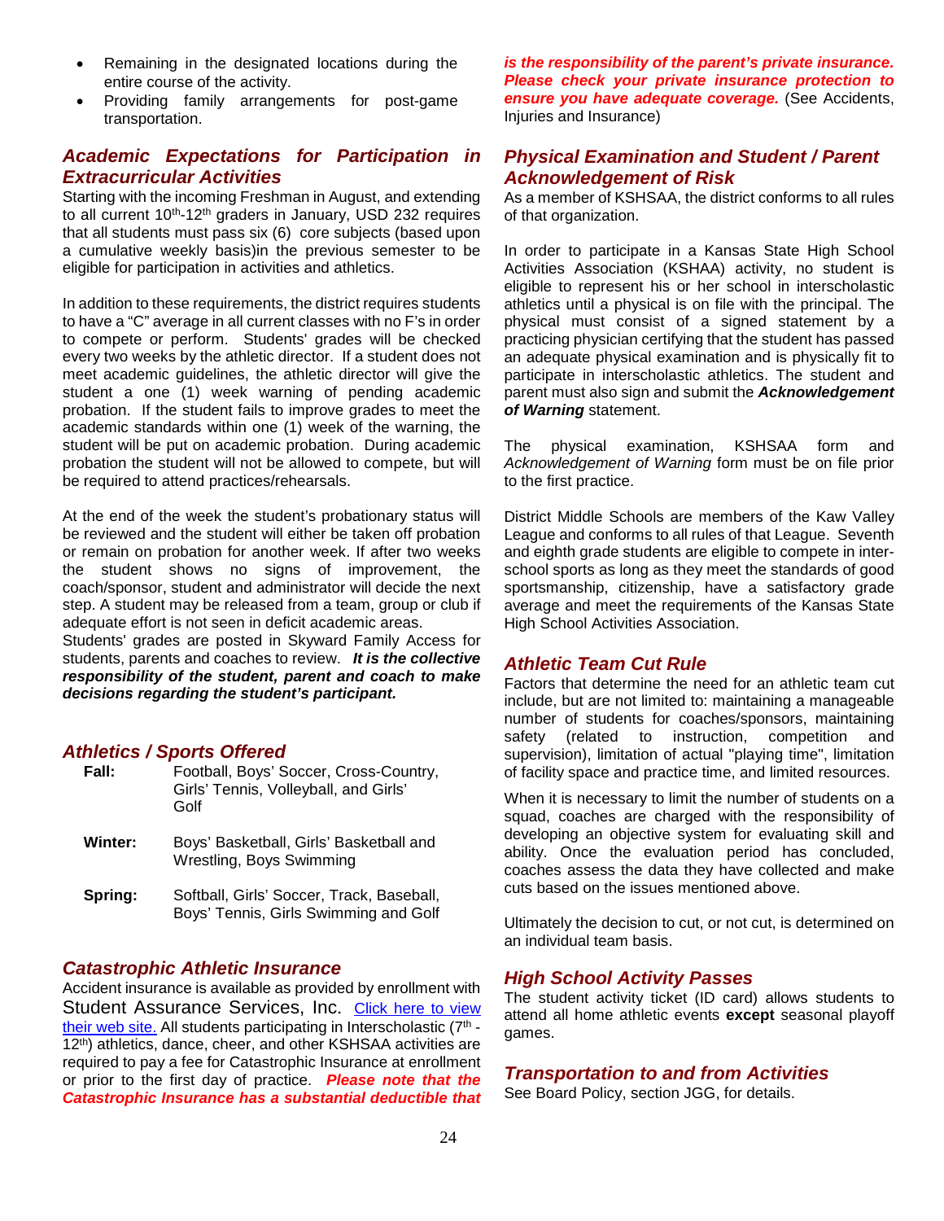- Remaining in the designated locations during the entire course of the activity.
- Providing family arrangements for post-game transportation.

## *Academic Expectations for Participation in Extracurricular Activities*

Starting with the incoming Freshman in August, and extending to all current 10th-12th graders in January, USD 232 requires that all students must pass six (6) core subjects (based upon a cumulative weekly basis)in the previous semester to be eligible for participation in activities and athletics.

In addition to these requirements, the district requires students to have a "C" average in all current classes with no F's in order to compete or perform. Students' grades will be checked every two weeks by the athletic director. If a student does not meet academic guidelines, the athletic director will give the student a one (1) week warning of pending academic probation. If the student fails to improve grades to meet the academic standards within one (1) week of the warning, the student will be put on academic probation. During academic probation the student will not be allowed to compete, but will be required to attend practices/rehearsals.

At the end of the week the student's probationary status will be reviewed and the student will either be taken off probation or remain on probation for another week. If after two weeks the student shows no signs of improvement, the coach/sponsor, student and administrator will decide the next step. A student may be released from a team, group or club if adequate effort is not seen in deficit academic areas.
Students' grades are posted in Skyward Family Access for students, parents and coaches to review. ***It is the collective responsibility of the student, parent and coach to make decisions regarding the student's participant.***

## *Athletics / Sports Offered*

**Fall:** Football, Boys' Soccer, Cross-Country, Girls' Tennis, Volleyball, and Girls' Golf

**Winter:** Boys' Basketball, Girls' Basketball and Wrestling, Boys Swimming

**Spring:** Softball, Girls' Soccer, Track, Baseball, Boys' Tennis, Girls Swimming and Golf

## *Catastrophic Athletic Insurance*

Accident insurance is available as provided by enrollment with Student Assurance Services, Inc. Click here to view their web site. All students participating in Interscholastic (7th - 12th) athletics, dance, cheer, and other KSHSAA activities are required to pay a fee for Catastrophic Insurance at enrollment or prior to the first day of practice. ***Please note that the Catastrophic Insurance has a substantial deductible that is the responsibility of the parent's private insurance. Please check your private insurance protection to ensure you have adequate coverage.*** (See Accidents, Injuries and Insurance)

## *Physical Examination and Student / Parent Acknowledgement of Risk*

As a member of KSHSAA, the district conforms to all rules of that organization.

In order to participate in a Kansas State High School Activities Association (KSHAA) activity, no student is eligible to represent his or her school in interscholastic athletics until a physical is on file with the principal. The physical must consist of a signed statement by a practicing physician certifying that the student has passed an adequate physical examination and is physically fit to participate in interscholastic athletics. The student and parent must also sign and submit the ***Acknowledgement of Warning*** statement.

The physical examination, KSHSAA form and *Acknowledgement of Warning* form must be on file prior to the first practice.

District Middle Schools are members of the Kaw Valley League and conforms to all rules of that League. Seventh and eighth grade students are eligible to compete in inter-school sports as long as they meet the standards of good sportsmanship, citizenship, have a satisfactory grade average and meet the requirements of the Kansas State High School Activities Association.

## *Athletic Team Cut Rule*

Factors that determine the need for an athletic team cut include, but are not limited to: maintaining a manageable number of students for coaches/sponsors, maintaining safety (related to instruction, competition and supervision), limitation of actual "playing time", limitation of facility space and practice time, and limited resources.

When it is necessary to limit the number of students on a squad, coaches are charged with the responsibility of developing an objective system for evaluating skill and ability. Once the evaluation period has concluded, coaches assess the data they have collected and make cuts based on the issues mentioned above.

Ultimately the decision to cut, or not cut, is determined on an individual team basis.

## *High School Activity Passes*

The student activity ticket (ID card) allows students to attend all home athletic events **except** seasonal playoff games.

## *Transportation to and from Activities*

See Board Policy, section JGG, for details.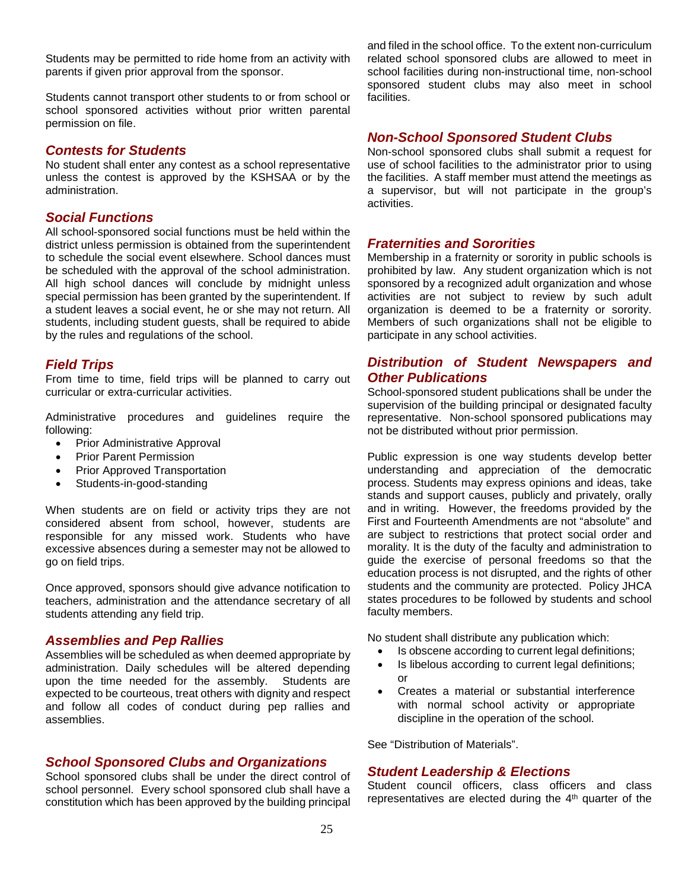Students may be permitted to ride home from an activity with parents if given prior approval from the sponsor.

Students cannot transport other students to or from school or school sponsored activities without prior written parental permission on file.

### *Contests for Students*

No student shall enter any contest as a school representative unless the contest is approved by the KSHSAA or by the administration.

### *Social Functions*

All school-sponsored social functions must be held within the district unless permission is obtained from the superintendent to schedule the social event elsewhere. School dances must be scheduled with the approval of the school administration. All high school dances will conclude by midnight unless special permission has been granted by the superintendent. If a student leaves a social event, he or she may not return. All students, including student guests, shall be required to abide by the rules and regulations of the school.

### *Field Trips*

From time to time, field trips will be planned to carry out curricular or extra-curricular activities.

Administrative procedures and guidelines require the following:

- Prior Administrative Approval
- Prior Parent Permission
- Prior Approved Transportation
- Students-in-good-standing

When students are on field or activity trips they are not considered absent from school, however, students are responsible for any missed work. Students who have excessive absences during a semester may not be allowed to go on field trips.

Once approved, sponsors should give advance notification to teachers, administration and the attendance secretary of all students attending any field trip.

### *Assemblies and Pep Rallies*

Assemblies will be scheduled as when deemed appropriate by administration. Daily schedules will be altered depending upon the time needed for the assembly. Students are expected to be courteous, treat others with dignity and respect and follow all codes of conduct during pep rallies and assemblies.

### *School Sponsored Clubs and Organizations*

School sponsored clubs shall be under the direct control of school personnel. Every school sponsored club shall have a constitution which has been approved by the building principal and filed in the school office. To the extent non-curriculum related school sponsored clubs are allowed to meet in school facilities during non-instructional time, non-school sponsored student clubs may also meet in school facilities.

### *Non-School Sponsored Student Clubs*

Non-school sponsored clubs shall submit a request for use of school facilities to the administrator prior to using the facilities. A staff member must attend the meetings as a supervisor, but will not participate in the group's activities.

### *Fraternities and Sororities*

Membership in a fraternity or sorority in public schools is prohibited by law. Any student organization which is not sponsored by a recognized adult organization and whose activities are not subject to review by such adult organization is deemed to be a fraternity or sorority. Members of such organizations shall not be eligible to participate in any school activities.

### *Distribution of Student Newspapers and Other Publications*

School-sponsored student publications shall be under the supervision of the building principal or designated faculty representative. Non-school sponsored publications may not be distributed without prior permission.

Public expression is one way students develop better understanding and appreciation of the democratic process. Students may express opinions and ideas, take stands and support causes, publicly and privately, orally and in writing. However, the freedoms provided by the First and Fourteenth Amendments are not "absolute" and are subject to restrictions that protect social order and morality. It is the duty of the faculty and administration to guide the exercise of personal freedoms so that the education process is not disrupted, and the rights of other students and the community are protected. Policy JHCA states procedures to be followed by students and school faculty members.

No student shall distribute any publication which:

- Is obscene according to current legal definitions;
- Is libelous according to current legal definitions; or
- Creates a material or substantial interference with normal school activity or appropriate discipline in the operation of the school.

See "Distribution of Materials".

### *Student Leadership & Elections*

Student council officers, class officers and class representatives are elected during the 4th quarter of the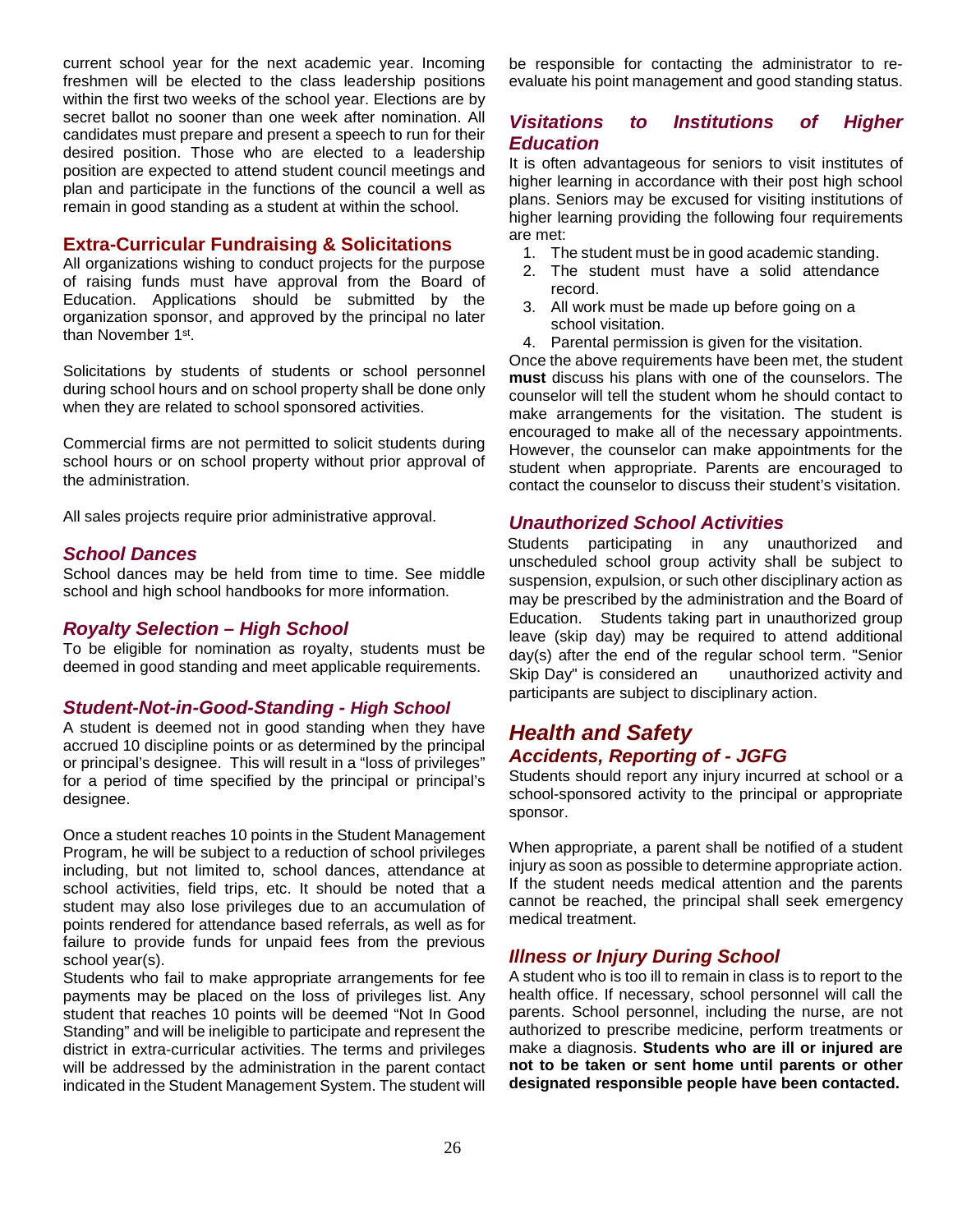current school year for the next academic year. Incoming freshmen will be elected to the class leadership positions within the first two weeks of the school year. Elections are by secret ballot no sooner than one week after nomination. All candidates must prepare and present a speech to run for their desired position. Those who are elected to a leadership position are expected to attend student council meetings and plan and participate in the functions of the council a well as remain in good standing as a student at within the school.

## Extra-Curricular Fundraising & Solicitations

All organizations wishing to conduct projects for the purpose of raising funds must have approval from the Board of Education. Applications should be submitted by the organization sponsor, and approved by the principal no later than November 1st.

Solicitations by students of students or school personnel during school hours and on school property shall be done only when they are related to school sponsored activities.

Commercial firms are not permitted to solicit students during school hours or on school property without prior approval of the administration.

All sales projects require prior administrative approval.

### *School Dances*

School dances may be held from time to time. See middle school and high school handbooks for more information.

### *Royalty Selection – High School*

To be eligible for nomination as royalty, students must be deemed in good standing and meet applicable requirements.

### *Student-Not-in-Good-Standing - High School*

A student is deemed not in good standing when they have accrued 10 discipline points or as determined by the principal or principal's designee. This will result in a "loss of privileges" for a period of time specified by the principal or principal's designee.

Once a student reaches 10 points in the Student Management Program, he will be subject to a reduction of school privileges including, but not limited to, school dances, attendance at school activities, field trips, etc. It should be noted that a student may also lose privileges due to an accumulation of points rendered for attendance based referrals, as well as for failure to provide funds for unpaid fees from the previous school year(s).

Students who fail to make appropriate arrangements for fee payments may be placed on the loss of privileges list. Any student that reaches 10 points will be deemed "Not In Good Standing" and will be ineligible to participate and represent the district in extra-curricular activities. The terms and privileges will be addressed by the administration in the parent contact indicated in the Student Management System. The student will be responsible for contacting the administrator to re-evaluate his point management and good standing status.

### *Visitations to Institutions of Higher Education*

It is often advantageous for seniors to visit institutes of higher learning in accordance with their post high school plans. Seniors may be excused for visiting institutions of higher learning providing the following four requirements are met:

1. The student must be in good academic standing.
2. The student must have a solid attendance record.
3. All work must be made up before going on a school visitation.
4. Parental permission is given for the visitation.

Once the above requirements have been met, the student **must** discuss his plans with one of the counselors. The counselor will tell the student whom he should contact to make arrangements for the visitation. The student is encouraged to make all of the necessary appointments. However, the counselor can make appointments for the student when appropriate. Parents are encouraged to contact the counselor to discuss their student's visitation.

### *Unauthorized School Activities*

Students participating in any unauthorized and unscheduled school group activity shall be subject to suspension, expulsion, or such other disciplinary action as may be prescribed by the administration and the Board of Education. Students taking part in unauthorized group leave (skip day) may be required to attend additional day(s) after the end of the regular school term. "Senior Skip Day" is considered an unauthorized activity and participants are subject to disciplinary action.

## *Health and Safety*

### *Accidents, Reporting of - JGFG*

Students should report any injury incurred at school or a school-sponsored activity to the principal or appropriate sponsor.

When appropriate, a parent shall be notified of a student injury as soon as possible to determine appropriate action. If the student needs medical attention and the parents cannot be reached, the principal shall seek emergency medical treatment.

### *Illness or Injury During School*

A student who is too ill to remain in class is to report to the health office. If necessary, school personnel will call the parents. School personnel, including the nurse, are not authorized to prescribe medicine, perform treatments or make a diagnosis. **Students who are ill or injured are not to be taken or sent home until parents or other designated responsible people have been contacted.**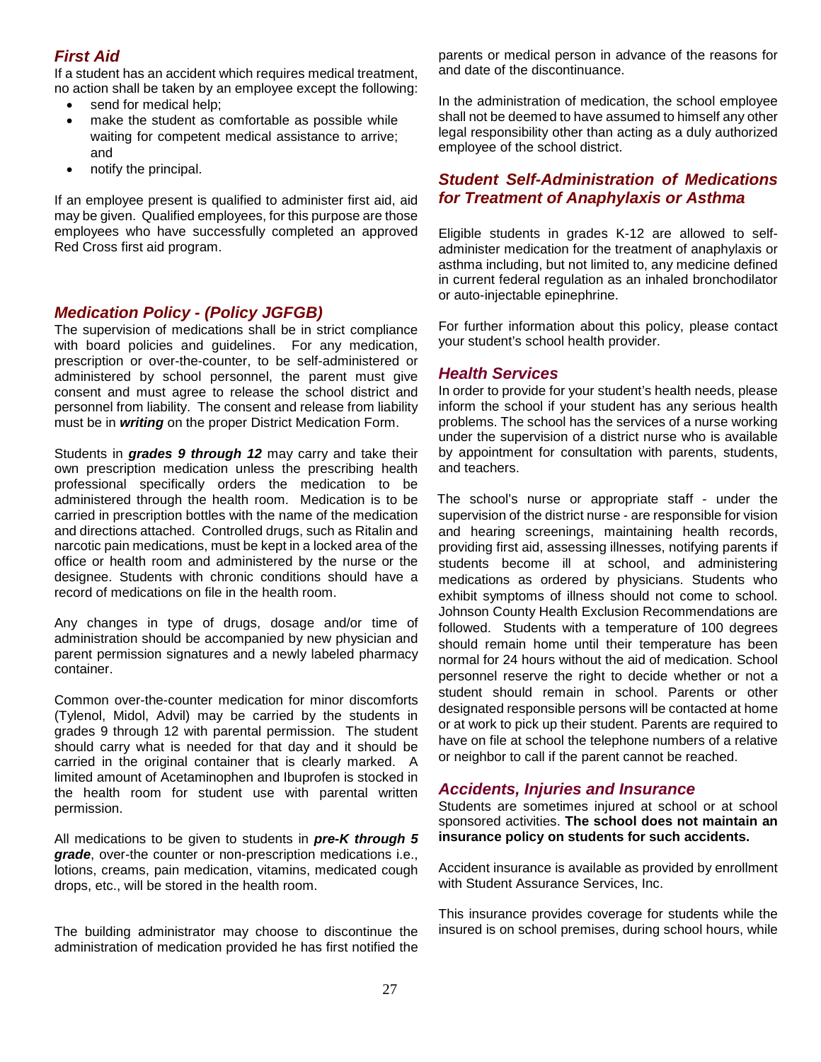## *First Aid*

If a student has an accident which requires medical treatment, no action shall be taken by an employee except the following:

- send for medical help;
- make the student as comfortable as possible while waiting for competent medical assistance to arrive; and
- notify the principal.

If an employee present is qualified to administer first aid, aid may be given. Qualified employees, for this purpose are those employees who have successfully completed an approved Red Cross first aid program.

## *Medication Policy - (Policy JGFGB)*

The supervision of medications shall be in strict compliance with board policies and guidelines. For any medication, prescription or over-the-counter, to be self-administered or administered by school personnel, the parent must give consent and must agree to release the school district and personnel from liability. The consent and release from liability must be in ***writing*** on the proper District Medication Form.

Students in ***grades 9 through 12*** may carry and take their own prescription medication unless the prescribing health professional specifically orders the medication to be administered through the health room. Medication is to be carried in prescription bottles with the name of the medication and directions attached. Controlled drugs, such as Ritalin and narcotic pain medications, must be kept in a locked area of the office or health room and administered by the nurse or the designee. Students with chronic conditions should have a record of medications on file in the health room.

Any changes in type of drugs, dosage and/or time of administration should be accompanied by new physician and parent permission signatures and a newly labeled pharmacy container.

Common over-the-counter medication for minor discomforts (Tylenol, Midol, Advil) may be carried by the students in grades 9 through 12 with parental permission. The student should carry what is needed for that day and it should be carried in the original container that is clearly marked. A limited amount of Acetaminophen and Ibuprofen is stocked in the health room for student use with parental written permission.

All medications to be given to students in ***pre-K through 5 grade***, over-the counter or non-prescription medications i.e., lotions, creams, pain medication, vitamins, medicated cough drops, etc., will be stored in the health room.

The building administrator may choose to discontinue the administration of medication provided he has first notified the parents or medical person in advance of the reasons for and date of the discontinuance.

In the administration of medication, the school employee shall not be deemed to have assumed to himself any other legal responsibility other than acting as a duly authorized employee of the school district.

## *Student Self-Administration of Medications for Treatment of Anaphylaxis or Asthma*

Eligible students in grades K-12 are allowed to self-administer medication for the treatment of anaphylaxis or asthma including, but not limited to, any medicine defined in current federal regulation as an inhaled bronchodilator or auto-injectable epinephrine.

For further information about this policy, please contact your student's school health provider.

## *Health Services*

In order to provide for your student's health needs, please inform the school if your student has any serious health problems. The school has the services of a nurse working under the supervision of a district nurse who is available by appointment for consultation with parents, students, and teachers.

The school's nurse or appropriate staff - under the supervision of the district nurse - are responsible for vision and hearing screenings, maintaining health records, providing first aid, assessing illnesses, notifying parents if students become ill at school, and administering medications as ordered by physicians. Students who exhibit symptoms of illness should not come to school. Johnson County Health Exclusion Recommendations are followed. Students with a temperature of 100 degrees should remain home until their temperature has been normal for 24 hours without the aid of medication. School personnel reserve the right to decide whether or not a student should remain in school. Parents or other designated responsible persons will be contacted at home or at work to pick up their student. Parents are required to have on file at school the telephone numbers of a relative or neighbor to call if the parent cannot be reached.

## *Accidents, Injuries and Insurance*

Students are sometimes injured at school or at school sponsored activities. **The school does not maintain an insurance policy on students for such accidents.**

Accident insurance is available as provided by enrollment with Student Assurance Services, Inc.

This insurance provides coverage for students while the insured is on school premises, during school hours, while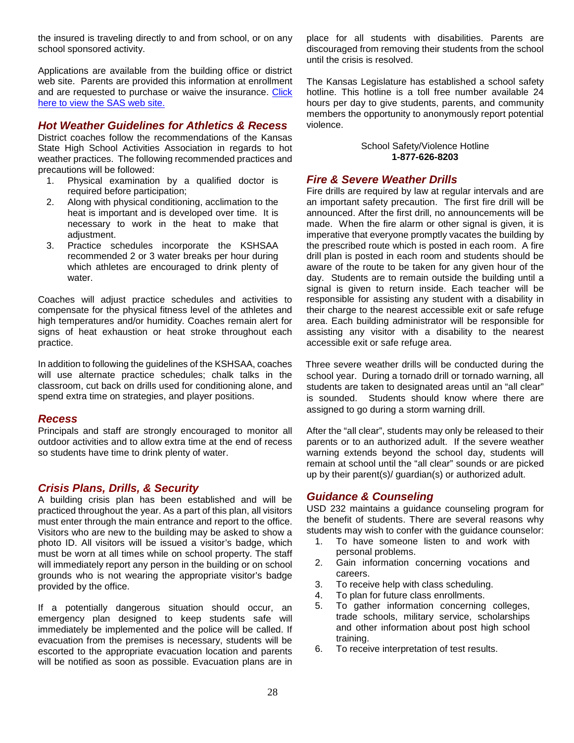the insured is traveling directly to and from school, or on any school sponsored activity.

Applications are available from the building office or district web site. Parents are provided this information at enrollment and are requested to purchase or waive the insurance. [Click here to view the SAS web site.]

## *Hot Weather Guidelines for Athletics & Recess*

District coaches follow the recommendations of the Kansas State High School Activities Association in regards to hot weather practices. The following recommended practices and precautions will be followed:

1. Physical examination by a qualified doctor is required before participation;
2. Along with physical conditioning, acclimation to the heat is important and is developed over time. It is necessary to work in the heat to make that adjustment.
3. Practice schedules incorporate the KSHSAA recommended 2 or 3 water breaks per hour during which athletes are encouraged to drink plenty of water.

Coaches will adjust practice schedules and activities to compensate for the physical fitness level of the athletes and high temperatures and/or humidity. Coaches remain alert for signs of heat exhaustion or heat stroke throughout each practice.

In addition to following the guidelines of the KSHSAA, coaches will use alternate practice schedules; chalk talks in the classroom, cut back on drills used for conditioning alone, and spend extra time on strategies, and player positions.

## *Recess*

Principals and staff are strongly encouraged to monitor all outdoor activities and to allow extra time at the end of recess so students have time to drink plenty of water.

## *Crisis Plans, Drills, & Security*

A building crisis plan has been established and will be practiced throughout the year. As a part of this plan, all visitors must enter through the main entrance and report to the office. Visitors who are new to the building may be asked to show a photo ID. All visitors will be issued a visitor's badge, which must be worn at all times while on school property. The staff will immediately report any person in the building or on school grounds who is not wearing the appropriate visitor's badge provided by the office.

If a potentially dangerous situation should occur, an emergency plan designed to keep students safe will immediately be implemented and the police will be called. If evacuation from the premises is necessary, students will be escorted to the appropriate evacuation location and parents will be notified as soon as possible. Evacuation plans are in place for all students with disabilities. Parents are discouraged from removing their students from the school until the crisis is resolved.

The Kansas Legislature has established a school safety hotline. This hotline is a toll free number available 24 hours per day to give students, parents, and community members the opportunity to anonymously report potential violence.

School Safety/Violence Hotline
**1-877-626-8203**

## *Fire & Severe Weather Drills*

Fire drills are required by law at regular intervals and are an important safety precaution. The first fire drill will be announced. After the first drill, no announcements will be made. When the fire alarm or other signal is given, it is imperative that everyone promptly vacates the building by the prescribed route which is posted in each room. A fire drill plan is posted in each room and students should be aware of the route to be taken for any given hour of the day. Students are to remain outside the building until a signal is given to return inside. Each teacher will be responsible for assisting any student with a disability in their charge to the nearest accessible exit or safe refuge area. Each building administrator will be responsible for assisting any visitor with a disability to the nearest accessible exit or safe refuge area.

Three severe weather drills will be conducted during the school year. During a tornado drill or tornado warning, all students are taken to designated areas until an "all clear" is sounded. Students should know where there are assigned to go during a storm warning drill.

After the "all clear", students may only be released to their parents or to an authorized adult. If the severe weather warning extends beyond the school day, students will remain at school until the "all clear" sounds or are picked up by their parent(s)/ guardian(s) or authorized adult.

## *Guidance & Counseling*

USD 232 maintains a guidance counseling program for the benefit of students. There are several reasons why students may wish to confer with the guidance counselor:

1. To have someone listen to and work with personal problems.
2. Gain information concerning vocations and careers.
3. To receive help with class scheduling.
4. To plan for future class enrollments.
5. To gather information concerning colleges, trade schools, military service, scholarships and other information about post high school training.
6. To receive interpretation of test results.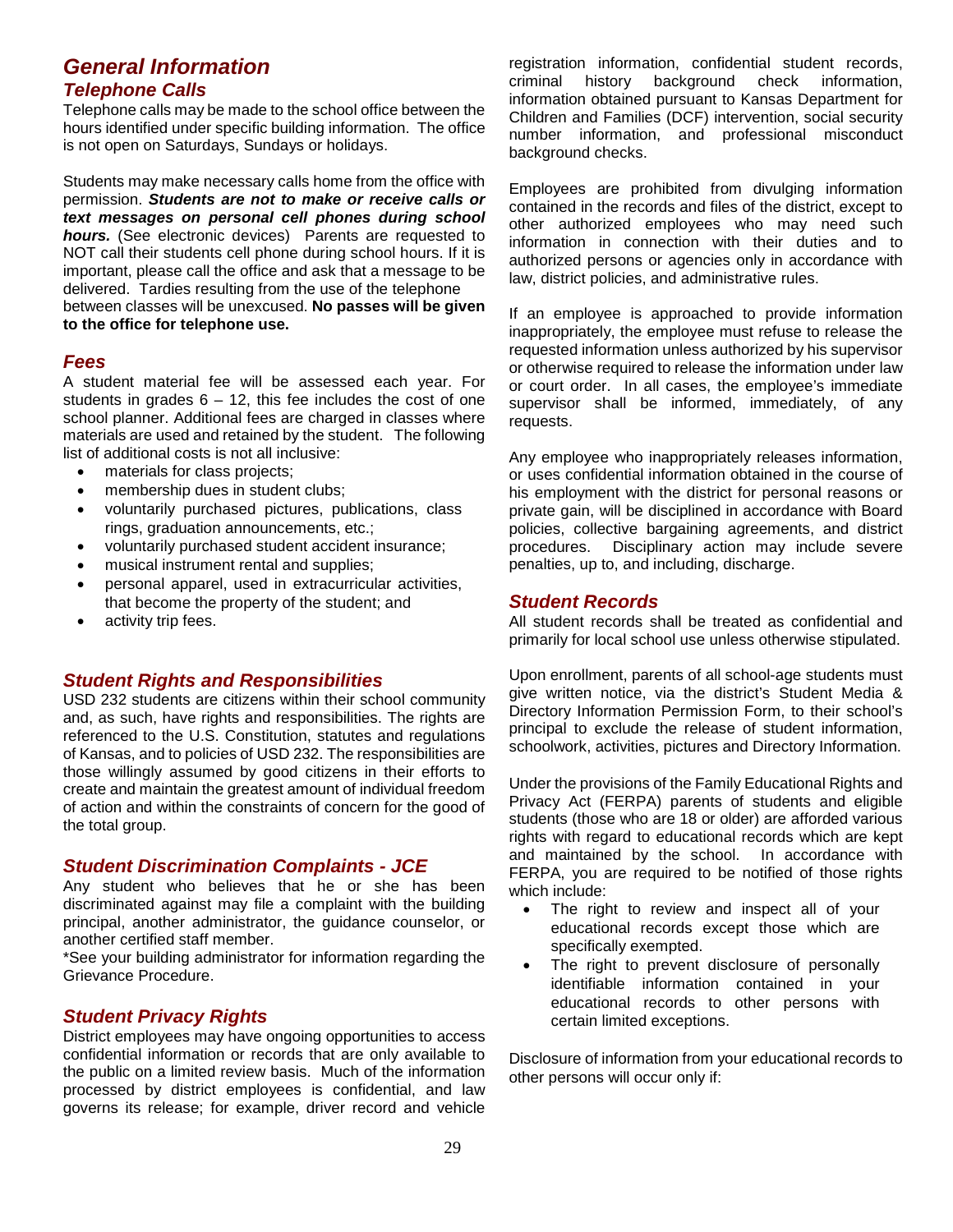## General Information

### Telephone Calls

Telephone calls may be made to the school office between the hours identified under specific building information. The office is not open on Saturdays, Sundays or holidays.

Students may make necessary calls home from the office with permission. ***Students are not to make or receive calls or text messages on personal cell phones during school hours.*** (See electronic devices) Parents are requested to NOT call their students cell phone during school hours. If it is important, please call the office and ask that a message to be delivered. Tardies resulting from the use of the telephone between classes will be unexcused. **No passes will be given to the office for telephone use.**

### Fees

A student material fee will be assessed each year. For students in grades 6 – 12, this fee includes the cost of one school planner. Additional fees are charged in classes where materials are used and retained by the student. The following list of additional costs is not all inclusive:

- materials for class projects;
- membership dues in student clubs;
- voluntarily purchased pictures, publications, class rings, graduation announcements, etc.;
- voluntarily purchased student accident insurance;
- musical instrument rental and supplies;
- personal apparel, used in extracurricular activities, that become the property of the student; and
- activity trip fees.

### Student Rights and Responsibilities

USD 232 students are citizens within their school community and, as such, have rights and responsibilities. The rights are referenced to the U.S. Constitution, statutes and regulations of Kansas, and to policies of USD 232. The responsibilities are those willingly assumed by good citizens in their efforts to create and maintain the greatest amount of individual freedom of action and within the constraints of concern for the good of the total group.

### Student Discrimination Complaints - JCE

Any student who believes that he or she has been discriminated against may file a complaint with the building principal, another administrator, the guidance counselor, or another certified staff member.

*See your building administrator for information regarding the Grievance Procedure.

### Student Privacy Rights

District employees may have ongoing opportunities to access confidential information or records that are only available to the public on a limited review basis. Much of the information processed by district employees is confidential, and law governs its release; for example, driver record and vehicle registration information, confidential student records, criminal history background check information, information obtained pursuant to Kansas Department for Children and Families (DCF) intervention, social security number information, and professional misconduct background checks.

Employees are prohibited from divulging information contained in the records and files of the district, except to other authorized employees who may need such information in connection with their duties and to authorized persons or agencies only in accordance with law, district policies, and administrative rules.

If an employee is approached to provide information inappropriately, the employee must refuse to release the requested information unless authorized by his supervisor or otherwise required to release the information under law or court order. In all cases, the employee's immediate supervisor shall be informed, immediately, of any requests.

Any employee who inappropriately releases information, or uses confidential information obtained in the course of his employment with the district for personal reasons or private gain, will be disciplined in accordance with Board policies, collective bargaining agreements, and district procedures. Disciplinary action may include severe penalties, up to, and including, discharge.

### Student Records

All student records shall be treated as confidential and primarily for local school use unless otherwise stipulated.

Upon enrollment, parents of all school-age students must give written notice, via the district's Student Media & Directory Information Permission Form, to their school's principal to exclude the release of student information, schoolwork, activities, pictures and Directory Information.

Under the provisions of the Family Educational Rights and Privacy Act (FERPA) parents of students and eligible students (those who are 18 or older) are afforded various rights with regard to educational records which are kept and maintained by the school. In accordance with FERPA, you are required to be notified of those rights which include:

- The right to review and inspect all of your educational records except those which are specifically exempted.
- The right to prevent disclosure of personally identifiable information contained in your educational records to other persons with certain limited exceptions.

Disclosure of information from your educational records to other persons will occur only if: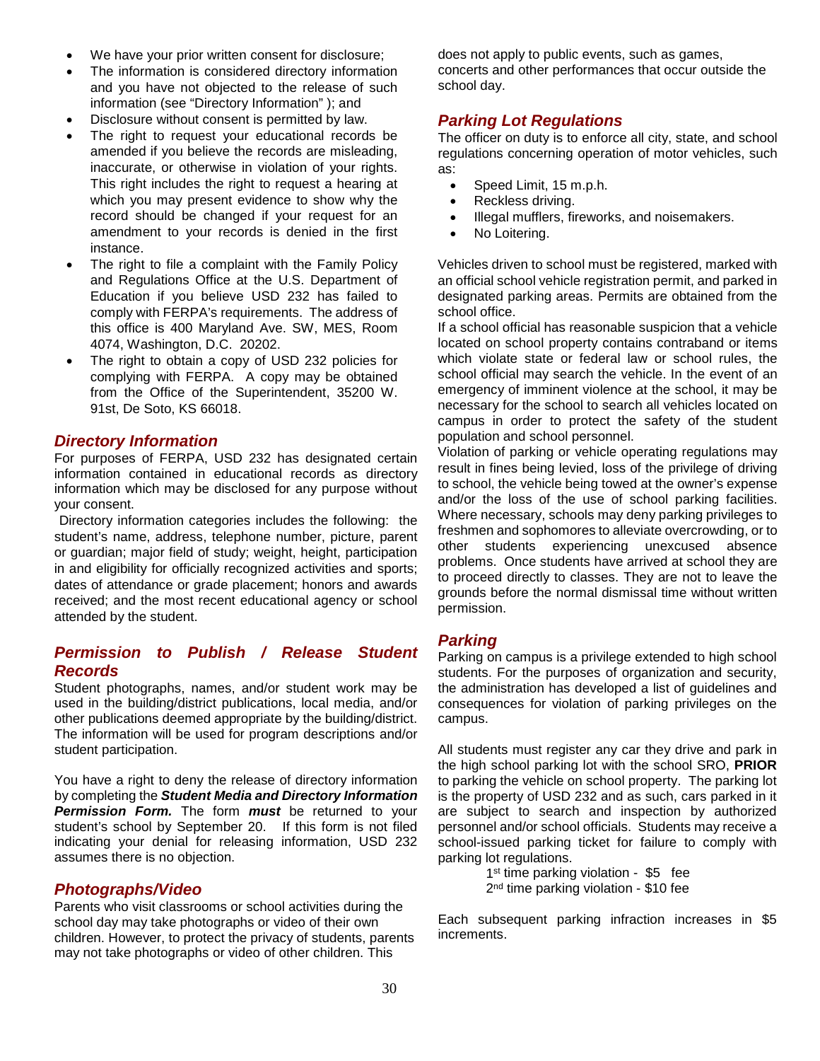- We have your prior written consent for disclosure;
- The information is considered directory information and you have not objected to the release of such information (see "Directory Information" ); and
- Disclosure without consent is permitted by law.
- The right to request your educational records be amended if you believe the records are misleading, inaccurate, or otherwise in violation of your rights. This right includes the right to request a hearing at which you may present evidence to show why the record should be changed if your request for an amendment to your records is denied in the first instance.
- The right to file a complaint with the Family Policy and Regulations Office at the U.S. Department of Education if you believe USD 232 has failed to comply with FERPA's requirements. The address of this office is 400 Maryland Ave. SW, MES, Room 4074, Washington, D.C. 20202.
- The right to obtain a copy of USD 232 policies for complying with FERPA. A copy may be obtained from the Office of the Superintendent, 35200 W. 91st, De Soto, KS 66018.

### *Directory Information*

For purposes of FERPA, USD 232 has designated certain information contained in educational records as directory information which may be disclosed for any purpose without your consent.

Directory information categories includes the following: the student's name, address, telephone number, picture, parent or guardian; major field of study; weight, height, participation in and eligibility for officially recognized activities and sports; dates of attendance or grade placement; honors and awards received; and the most recent educational agency or school attended by the student.

### *Permission to Publish / Release Student Records*

Student photographs, names, and/or student work may be used in the building/district publications, local media, and/or other publications deemed appropriate by the building/district. The information will be used for program descriptions and/or student participation.

You have a right to deny the release of directory information by completing the ***Student Media and Directory Information Permission Form.*** The form ***must*** be returned to your student's school by September 20. If this form is not filed indicating your denial for releasing information, USD 232 assumes there is no objection.

### *Photographs/Video*

Parents who visit classrooms or school activities during the school day may take photographs or video of their own children. However, to protect the privacy of students, parents may not take photographs or video of other children. This does not apply to public events, such as games, concerts and other performances that occur outside the school day.

### *Parking Lot Regulations*

The officer on duty is to enforce all city, state, and school regulations concerning operation of motor vehicles, such as:

- Speed Limit, 15 m.p.h.
- Reckless driving.
- Illegal mufflers, fireworks, and noisemakers.
- No Loitering.

Vehicles driven to school must be registered, marked with an official school vehicle registration permit, and parked in designated parking areas. Permits are obtained from the school office.

If a school official has reasonable suspicion that a vehicle located on school property contains contraband or items which violate state or federal law or school rules, the school official may search the vehicle. In the event of an emergency of imminent violence at the school, it may be necessary for the school to search all vehicles located on campus in order to protect the safety of the student population and school personnel.

Violation of parking or vehicle operating regulations may result in fines being levied, loss of the privilege of driving to school, the vehicle being towed at the owner's expense and/or the loss of the use of school parking facilities. Where necessary, schools may deny parking privileges to freshmen and sophomores to alleviate overcrowding, or to other students experiencing unexcused absence problems. Once students have arrived at school they are to proceed directly to classes. They are not to leave the grounds before the normal dismissal time without written permission.

### *Parking*

Parking on campus is a privilege extended to high school students. For the purposes of organization and security, the administration has developed a list of guidelines and consequences for violation of parking privileges on the campus.

All students must register any car they drive and park in the high school parking lot with the school SRO, **PRIOR** to parking the vehicle on school property. The parking lot is the property of USD 232 and as such, cars parked in it are subject to search and inspection by authorized personnel and/or school officials. Students may receive a school-issued parking ticket for failure to comply with parking lot regulations.

1st time parking violation - $5 fee
2nd time parking violation - $10 fee

Each subsequent parking infraction increases in $5 increments.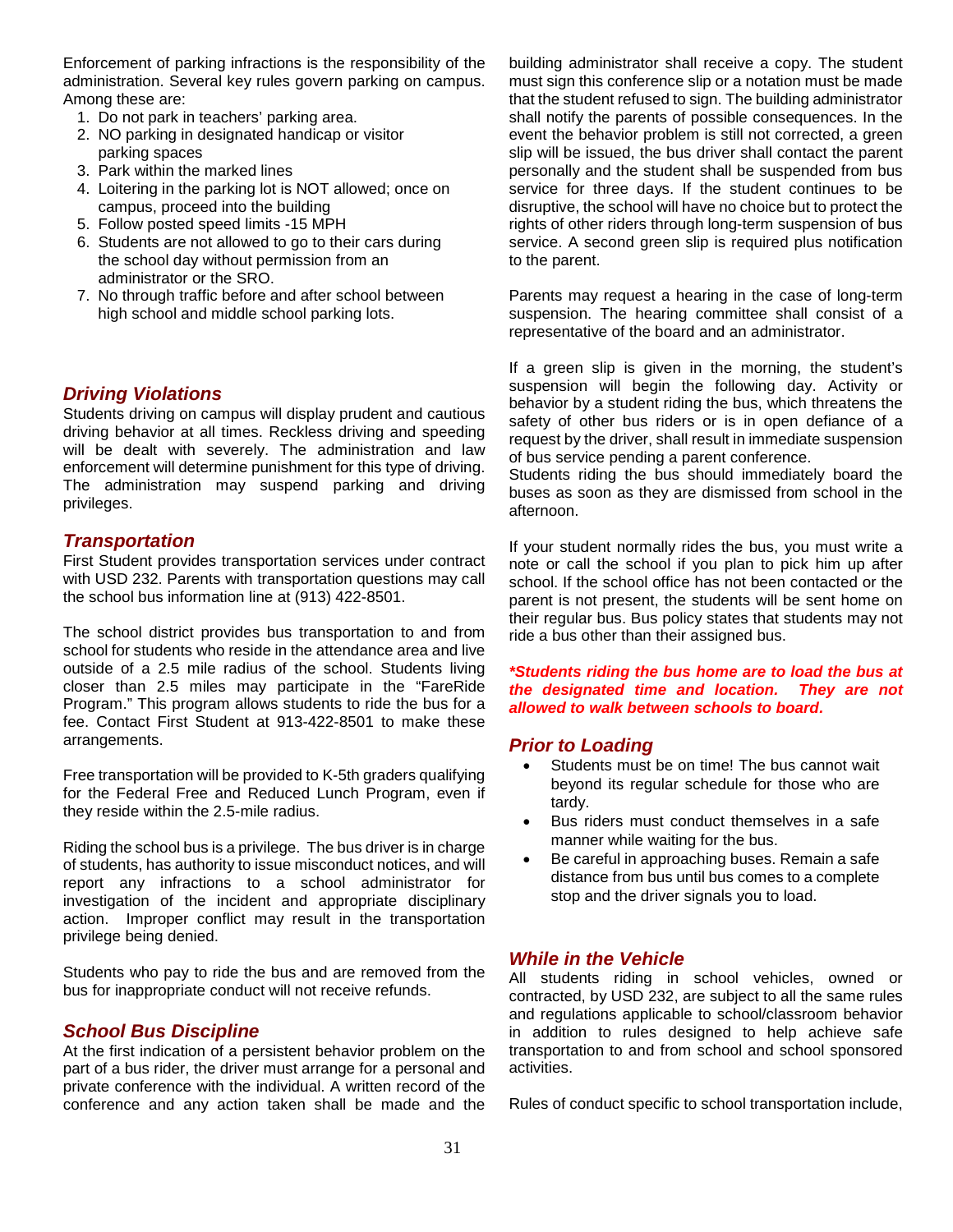Enforcement of parking infractions is the responsibility of the administration. Several key rules govern parking on campus. Among these are:

1. Do not park in teachers' parking area.
2. NO parking in designated handicap or visitor parking spaces
3. Park within the marked lines
4. Loitering in the parking lot is NOT allowed; once on campus, proceed into the building
5. Follow posted speed limits -15 MPH
6. Students are not allowed to go to their cars during the school day without permission from an administrator or the SRO.
7. No through traffic before and after school between high school and middle school parking lots.

## *Driving Violations*

Students driving on campus will display prudent and cautious driving behavior at all times. Reckless driving and speeding will be dealt with severely. The administration and law enforcement will determine punishment for this type of driving. The administration may suspend parking and driving privileges.

## *Transportation*

First Student provides transportation services under contract with USD 232. Parents with transportation questions may call the school bus information line at (913) 422-8501.

The school district provides bus transportation to and from school for students who reside in the attendance area and live outside of a 2.5 mile radius of the school. Students living closer than 2.5 miles may participate in the "FareRide Program." This program allows students to ride the bus for a fee. Contact First Student at 913-422-8501 to make these arrangements.

Free transportation will be provided to K-5th graders qualifying for the Federal Free and Reduced Lunch Program, even if they reside within the 2.5-mile radius.

Riding the school bus is a privilege. The bus driver is in charge of students, has authority to issue misconduct notices, and will report any infractions to a school administrator for investigation of the incident and appropriate disciplinary action. Improper conflict may result in the transportation privilege being denied.

Students who pay to ride the bus and are removed from the bus for inappropriate conduct will not receive refunds.

## *School Bus Discipline*

At the first indication of a persistent behavior problem on the part of a bus rider, the driver must arrange for a personal and private conference with the individual. A written record of the conference and any action taken shall be made and the building administrator shall receive a copy. The student must sign this conference slip or a notation must be made that the student refused to sign. The building administrator shall notify the parents of possible consequences. In the event the behavior problem is still not corrected, a green slip will be issued, the bus driver shall contact the parent personally and the student shall be suspended from bus service for three days. If the student continues to be disruptive, the school will have no choice but to protect the rights of other riders through long-term suspension of bus service. A second green slip is required plus notification to the parent.

Parents may request a hearing in the case of long-term suspension. The hearing committee shall consist of a representative of the board and an administrator.

If a green slip is given in the morning, the student's suspension will begin the following day. Activity or behavior by a student riding the bus, which threatens the safety of other bus riders or is in open defiance of a request by the driver, shall result in immediate suspension of bus service pending a parent conference.
Students riding the bus should immediately board the buses as soon as they are dismissed from school in the afternoon.

If your student normally rides the bus, you must write a note or call the school if you plan to pick him up after school. If the school office has not been contacted or the parent is not present, the students will be sent home on their regular bus. Bus policy states that students may not ride a bus other than their assigned bus.

***\*Students riding the bus home are to load the bus at the designated time and location. They are not allowed to walk between schools to board.***

## *Prior to Loading*

- Students must be on time! The bus cannot wait beyond its regular schedule for those who are tardy.
- Bus riders must conduct themselves in a safe manner while waiting for the bus.
- Be careful in approaching buses. Remain a safe distance from bus until bus comes to a complete stop and the driver signals you to load.

## *While in the Vehicle*

All students riding in school vehicles, owned or contracted, by USD 232, are subject to all the same rules and regulations applicable to school/classroom behavior in addition to rules designed to help achieve safe transportation to and from school and school sponsored activities.

Rules of conduct specific to school transportation include,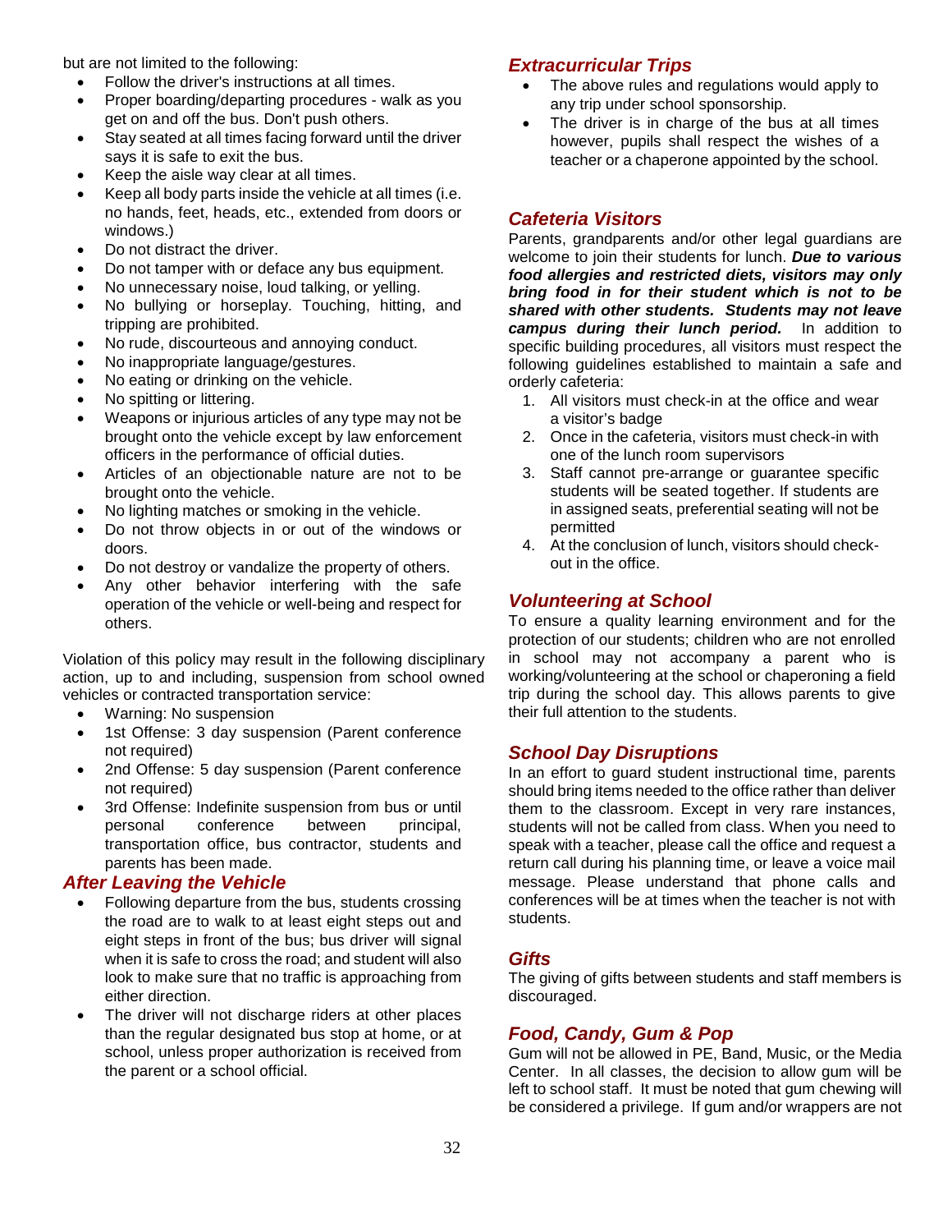but are not limited to the following:

- Follow the driver's instructions at all times.
- Proper boarding/departing procedures - walk as you get on and off the bus. Don't push others.
- Stay seated at all times facing forward until the driver says it is safe to exit the bus.
- Keep the aisle way clear at all times.
- Keep all body parts inside the vehicle at all times (i.e. no hands, feet, heads, etc., extended from doors or windows.)
- Do not distract the driver.
- Do not tamper with or deface any bus equipment.
- No unnecessary noise, loud talking, or yelling.
- No bullying or horseplay. Touching, hitting, and tripping are prohibited.
- No rude, discourteous and annoying conduct.
- No inappropriate language/gestures.
- No eating or drinking on the vehicle.
- No spitting or littering.
- Weapons or injurious articles of any type may not be brought onto the vehicle except by law enforcement officers in the performance of official duties.
- Articles of an objectionable nature are not to be brought onto the vehicle.
- No lighting matches or smoking in the vehicle.
- Do not throw objects in or out of the windows or doors.
- Do not destroy or vandalize the property of others.
- Any other behavior interfering with the safe operation of the vehicle or well-being and respect for others.

Violation of this policy may result in the following disciplinary action, up to and including, suspension from school owned vehicles or contracted transportation service:

- Warning: No suspension
- 1st Offense: 3 day suspension (Parent conference not required)
- 2nd Offense: 5 day suspension (Parent conference not required)
- 3rd Offense: Indefinite suspension from bus or until personal conference between principal, transportation office, bus contractor, students and parents has been made.

### *After Leaving the Vehicle*

- Following departure from the bus, students crossing the road are to walk to at least eight steps out and eight steps in front of the bus; bus driver will signal when it is safe to cross the road; and student will also look to make sure that no traffic is approaching from either direction.
- The driver will not discharge riders at other places than the regular designated bus stop at home, or at school, unless proper authorization is received from the parent or a school official.

### *Extracurricular Trips*

- The above rules and regulations would apply to any trip under school sponsorship.
- The driver is in charge of the bus at all times however, pupils shall respect the wishes of a teacher or a chaperone appointed by the school.

### *Cafeteria Visitors*

Parents, grandparents and/or other legal guardians are welcome to join their students for lunch. ***Due to various food allergies and restricted diets, visitors may only bring food in for their student which is not to be shared with other students. Students may not leave campus during their lunch period.*** In addition to specific building procedures, all visitors must respect the following guidelines established to maintain a safe and orderly cafeteria:

1. All visitors must check-in at the office and wear a visitor's badge
2. Once in the cafeteria, visitors must check-in with one of the lunch room supervisors
3. Staff cannot pre-arrange or guarantee specific students will be seated together. If students are in assigned seats, preferential seating will not be permitted
4. At the conclusion of lunch, visitors should check-out in the office.

### *Volunteering at School*

To ensure a quality learning environment and for the protection of our students; children who are not enrolled in school may not accompany a parent who is working/volunteering at the school or chaperoning a field trip during the school day. This allows parents to give their full attention to the students.

### *School Day Disruptions*

In an effort to guard student instructional time, parents should bring items needed to the office rather than deliver them to the classroom. Except in very rare instances, students will not be called from class. When you need to speak with a teacher, please call the office and request a return call during his planning time, or leave a voice mail message. Please understand that phone calls and conferences will be at times when the teacher is not with students.

### *Gifts*

The giving of gifts between students and staff members is discouraged.

### *Food, Candy, Gum & Pop*

Gum will not be allowed in PE, Band, Music, or the Media Center. In all classes, the decision to allow gum will be left to school staff. It must be noted that gum chewing will be considered a privilege. If gum and/or wrappers are not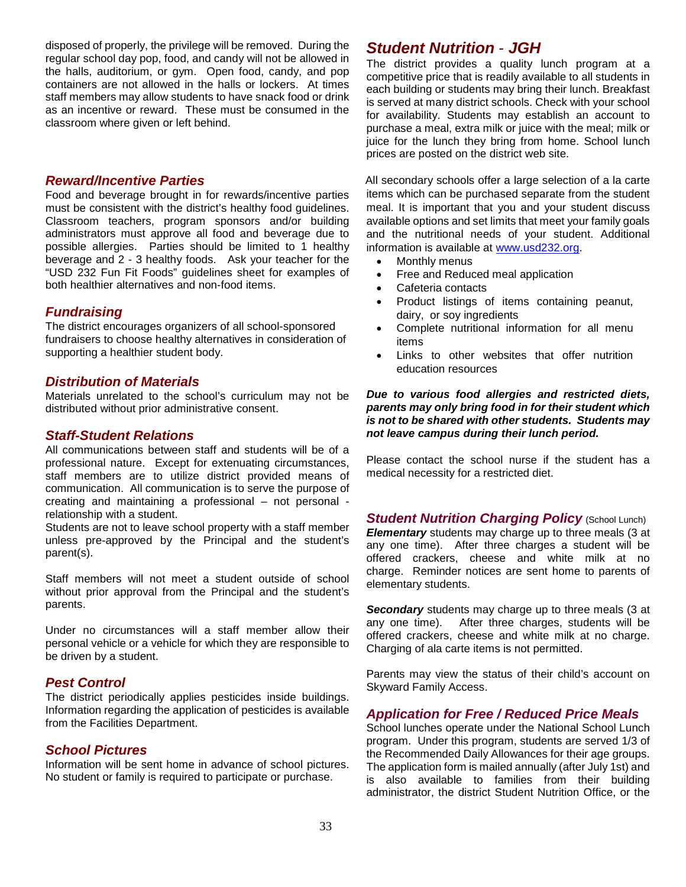disposed of properly, the privilege will be removed. During the regular school day pop, food, and candy will not be allowed in the halls, auditorium, or gym. Open food, candy, and pop containers are not allowed in the halls or lockers. At times staff members may allow students to have snack food or drink as an incentive or reward. These must be consumed in the classroom where given or left behind.

### *Reward/Incentive Parties*

Food and beverage brought in for rewards/incentive parties must be consistent with the district's healthy food guidelines. Classroom teachers, program sponsors and/or building administrators must approve all food and beverage due to possible allergies. Parties should be limited to 1 healthy beverage and 2 - 3 healthy foods. Ask your teacher for the "USD 232 Fun Fit Foods" guidelines sheet for examples of both healthier alternatives and non-food items.

### *Fundraising*

The district encourages organizers of all school-sponsored fundraisers to choose healthy alternatives in consideration of supporting a healthier student body.

### *Distribution of Materials*

Materials unrelated to the school's curriculum may not be distributed without prior administrative consent.

### *Staff-Student Relations*

All communications between staff and students will be of a professional nature. Except for extenuating circumstances, staff members are to utilize district provided means of communication. All communication is to serve the purpose of creating and maintaining a professional – not personal - relationship with a student.

Students are not to leave school property with a staff member unless pre-approved by the Principal and the student's parent(s).

Staff members will not meet a student outside of school without prior approval from the Principal and the student's parents.

Under no circumstances will a staff member allow their personal vehicle or a vehicle for which they are responsible to be driven by a student.

### *Pest Control*

The district periodically applies pesticides inside buildings. Information regarding the application of pesticides is available from the Facilities Department.

### *School Pictures*

Information will be sent home in advance of school pictures. No student or family is required to participate or purchase.

## *Student Nutrition - JGH*

The district provides a quality lunch program at a competitive price that is readily available to all students in each building or students may bring their lunch. Breakfast is served at many district schools. Check with your school for availability. Students may establish an account to purchase a meal, extra milk or juice with the meal; milk or juice for the lunch they bring from home. School lunch prices are posted on the district web site.

All secondary schools offer a large selection of a la carte items which can be purchased separate from the student meal. It is important that you and your student discuss available options and set limits that meet your family goals and the nutritional needs of your student. Additional information is available at www.usd232.org.

- Monthly menus
- Free and Reduced meal application
- Cafeteria contacts
- Product listings of items containing peanut, dairy, or soy ingredients
- Complete nutritional information for all menu items
- Links to other websites that offer nutrition education resources

***Due to various food allergies and restricted diets, parents may only bring food in for their student which is not to be shared with other students. Students may not leave campus during their lunch period.***

Please contact the school nurse if the student has a medical necessity for a restricted diet.

### *Student Nutrition Charging Policy* (School Lunch)

***Elementary*** students may charge up to three meals (3 at any one time). After three charges a student will be offered crackers, cheese and white milk at no charge. Reminder notices are sent home to parents of elementary students.

***Secondary*** students may charge up to three meals (3 at any one time). After three charges, students will be offered crackers, cheese and white milk at no charge. Charging of ala carte items is not permitted.

Parents may view the status of their child's account on Skyward Family Access.

### *Application for Free / Reduced Price Meals*

School lunches operate under the National School Lunch program. Under this program, students are served 1/3 of the Recommended Daily Allowances for their age groups. The application form is mailed annually (after July 1st) and is also available to families from their building administrator, the district Student Nutrition Office, or the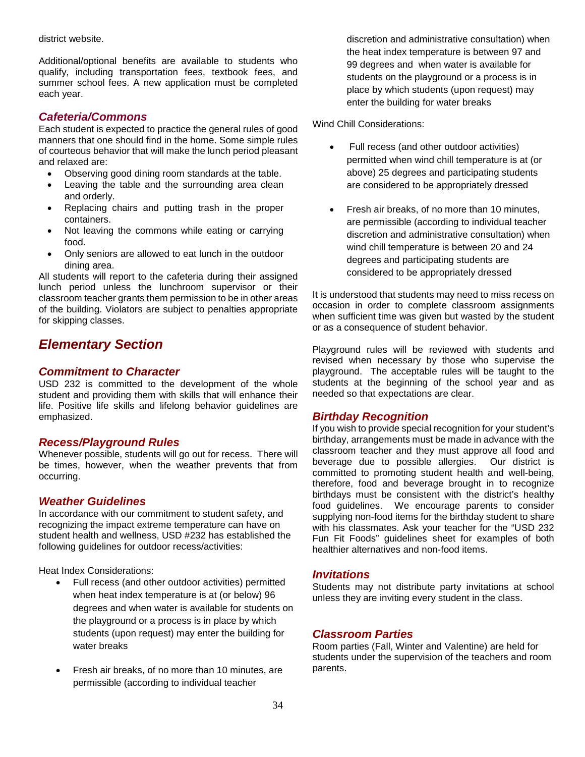district website.

Additional/optional benefits are available to students who qualify, including transportation fees, textbook fees, and summer school fees. A new application must be completed each year.

### *Cafeteria/Commons*

Each student is expected to practice the general rules of good manners that one should find in the home. Some simple rules of courteous behavior that will make the lunch period pleasant and relaxed are:

- Observing good dining room standards at the table.
- Leaving the table and the surrounding area clean and orderly.
- Replacing chairs and putting trash in the proper containers.
- Not leaving the commons while eating or carrying food.
- Only seniors are allowed to eat lunch in the outdoor dining area.

All students will report to the cafeteria during their assigned lunch period unless the lunchroom supervisor or their classroom teacher grants them permission to be in other areas of the building. Violators are subject to penalties appropriate for skipping classes.

## *Elementary Section*

### *Commitment to Character*

USD 232 is committed to the development of the whole student and providing them with skills that will enhance their life. Positive life skills and lifelong behavior guidelines are emphasized.

### *Recess/Playground Rules*

Whenever possible, students will go out for recess. There will be times, however, when the weather prevents that from occurring.

### *Weather Guidelines*

In accordance with our commitment to student safety, and recognizing the impact extreme temperature can have on student health and wellness, USD #232 has established the following guidelines for outdoor recess/activities:

Heat Index Considerations:

- Full recess (and other outdoor activities) permitted when heat index temperature is at (or below) 96 degrees and when water is available for students on the playground or a process is in place by which students (upon request) may enter the building for water breaks

- Fresh air breaks, of no more than 10 minutes, are permissible (according to individual teacher discretion and administrative consultation) when the heat index temperature is between 97 and 99 degrees and when water is available for students on the playground or a process is in place by which students (upon request) may enter the building for water breaks

Wind Chill Considerations:

- Full recess (and other outdoor activities) permitted when wind chill temperature is at (or above) 25 degrees and participating students are considered to be appropriately dressed

- Fresh air breaks, of no more than 10 minutes, are permissible (according to individual teacher discretion and administrative consultation) when wind chill temperature is between 20 and 24 degrees and participating students are considered to be appropriately dressed

It is understood that students may need to miss recess on occasion in order to complete classroom assignments when sufficient time was given but wasted by the student or as a consequence of student behavior.

Playground rules will be reviewed with students and revised when necessary by those who supervise the playground. The acceptable rules will be taught to the students at the beginning of the school year and as needed so that expectations are clear.

### *Birthday Recognition*

If you wish to provide special recognition for your student's birthday, arrangements must be made in advance with the classroom teacher and they must approve all food and beverage due to possible allergies. Our district is committed to promoting student health and well-being, therefore, food and beverage brought in to recognize birthdays must be consistent with the district's healthy food guidelines. We encourage parents to consider supplying non-food items for the birthday student to share with his classmates. Ask your teacher for the "USD 232 Fun Fit Foods" guidelines sheet for examples of both healthier alternatives and non-food items.

### *Invitations*

Students may not distribute party invitations at school unless they are inviting every student in the class.

### *Classroom Parties*

Room parties (Fall, Winter and Valentine) are held for students under the supervision of the teachers and room parents.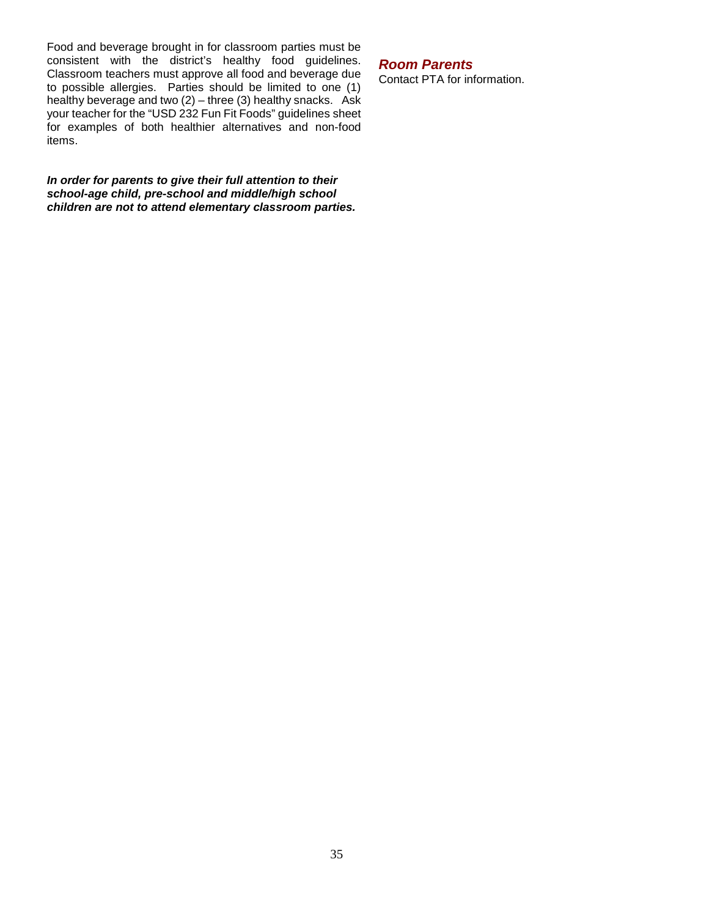Food and beverage brought in for classroom parties must be consistent with the district's healthy food guidelines. Classroom teachers must approve all food and beverage due to possible allergies. Parties should be limited to one (1) healthy beverage and two (2) – three (3) healthy snacks. Ask your teacher for the "USD 232 Fun Fit Foods" guidelines sheet for examples of both healthier alternatives and non-food items.

***In order for parents to give their full attention to their school-age child, pre-school and middle/high school children are not to attend elementary classroom parties.***

### *Room Parents*

Contact PTA for information.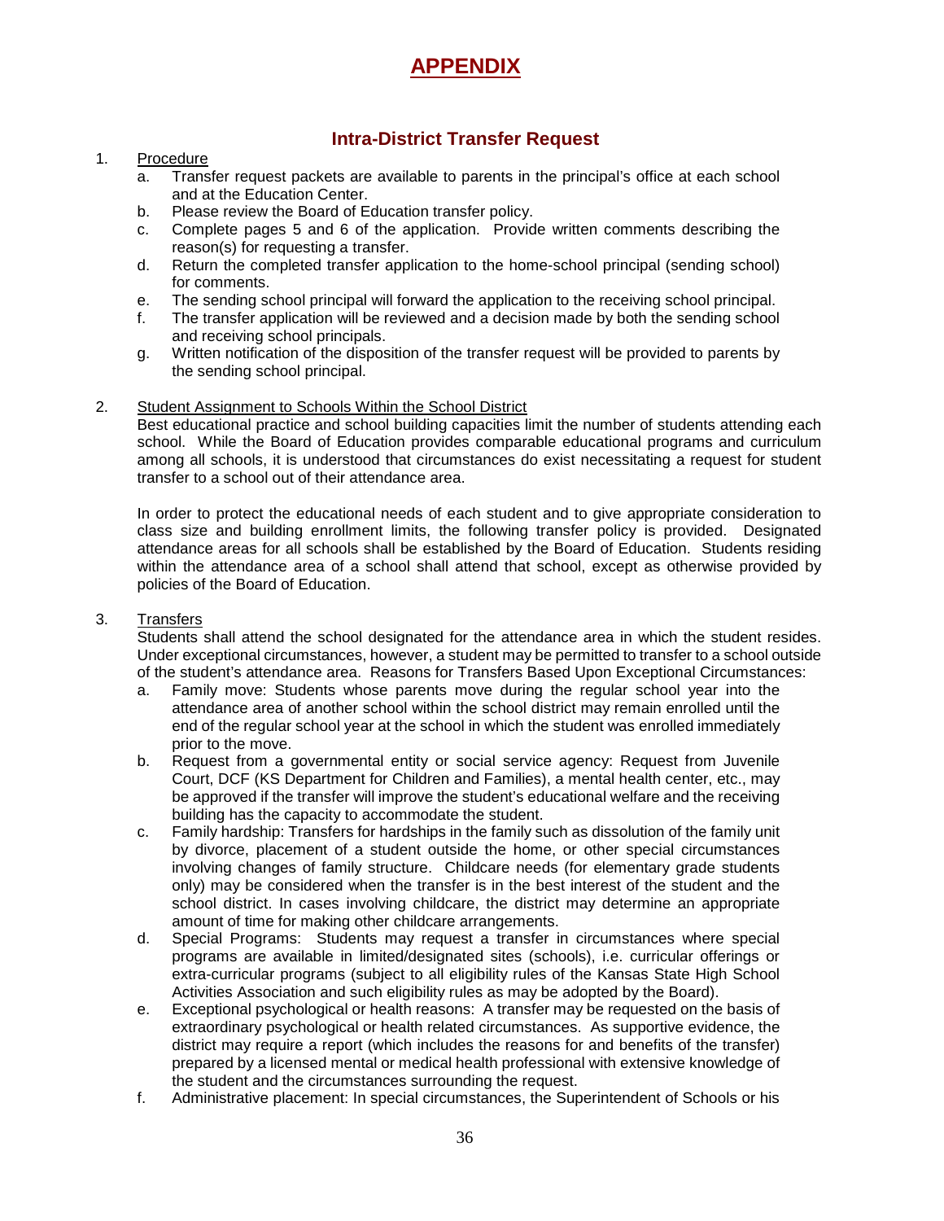# APPENDIX

## Intra-District Transfer Request

1. Procedure
   a. Transfer request packets are available to parents in the principal's office at each school and at the Education Center.
   b. Please review the Board of Education transfer policy.
   c. Complete pages 5 and 6 of the application. Provide written comments describing the reason(s) for requesting a transfer.
   d. Return the completed transfer application to the home-school principal (sending school) for comments.
   e. The sending school principal will forward the application to the receiving school principal.
   f. The transfer application will be reviewed and a decision made by both the sending school and receiving school principals.
   g. Written notification of the disposition of the transfer request will be provided to parents by the sending school principal.

2. Student Assignment to Schools Within the School District

   Best educational practice and school building capacities limit the number of students attending each school. While the Board of Education provides comparable educational programs and curriculum among all schools, it is understood that circumstances do exist necessitating a request for student transfer to a school out of their attendance area.

   In order to protect the educational needs of each student and to give appropriate consideration to class size and building enrollment limits, the following transfer policy is provided. Designated attendance areas for all schools shall be established by the Board of Education. Students residing within the attendance area of a school shall attend that school, except as otherwise provided by policies of the Board of Education.

3. Transfers

   Students shall attend the school designated for the attendance area in which the student resides. Under exceptional circumstances, however, a student may be permitted to transfer to a school outside of the student's attendance area. Reasons for Transfers Based Upon Exceptional Circumstances:
   a. Family move: Students whose parents move during the regular school year into the attendance area of another school within the school district may remain enrolled until the end of the regular school year at the school in which the student was enrolled immediately prior to the move.
   b. Request from a governmental entity or social service agency: Request from Juvenile Court, DCF (KS Department for Children and Families), a mental health center, etc., may be approved if the transfer will improve the student's educational welfare and the receiving building has the capacity to accommodate the student.
   c. Family hardship: Transfers for hardships in the family such as dissolution of the family unit by divorce, placement of a student outside the home, or other special circumstances involving changes of family structure. Childcare needs (for elementary grade students only) may be considered when the transfer is in the best interest of the student and the school district. In cases involving childcare, the district may determine an appropriate amount of time for making other childcare arrangements.
   d. Special Programs: Students may request a transfer in circumstances where special programs are available in limited/designated sites (schools), i.e. curricular offerings or extra-curricular programs (subject to all eligibility rules of the Kansas State High School Activities Association and such eligibility rules as may be adopted by the Board).
   e. Exceptional psychological or health reasons: A transfer may be requested on the basis of extraordinary psychological or health related circumstances. As supportive evidence, the district may require a report (which includes the reasons for and benefits of the transfer) prepared by a licensed mental or medical health professional with extensive knowledge of the student and the circumstances surrounding the request.
   f. Administrative placement: In special circumstances, the Superintendent of Schools or his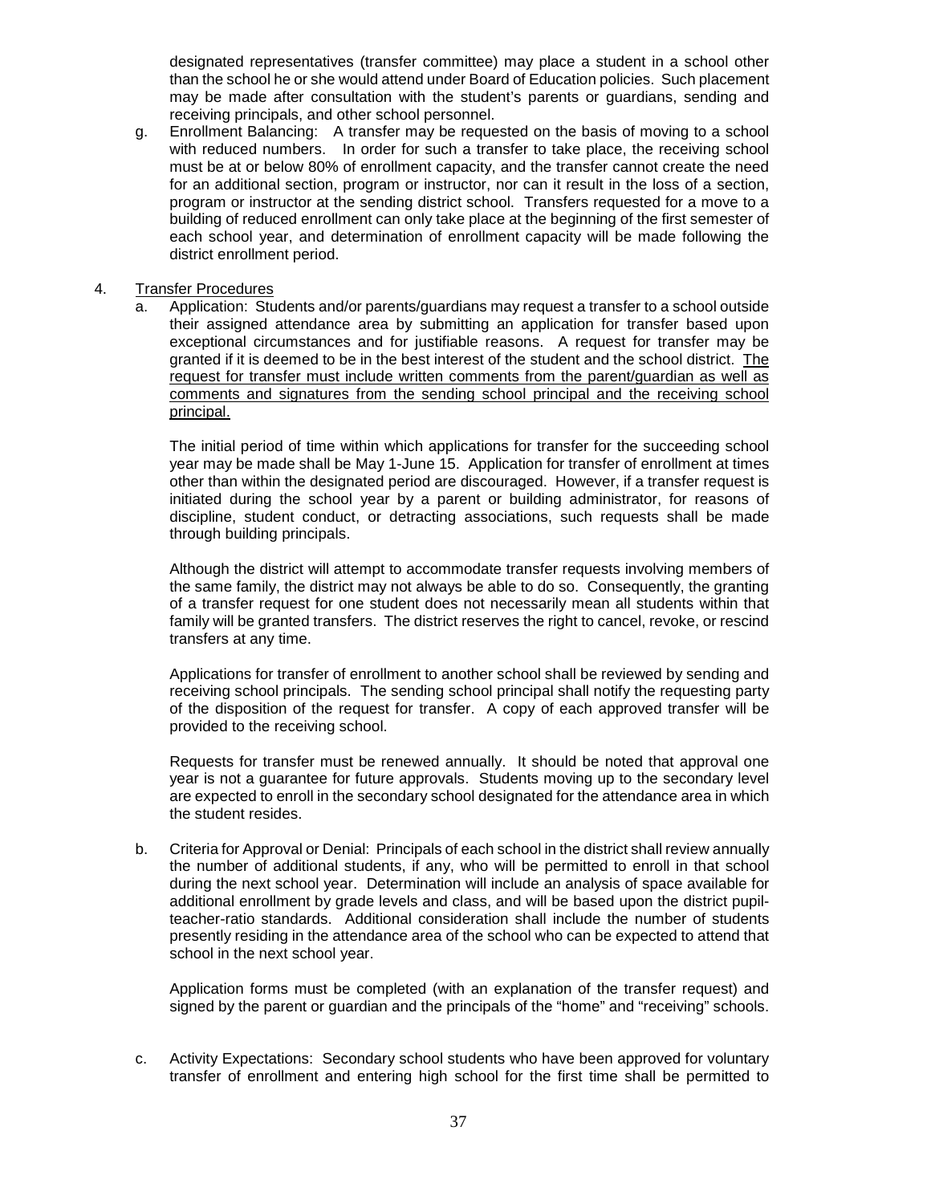designated representatives (transfer committee) may place a student in a school other than the school he or she would attend under Board of Education policies. Such placement may be made after consultation with the student's parents or guardians, sending and receiving principals, and other school personnel.

g. Enrollment Balancing: A transfer may be requested on the basis of moving to a school with reduced numbers. In order for such a transfer to take place, the receiving school must be at or below 80% of enrollment capacity, and the transfer cannot create the need for an additional section, program or instructor, nor can it result in the loss of a section, program or instructor at the sending district school. Transfers requested for a move to a building of reduced enrollment can only take place at the beginning of the first semester of each school year, and determination of enrollment capacity will be made following the district enrollment period.

4. <u>Transfer Procedures</u>

   a. Application: Students and/or parents/guardians may request a transfer to a school outside their assigned attendance area by submitting an application for transfer based upon exceptional circumstances and for justifiable reasons. A request for transfer may be granted if it is deemed to be in the best interest of the student and the school district. <u>The request for transfer must include written comments from the parent/guardian as well as comments and signatures from the sending school principal and the receiving school principal.</u>

      The initial period of time within which applications for transfer for the succeeding school year may be made shall be May 1-June 15. Application for transfer of enrollment at times other than within the designated period are discouraged. However, if a transfer request is initiated during the school year by a parent or building administrator, for reasons of discipline, student conduct, or detracting associations, such requests shall be made through building principals.

      Although the district will attempt to accommodate transfer requests involving members of the same family, the district may not always be able to do so. Consequently, the granting of a transfer request for one student does not necessarily mean all students within that family will be granted transfers. The district reserves the right to cancel, revoke, or rescind transfers at any time.

      Applications for transfer of enrollment to another school shall be reviewed by sending and receiving school principals. The sending school principal shall notify the requesting party of the disposition of the request for transfer. A copy of each approved transfer will be provided to the receiving school.

      Requests for transfer must be renewed annually. It should be noted that approval one year is not a guarantee for future approvals. Students moving up to the secondary level are expected to enroll in the secondary school designated for the attendance area in which the student resides.

   b. Criteria for Approval or Denial: Principals of each school in the district shall review annually the number of additional students, if any, who will be permitted to enroll in that school during the next school year. Determination will include an analysis of space available for additional enrollment by grade levels and class, and will be based upon the district pupil-teacher-ratio standards. Additional consideration shall include the number of students presently residing in the attendance area of the school who can be expected to attend that school in the next school year.

      Application forms must be completed (with an explanation of the transfer request) and signed by the parent or guardian and the principals of the "home" and "receiving" schools.

   c. Activity Expectations: Secondary school students who have been approved for voluntary transfer of enrollment and entering high school for the first time shall be permitted to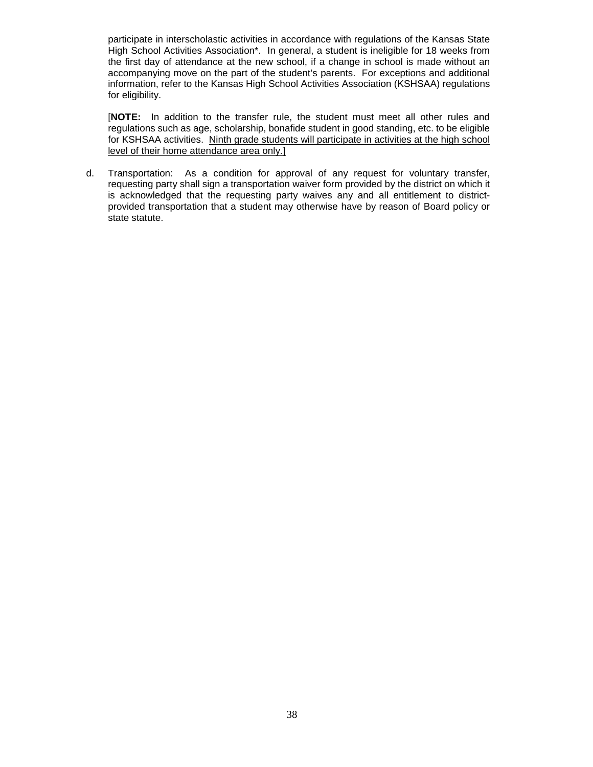participate in interscholastic activities in accordance with regulations of the Kansas State High School Activities Association*. In general, a student is ineligible for 18 weeks from the first day of attendance at the new school, if a change in school is made without an accompanying move on the part of the student's parents. For exceptions and additional information, refer to the Kansas High School Activities Association (KSHSAA) regulations for eligibility.

[**NOTE:** In addition to the transfer rule, the student must meet all other rules and regulations such as age, scholarship, bonafide student in good standing, etc. to be eligible for KSHSAA activities. <u>Ninth grade students will participate in activities at the high school level of their home attendance area only.</u>]

d. Transportation: As a condition for approval of any request for voluntary transfer, requesting party shall sign a transportation waiver form provided by the district on which it is acknowledged that the requesting party waives any and all entitlement to district-provided transportation that a student may otherwise have by reason of Board policy or state statute.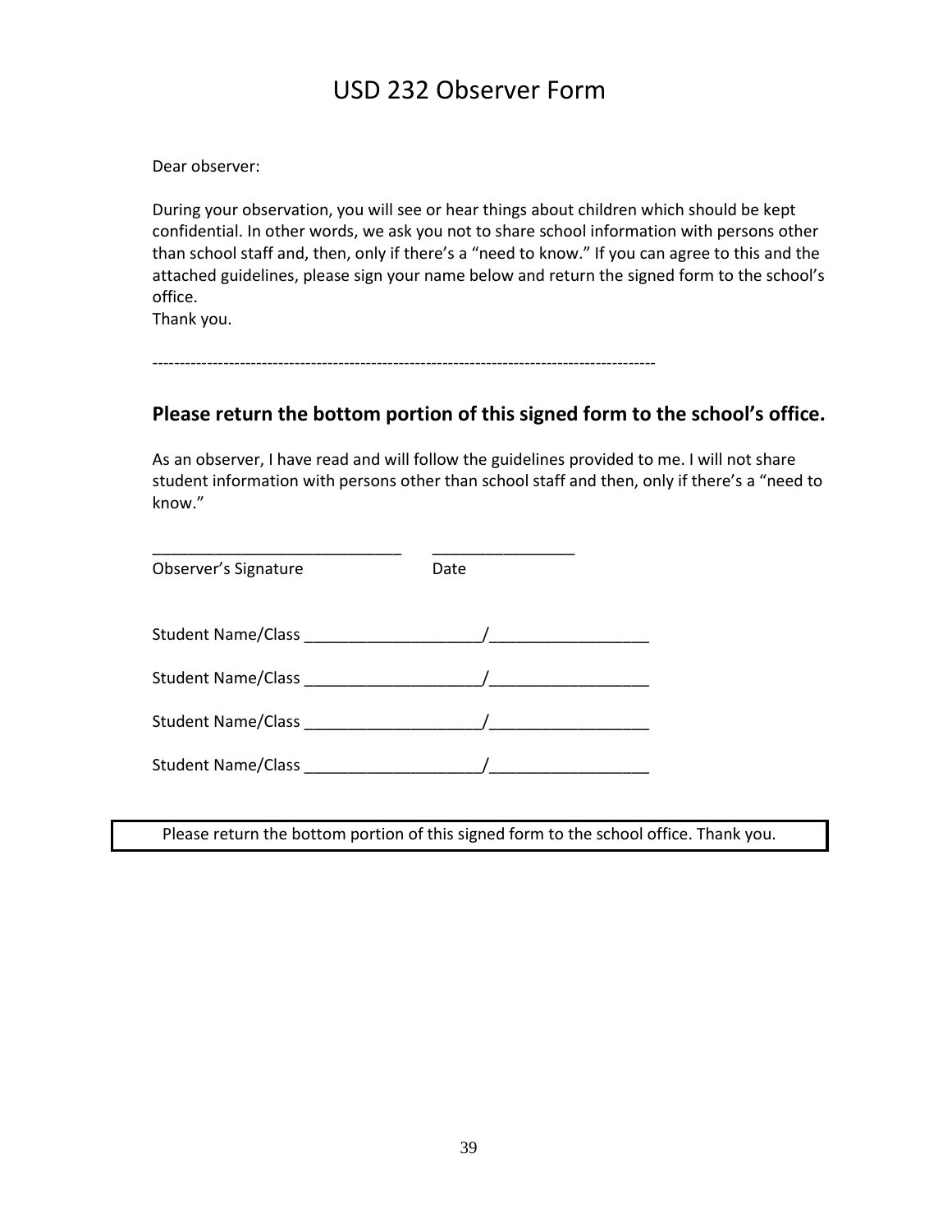# USD 232 Observer Form

Dear observer:

During your observation, you will see or hear things about children which should be kept confidential. In other words, we ask you not to share school information with persons other than school staff and, then, only if there's a "need to know." If you can agree to this and the attached guidelines, please sign your name below and return the signed form to the school's office.
Thank you.

-------------------------------------------------------------------------------------------

## Please return the bottom portion of this signed form to the school's office.

As an observer, I have read and will follow the guidelines provided to me. I will not share student information with persons other than school staff and then, only if there's a "need to know."

_____________________________ ________________
Observer's Signature Date

Student Name/Class ____________________/__________________

Student Name/Class ____________________/__________________

Student Name/Class ____________________/__________________

Student Name/Class ____________________/__________________

Please return the bottom portion of this signed form to the school office. Thank you.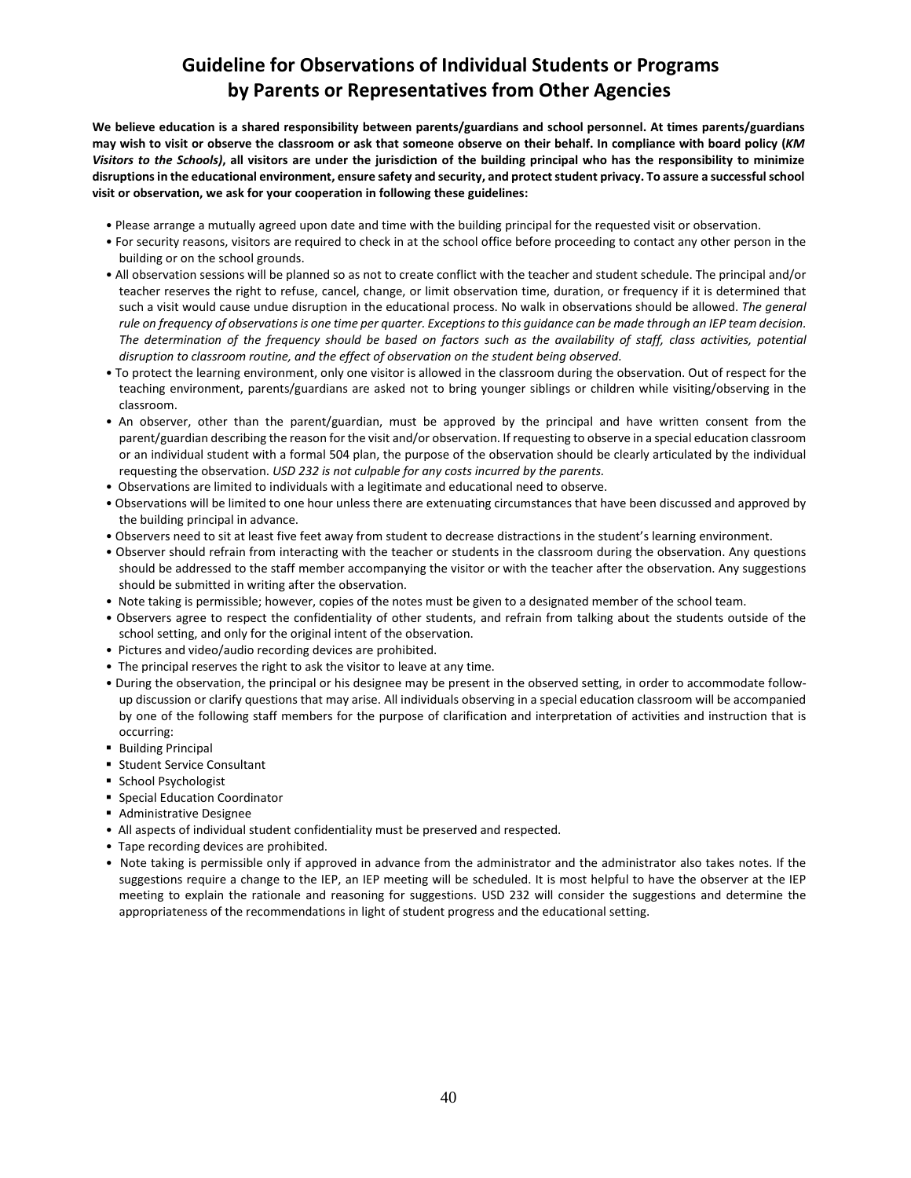# Guideline for Observations of Individual Students or Programs by Parents or Representatives from Other Agencies

**We believe education is a shared responsibility between parents/guardians and school personnel. At times parents/guardians may wish to visit or observe the classroom or ask that someone observe on their behalf. In compliance with board policy (*KM Visitors to the Schools*), all visitors are under the jurisdiction of the building principal who has the responsibility to minimize disruptions in the educational environment, ensure safety and security, and protect student privacy. To assure a successful school visit or observation, we ask for your cooperation in following these guidelines:**

- Please arrange a mutually agreed upon date and time with the building principal for the requested visit or observation.
- For security reasons, visitors are required to check in at the school office before proceeding to contact any other person in the building or on the school grounds.
- All observation sessions will be planned so as not to create conflict with the teacher and student schedule. The principal and/or teacher reserves the right to refuse, cancel, change, or limit observation time, duration, or frequency if it is determined that such a visit would cause undue disruption in the educational process. No walk in observations should be allowed. *The general rule on frequency of observations is one time per quarter. Exceptions to this guidance can be made through an IEP team decision. The determination of the frequency should be based on factors such as the availability of staff, class activities, potential disruption to classroom routine, and the effect of observation on the student being observed.*
- To protect the learning environment, only one visitor is allowed in the classroom during the observation. Out of respect for the teaching environment, parents/guardians are asked not to bring younger siblings or children while visiting/observing in the classroom.
- An observer, other than the parent/guardian, must be approved by the principal and have written consent from the parent/guardian describing the reason for the visit and/or observation. If requesting to observe in a special education classroom or an individual student with a formal 504 plan, the purpose of the observation should be clearly articulated by the individual requesting the observation. *USD 232 is not culpable for any costs incurred by the parents.*
- Observations are limited to individuals with a legitimate and educational need to observe.
- Observations will be limited to one hour unless there are extenuating circumstances that have been discussed and approved by the building principal in advance.
- Observers need to sit at least five feet away from student to decrease distractions in the student's learning environment.
- Observer should refrain from interacting with the teacher or students in the classroom during the observation. Any questions should be addressed to the staff member accompanying the visitor or with the teacher after the observation. Any suggestions should be submitted in writing after the observation.
- Note taking is permissible; however, copies of the notes must be given to a designated member of the school team.
- Observers agree to respect the confidentiality of other students, and refrain from talking about the students outside of the school setting, and only for the original intent of the observation.
- Pictures and video/audio recording devices are prohibited.
- The principal reserves the right to ask the visitor to leave at any time.
- During the observation, the principal or his designee may be present in the observed setting, in order to accommodate follow-up discussion or clarify questions that may arise. All individuals observing in a special education classroom will be accompanied by one of the following staff members for the purpose of clarification and interpretation of activities and instruction that is occurring:
  - Building Principal
  - Student Service Consultant
  - School Psychologist
  - Special Education Coordinator
  - Administrative Designee
- All aspects of individual student confidentiality must be preserved and respected.
- Tape recording devices are prohibited.
- Note taking is permissible only if approved in advance from the administrator and the administrator also takes notes. If the suggestions require a change to the IEP, an IEP meeting will be scheduled. It is most helpful to have the observer at the IEP meeting to explain the rationale and reasoning for suggestions. USD 232 will consider the suggestions and determine the appropriateness of the recommendations in light of student progress and the educational setting.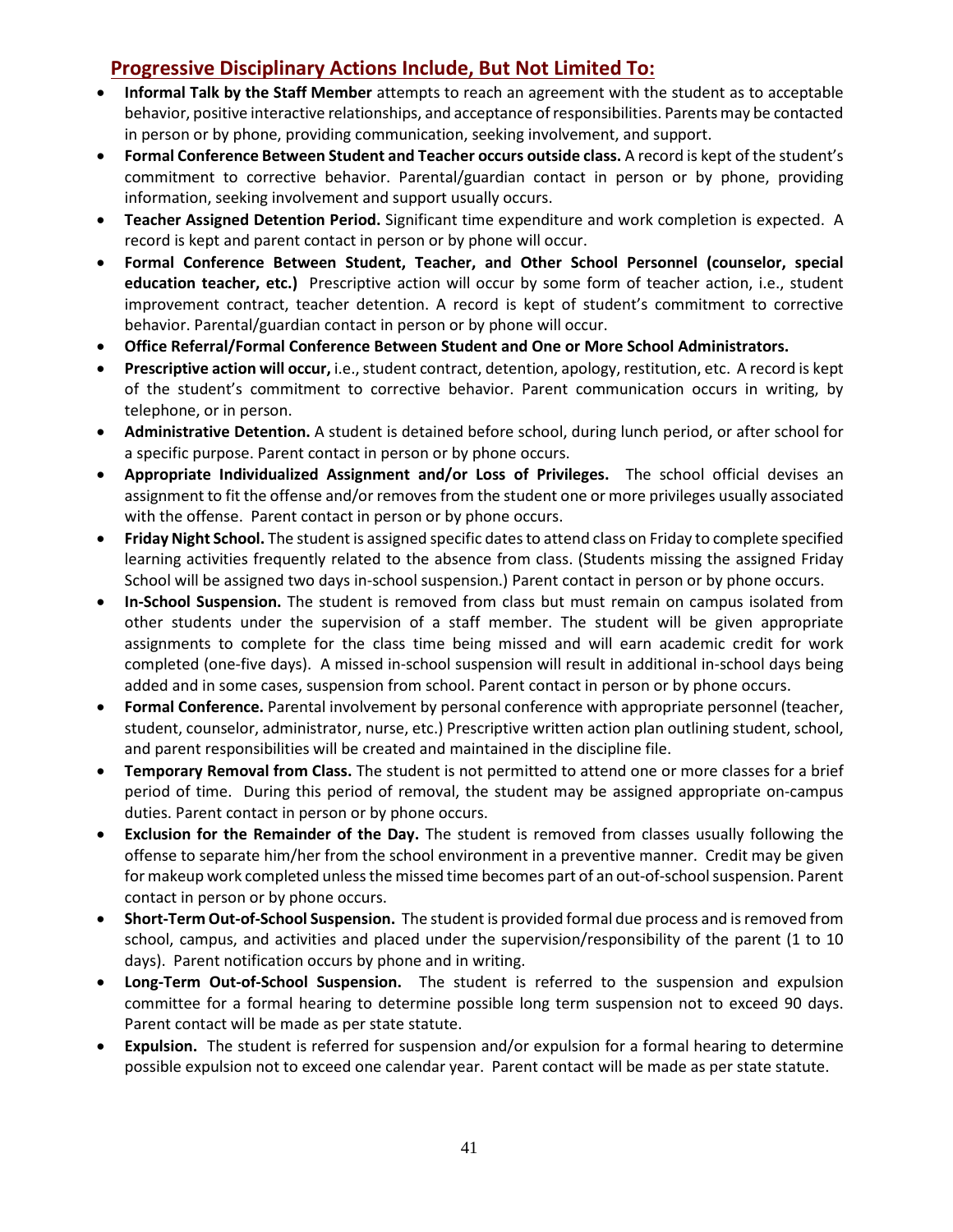## Progressive Disciplinary Actions Include, But Not Limited To:

- **Informal Talk by the Staff Member** attempts to reach an agreement with the student as to acceptable behavior, positive interactive relationships, and acceptance of responsibilities. Parents may be contacted in person or by phone, providing communication, seeking involvement, and support.
- **Formal Conference Between Student and Teacher occurs outside class.** A record is kept of the student's commitment to corrective behavior. Parental/guardian contact in person or by phone, providing information, seeking involvement and support usually occurs.
- **Teacher Assigned Detention Period.** Significant time expenditure and work completion is expected. A record is kept and parent contact in person or by phone will occur.
- **Formal Conference Between Student, Teacher, and Other School Personnel (counselor, special education teacher, etc.)** Prescriptive action will occur by some form of teacher action, i.e., student improvement contract, teacher detention. A record is kept of student's commitment to corrective behavior. Parental/guardian contact in person or by phone will occur.
- **Office Referral/Formal Conference Between Student and One or More School Administrators.**
- **Prescriptive action will occur,** i.e., student contract, detention, apology, restitution, etc. A record is kept of the student's commitment to corrective behavior. Parent communication occurs in writing, by telephone, or in person.
- **Administrative Detention.** A student is detained before school, during lunch period, or after school for a specific purpose. Parent contact in person or by phone occurs.
- **Appropriate Individualized Assignment and/or Loss of Privileges.** The school official devises an assignment to fit the offense and/or removes from the student one or more privileges usually associated with the offense. Parent contact in person or by phone occurs.
- **Friday Night School.** The student is assigned specific dates to attend class on Friday to complete specified learning activities frequently related to the absence from class. (Students missing the assigned Friday School will be assigned two days in-school suspension.) Parent contact in person or by phone occurs.
- **In-School Suspension.** The student is removed from class but must remain on campus isolated from other students under the supervision of a staff member. The student will be given appropriate assignments to complete for the class time being missed and will earn academic credit for work completed (one-five days). A missed in-school suspension will result in additional in-school days being added and in some cases, suspension from school. Parent contact in person or by phone occurs.
- **Formal Conference.** Parental involvement by personal conference with appropriate personnel (teacher, student, counselor, administrator, nurse, etc.) Prescriptive written action plan outlining student, school, and parent responsibilities will be created and maintained in the discipline file.
- **Temporary Removal from Class.** The student is not permitted to attend one or more classes for a brief period of time. During this period of removal, the student may be assigned appropriate on-campus duties. Parent contact in person or by phone occurs.
- **Exclusion for the Remainder of the Day.** The student is removed from classes usually following the offense to separate him/her from the school environment in a preventive manner. Credit may be given for makeup work completed unless the missed time becomes part of an out-of-school suspension. Parent contact in person or by phone occurs.
- **Short-Term Out-of-School Suspension.** The student is provided formal due process and is removed from school, campus, and activities and placed under the supervision/responsibility of the parent (1 to 10 days). Parent notification occurs by phone and in writing.
- **Long-Term Out-of-School Suspension.** The student is referred to the suspension and expulsion committee for a formal hearing to determine possible long term suspension not to exceed 90 days. Parent contact will be made as per state statute.
- **Expulsion.** The student is referred for suspension and/or expulsion for a formal hearing to determine possible expulsion not to exceed one calendar year. Parent contact will be made as per state statute.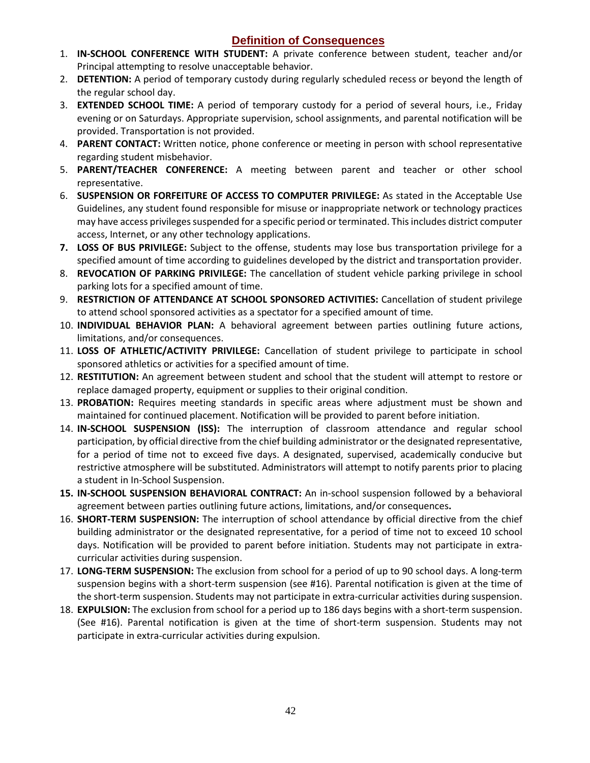## Definition of Consequences

1. **IN-SCHOOL CONFERENCE WITH STUDENT:** A private conference between student, teacher and/or Principal attempting to resolve unacceptable behavior.
2. **DETENTION:** A period of temporary custody during regularly scheduled recess or beyond the length of the regular school day.
3. **EXTENDED SCHOOL TIME:** A period of temporary custody for a period of several hours, i.e., Friday evening or on Saturdays. Appropriate supervision, school assignments, and parental notification will be provided. Transportation is not provided.
4. **PARENT CONTACT:** Written notice, phone conference or meeting in person with school representative regarding student misbehavior.
5. **PARENT/TEACHER CONFERENCE:** A meeting between parent and teacher or other school representative.
6. **SUSPENSION OR FORFEITURE OF ACCESS TO COMPUTER PRIVILEGE:** As stated in the Acceptable Use Guidelines, any student found responsible for misuse or inappropriate network or technology practices may have access privileges suspended for a specific period or terminated. This includes district computer access, Internet, or any other technology applications.
7. **LOSS OF BUS PRIVILEGE:** Subject to the offense, students may lose bus transportation privilege for a specified amount of time according to guidelines developed by the district and transportation provider.
8. **REVOCATION OF PARKING PRIVILEGE:** The cancellation of student vehicle parking privilege in school parking lots for a specified amount of time.
9. **RESTRICTION OF ATTENDANCE AT SCHOOL SPONSORED ACTIVITIES:** Cancellation of student privilege to attend school sponsored activities as a spectator for a specified amount of time.
10. **INDIVIDUAL BEHAVIOR PLAN:** A behavioral agreement between parties outlining future actions, limitations, and/or consequences.
11. **LOSS OF ATHLETIC/ACTIVITY PRIVILEGE:** Cancellation of student privilege to participate in school sponsored athletics or activities for a specified amount of time.
12. **RESTITUTION:** An agreement between student and school that the student will attempt to restore or replace damaged property, equipment or supplies to their original condition.
13. **PROBATION:** Requires meeting standards in specific areas where adjustment must be shown and maintained for continued placement. Notification will be provided to parent before initiation.
14. **IN-SCHOOL SUSPENSION (ISS):** The interruption of classroom attendance and regular school participation, by official directive from the chief building administrator or the designated representative, for a period of time not to exceed five days. A designated, supervised, academically conducive but restrictive atmosphere will be substituted. Administrators will attempt to notify parents prior to placing a student in In-School Suspension.
15. **IN-SCHOOL SUSPENSION BEHAVIORAL CONTRACT:** An in-school suspension followed by a behavioral agreement between parties outlining future actions, limitations, and/or consequences**.**
16. **SHORT-TERM SUSPENSION:** The interruption of school attendance by official directive from the chief building administrator or the designated representative, for a period of time not to exceed 10 school days. Notification will be provided to parent before initiation. Students may not participate in extra-curricular activities during suspension.
17. **LONG-TERM SUSPENSION:** The exclusion from school for a period of up to 90 school days. A long-term suspension begins with a short-term suspension (see #16). Parental notification is given at the time of the short-term suspension. Students may not participate in extra-curricular activities during suspension.
18. **EXPULSION:** The exclusion from school for a period up to 186 days begins with a short-term suspension. (See #16). Parental notification is given at the time of short-term suspension. Students may not participate in extra-curricular activities during expulsion.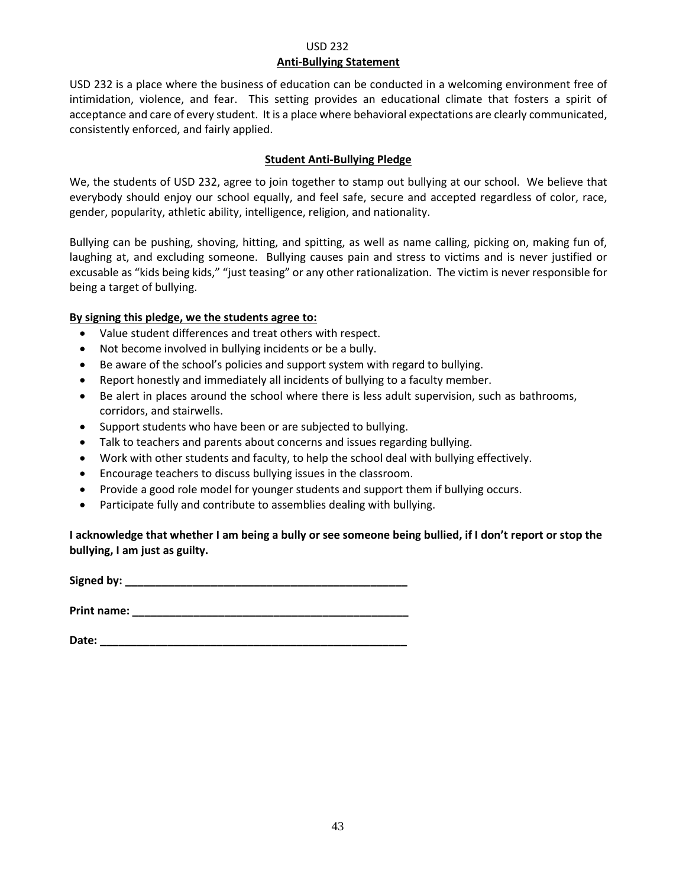USD 232

## Anti-Bullying Statement

USD 232 is a place where the business of education can be conducted in a welcoming environment free of intimidation, violence, and fear. This setting provides an educational climate that fosters a spirit of acceptance and care of every student. It is a place where behavioral expectations are clearly communicated, consistently enforced, and fairly applied.

## Student Anti-Bullying Pledge

We, the students of USD 232, agree to join together to stamp out bullying at our school. We believe that everybody should enjoy our school equally, and feel safe, secure and accepted regardless of color, race, gender, popularity, athletic ability, intelligence, religion, and nationality.

Bullying can be pushing, shoving, hitting, and spitting, as well as name calling, picking on, making fun of, laughing at, and excluding someone. Bullying causes pain and stress to victims and is never justified or excusable as "kids being kids," "just teasing" or any other rationalization. The victim is never responsible for being a target of bullying.

**By signing this pledge, we the students agree to:**

- Value student differences and treat others with respect.
- Not become involved in bullying incidents or be a bully.
- Be aware of the school's policies and support system with regard to bullying.
- Report honestly and immediately all incidents of bullying to a faculty member.
- Be alert in places around the school where there is less adult supervision, such as bathrooms, corridors, and stairwells.
- Support students who have been or are subjected to bullying.
- Talk to teachers and parents about concerns and issues regarding bullying.
- Work with other students and faculty, to help the school deal with bullying effectively.
- Encourage teachers to discuss bullying issues in the classroom.
- Provide a good role model for younger students and support them if bullying occurs.
- Participate fully and contribute to assemblies dealing with bullying.

**I acknowledge that whether I am being a bully or see someone being bullied, if I don't report or stop the bullying, I am just as guilty.**

**Signed by:** _______________________________________________

**Print name:** _______________________________________________

**Date:** ____________________________________________________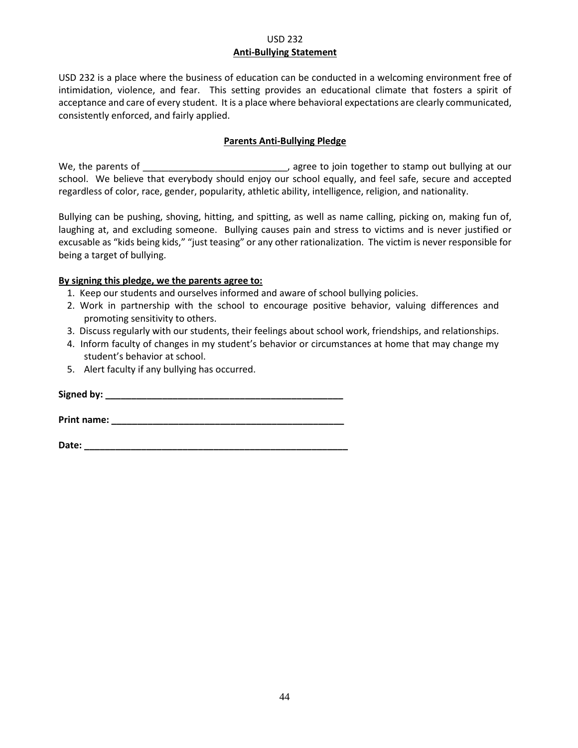USD 232

## Anti-Bullying Statement

USD 232 is a place where the business of education can be conducted in a welcoming environment free of intimidation, violence, and fear. This setting provides an educational climate that fosters a spirit of acceptance and care of every student. It is a place where behavioral expectations are clearly communicated, consistently enforced, and fairly applied.

## Parents Anti-Bullying Pledge

We, the parents of ____________________________, agree to join together to stamp out bullying at our school. We believe that everybody should enjoy our school equally, and feel safe, secure and accepted regardless of color, race, gender, popularity, athletic ability, intelligence, religion, and nationality.

Bullying can be pushing, shoving, hitting, and spitting, as well as name calling, picking on, making fun of, laughing at, and excluding someone. Bullying causes pain and stress to victims and is never justified or excusable as "kids being kids," "just teasing" or any other rationalization. The victim is never responsible for being a target of bullying.

**By signing this pledge, we the parents agree to:**

1. Keep our students and ourselves informed and aware of school bullying policies.
2. Work in partnership with the school to encourage positive behavior, valuing differences and promoting sensitivity to others.
3. Discuss regularly with our students, their feelings about school work, friendships, and relationships.
4. Inform faculty of changes in my student's behavior or circumstances at home that may change my student's behavior at school.
5. Alert faculty if any bullying has occurred.

**Signed by: _______________________________________________**

**Print name: ______________________________________________**

**Date: ____________________________________________________**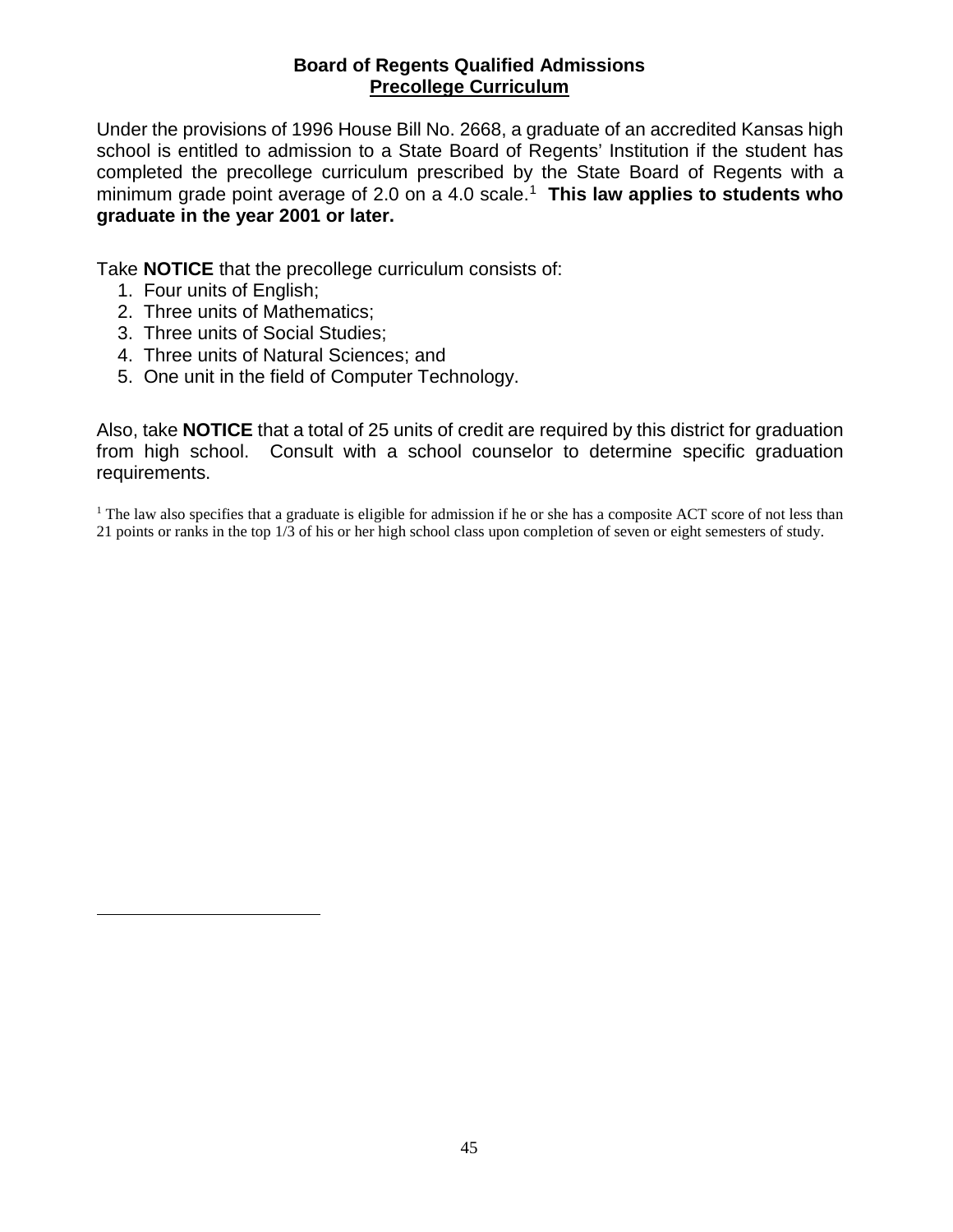## Board of Regents Qualified Admissions

## Precollege Curriculum

Under the provisions of 1996 House Bill No. 2668, a graduate of an accredited Kansas high school is entitled to admission to a State Board of Regents' Institution if the student has completed the precollege curriculum prescribed by the State Board of Regents with a minimum grade point average of 2.0 on a 4.0 scale.[1] **This law applies to students who graduate in the year 2001 or later.**

Take **NOTICE** that the precollege curriculum consists of:

1. Four units of English;
2. Three units of Mathematics;
3. Three units of Social Studies;
4. Three units of Natural Sciences; and
5. One unit in the field of Computer Technology.

Also, take **NOTICE** that a total of 25 units of credit are required by this district for graduation from high school. Consult with a school counselor to determine specific graduation requirements.

[1] The law also specifies that a graduate is eligible for admission if he or she has a composite ACT score of not less than 21 points or ranks in the top 1/3 of his or her high school class upon completion of seven or eight semesters of study.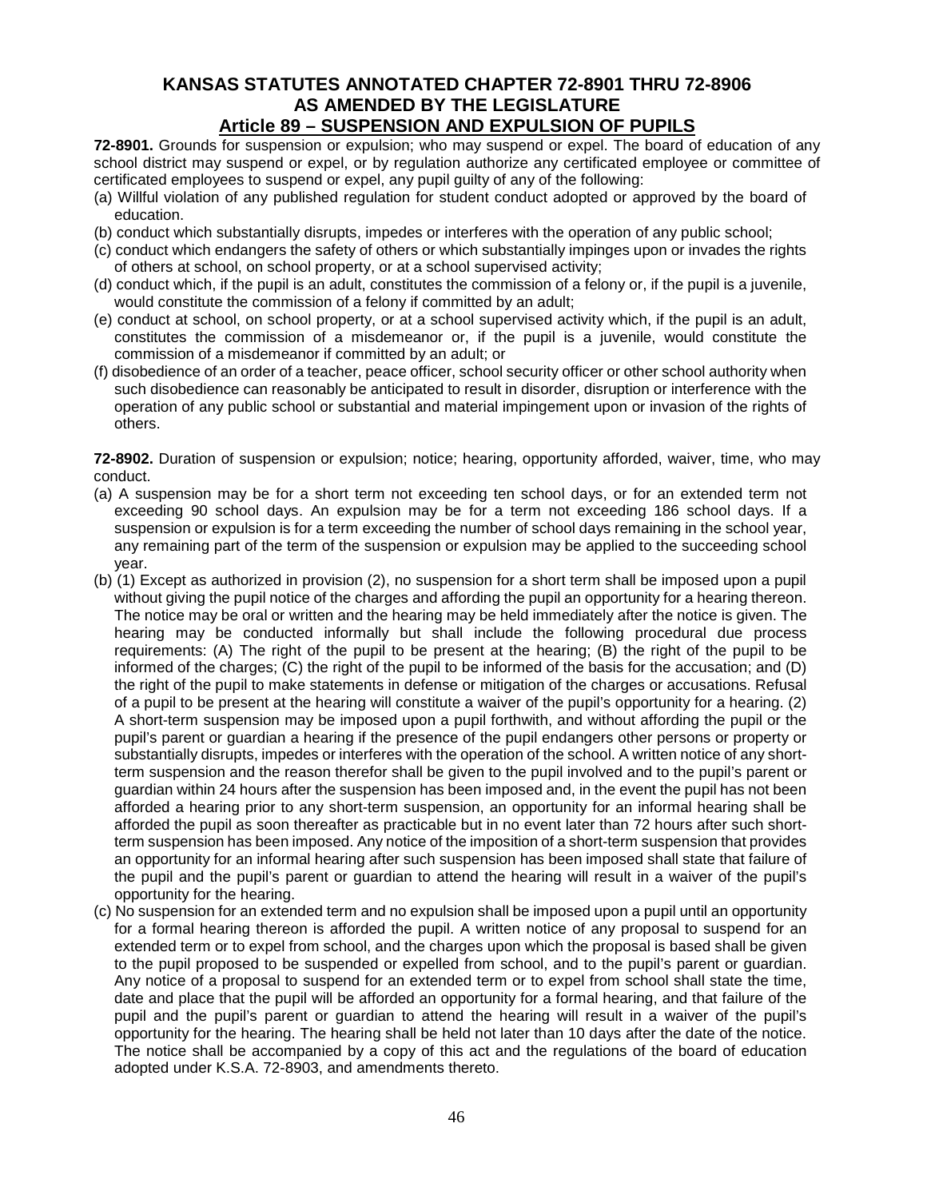# KANSAS STATUTES ANNOTATED CHAPTER 72-8901 THRU 72-8906 AS AMENDED BY THE LEGISLATURE

## Article 89 – SUSPENSION AND EXPULSION OF PUPILS

**72-8901.** Grounds for suspension or expulsion; who may suspend or expel. The board of education of any school district may suspend or expel, or by regulation authorize any certificated employee or committee of certificated employees to suspend or expel, any pupil guilty of any of the following:

(a) Willful violation of any published regulation for student conduct adopted or approved by the board of education.

(b) conduct which substantially disrupts, impedes or interferes with the operation of any public school;

(c) conduct which endangers the safety of others or which substantially impinges upon or invades the rights of others at school, on school property, or at a school supervised activity;

(d) conduct which, if the pupil is an adult, constitutes the commission of a felony or, if the pupil is a juvenile, would constitute the commission of a felony if committed by an adult;

(e) conduct at school, on school property, or at a school supervised activity which, if the pupil is an adult, constitutes the commission of a misdemeanor or, if the pupil is a juvenile, would constitute the commission of a misdemeanor if committed by an adult; or

(f) disobedience of an order of a teacher, peace officer, school security officer or other school authority when such disobedience can reasonably be anticipated to result in disorder, disruption or interference with the operation of any public school or substantial and material impingement upon or invasion of the rights of others.

**72-8902.** Duration of suspension or expulsion; notice; hearing, opportunity afforded, waiver, time, who may conduct.

(a) A suspension may be for a short term not exceeding ten school days, or for an extended term not exceeding 90 school days. An expulsion may be for a term not exceeding 186 school days. If a suspension or expulsion is for a term exceeding the number of school days remaining in the school year, any remaining part of the term of the suspension or expulsion may be applied to the succeeding school year.

(b) (1) Except as authorized in provision (2), no suspension for a short term shall be imposed upon a pupil without giving the pupil notice of the charges and affording the pupil an opportunity for a hearing thereon. The notice may be oral or written and the hearing may be held immediately after the notice is given. The hearing may be conducted informally but shall include the following procedural due process requirements: (A) The right of the pupil to be present at the hearing; (B) the right of the pupil to be informed of the charges; (C) the right of the pupil to be informed of the basis for the accusation; and (D) the right of the pupil to make statements in defense or mitigation of the charges or accusations. Refusal of a pupil to be present at the hearing will constitute a waiver of the pupil's opportunity for a hearing. (2) A short-term suspension may be imposed upon a pupil forthwith, and without affording the pupil or the pupil's parent or guardian a hearing if the presence of the pupil endangers other persons or property or substantially disrupts, impedes or interferes with the operation of the school. A written notice of any short-term suspension and the reason therefor shall be given to the pupil involved and to the pupil's parent or guardian within 24 hours after the suspension has been imposed and, in the event the pupil has not been afforded a hearing prior to any short-term suspension, an opportunity for an informal hearing shall be afforded the pupil as soon thereafter as practicable but in no event later than 72 hours after such short-term suspension has been imposed. Any notice of the imposition of a short-term suspension that provides an opportunity for an informal hearing after such suspension has been imposed shall state that failure of the pupil and the pupil's parent or guardian to attend the hearing will result in a waiver of the pupil's opportunity for the hearing.

(c) No suspension for an extended term and no expulsion shall be imposed upon a pupil until an opportunity for a formal hearing thereon is afforded the pupil. A written notice of any proposal to suspend for an extended term or to expel from school, and the charges upon which the proposal is based shall be given to the pupil proposed to be suspended or expelled from school, and to the pupil's parent or guardian. Any notice of a proposal to suspend for an extended term or to expel from school shall state the time, date and place that the pupil will be afforded an opportunity for a formal hearing, and that failure of the pupil and the pupil's parent or guardian to attend the hearing will result in a waiver of the pupil's opportunity for the hearing. The hearing shall be held not later than 10 days after the date of the notice. The notice shall be accompanied by a copy of this act and the regulations of the board of education adopted under K.S.A. 72-8903, and amendments thereto.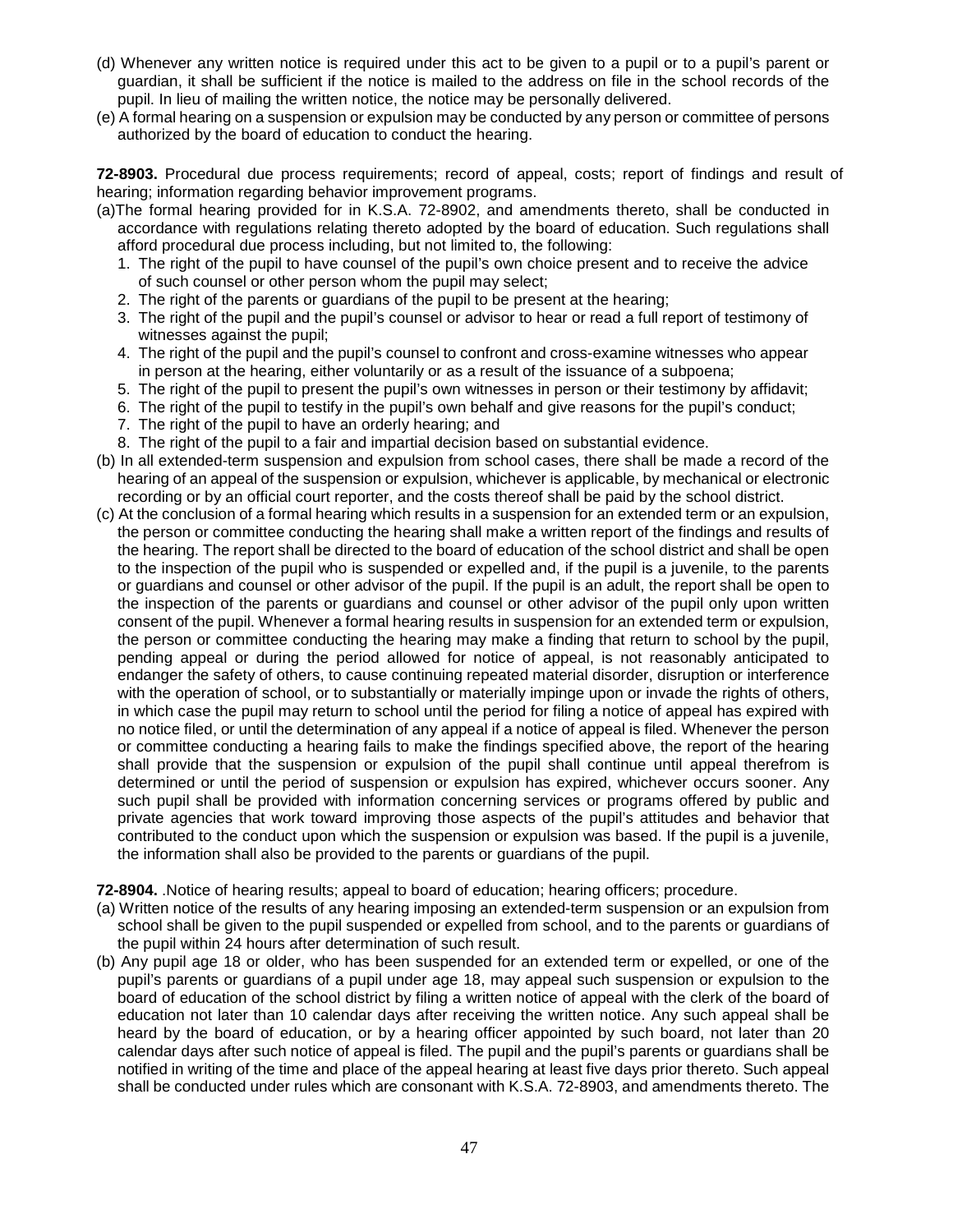(d) Whenever any written notice is required under this act to be given to a pupil or to a pupil's parent or guardian, it shall be sufficient if the notice is mailed to the address on file in the school records of the pupil. In lieu of mailing the written notice, the notice may be personally delivered.

(e) A formal hearing on a suspension or expulsion may be conducted by any person or committee of persons authorized by the board of education to conduct the hearing.

**72-8903.** Procedural due process requirements; record of appeal, costs; report of findings and result of hearing; information regarding behavior improvement programs.

(a)The formal hearing provided for in K.S.A. 72-8902, and amendments thereto, shall be conducted in accordance with regulations relating thereto adopted by the board of education. Such regulations shall afford procedural due process including, but not limited to, the following:

1. The right of the pupil to have counsel of the pupil's own choice present and to receive the advice of such counsel or other person whom the pupil may select;
2. The right of the parents or guardians of the pupil to be present at the hearing;
3. The right of the pupil and the pupil's counsel or advisor to hear or read a full report of testimony of witnesses against the pupil;
4. The right of the pupil and the pupil's counsel to confront and cross-examine witnesses who appear in person at the hearing, either voluntarily or as a result of the issuance of a subpoena;
5. The right of the pupil to present the pupil's own witnesses in person or their testimony by affidavit;
6. The right of the pupil to testify in the pupil's own behalf and give reasons for the pupil's conduct;
7. The right of the pupil to have an orderly hearing; and
8. The right of the pupil to a fair and impartial decision based on substantial evidence.

(b) In all extended-term suspension and expulsion from school cases, there shall be made a record of the hearing of an appeal of the suspension or expulsion, whichever is applicable, by mechanical or electronic recording or by an official court reporter, and the costs thereof shall be paid by the school district.

(c) At the conclusion of a formal hearing which results in a suspension for an extended term or an expulsion, the person or committee conducting the hearing shall make a written report of the findings and results of the hearing. The report shall be directed to the board of education of the school district and shall be open to the inspection of the pupil who is suspended or expelled and, if the pupil is a juvenile, to the parents or guardians and counsel or other advisor of the pupil. If the pupil is an adult, the report shall be open to the inspection of the parents or guardians and counsel or other advisor of the pupil only upon written consent of the pupil. Whenever a formal hearing results in suspension for an extended term or expulsion, the person or committee conducting the hearing may make a finding that return to school by the pupil, pending appeal or during the period allowed for notice of appeal, is not reasonably anticipated to endanger the safety of others, to cause continuing repeated material disorder, disruption or interference with the operation of school, or to substantially or materially impinge upon or invade the rights of others, in which case the pupil may return to school until the period for filing a notice of appeal has expired with no notice filed, or until the determination of any appeal if a notice of appeal is filed. Whenever the person or committee conducting a hearing fails to make the findings specified above, the report of the hearing shall provide that the suspension or expulsion of the pupil shall continue until appeal therefrom is determined or until the period of suspension or expulsion has expired, whichever occurs sooner. Any such pupil shall be provided with information concerning services or programs offered by public and private agencies that work toward improving those aspects of the pupil's attitudes and behavior that contributed to the conduct upon which the suspension or expulsion was based. If the pupil is a juvenile, the information shall also be provided to the parents or guardians of the pupil.

**72-8904.** .Notice of hearing results; appeal to board of education; hearing officers; procedure.

(a) Written notice of the results of any hearing imposing an extended-term suspension or an expulsion from school shall be given to the pupil suspended or expelled from school, and to the parents or guardians of the pupil within 24 hours after determination of such result.

(b) Any pupil age 18 or older, who has been suspended for an extended term or expelled, or one of the pupil's parents or guardians of a pupil under age 18, may appeal such suspension or expulsion to the board of education of the school district by filing a written notice of appeal with the clerk of the board of education not later than 10 calendar days after receiving the written notice. Any such appeal shall be heard by the board of education, or by a hearing officer appointed by such board, not later than 20 calendar days after such notice of appeal is filed. The pupil and the pupil's parents or guardians shall be notified in writing of the time and place of the appeal hearing at least five days prior thereto. Such appeal shall be conducted under rules which are consonant with K.S.A. 72-8903, and amendments thereto. The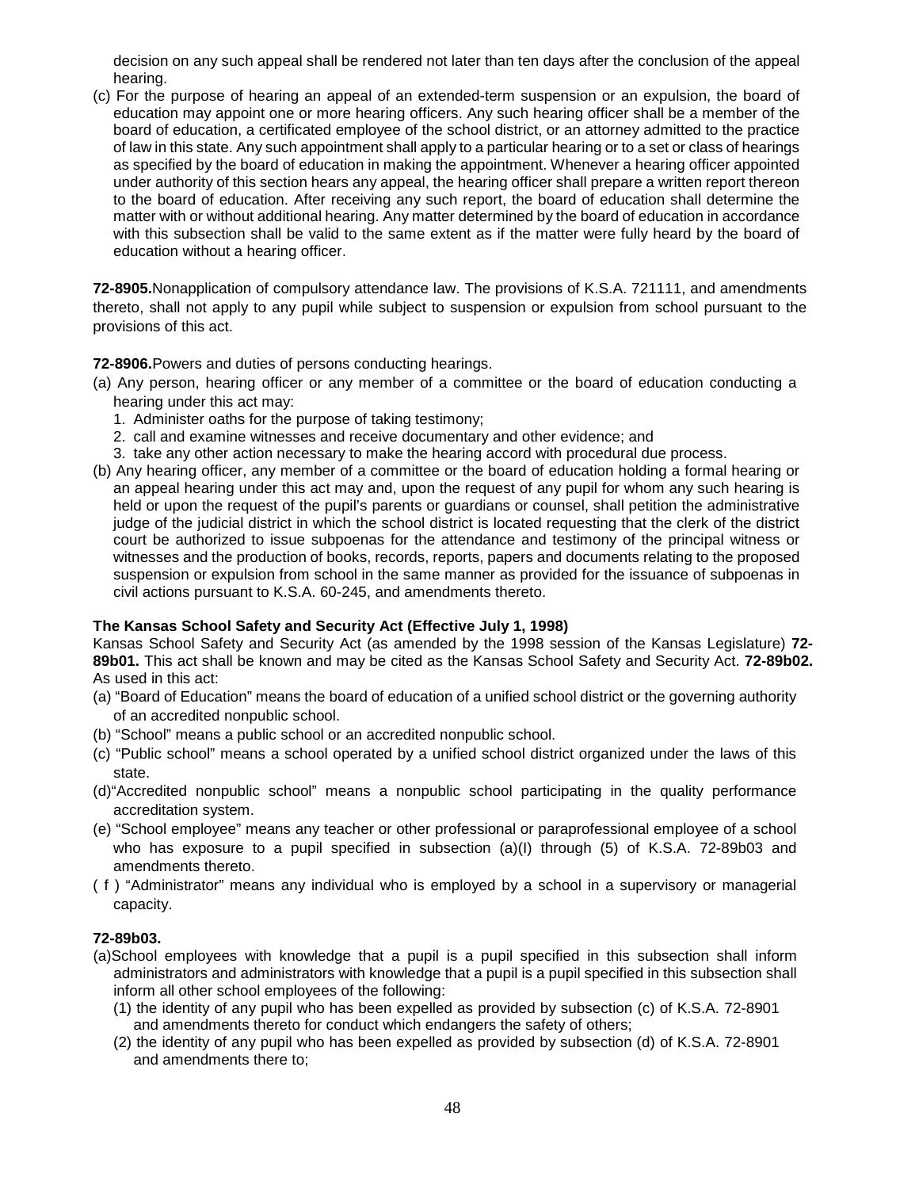decision on any such appeal shall be rendered not later than ten days after the conclusion of the appeal hearing.

(c) For the purpose of hearing an appeal of an extended-term suspension or an expulsion, the board of education may appoint one or more hearing officers. Any such hearing officer shall be a member of the board of education, a certificated employee of the school district, or an attorney admitted to the practice of law in this state. Any such appointment shall apply to a particular hearing or to a set or class of hearings as specified by the board of education in making the appointment. Whenever a hearing officer appointed under authority of this section hears any appeal, the hearing officer shall prepare a written report thereon to the board of education. After receiving any such report, the board of education shall determine the matter with or without additional hearing. Any matter determined by the board of education in accordance with this subsection shall be valid to the same extent as if the matter were fully heard by the board of education without a hearing officer.

**72-8905.**Nonapplication of compulsory attendance law. The provisions of K.S.A. 721111, and amendments thereto, shall not apply to any pupil while subject to suspension or expulsion from school pursuant to the provisions of this act.

**72-8906.**Powers and duties of persons conducting hearings.

(a) Any person, hearing officer or any member of a committee or the board of education conducting a hearing under this act may:
   1. Administer oaths for the purpose of taking testimony;
   2. call and examine witnesses and receive documentary and other evidence; and
   3. take any other action necessary to make the hearing accord with procedural due process.

(b) Any hearing officer, any member of a committee or the board of education holding a formal hearing or an appeal hearing under this act may and, upon the request of any pupil for whom any such hearing is held or upon the request of the pupil's parents or guardians or counsel, shall petition the administrative judge of the judicial district in which the school district is located requesting that the clerk of the district court be authorized to issue subpoenas for the attendance and testimony of the principal witness or witnesses and the production of books, records, reports, papers and documents relating to the proposed suspension or expulsion from school in the same manner as provided for the issuance of subpoenas in civil actions pursuant to K.S.A. 60-245, and amendments thereto.

**The Kansas School Safety and Security Act (Effective July 1, 1998)**

Kansas School Safety and Security Act (as amended by the 1998 session of the Kansas Legislature) **72-89b01.** This act shall be known and may be cited as the Kansas School Safety and Security Act. **72-89b02.** As used in this act:

(a) "Board of Education" means the board of education of a unified school district or the governing authority of an accredited nonpublic school.

(b) "School" means a public school or an accredited nonpublic school.

(c) "Public school" means a school operated by a unified school district organized under the laws of this state.

(d)"Accredited nonpublic school" means a nonpublic school participating in the quality performance accreditation system.

(e) "School employee" means any teacher or other professional or paraprofessional employee of a school who has exposure to a pupil specified in subsection (a)(I) through (5) of K.S.A. 72-89b03 and amendments thereto.

( f ) "Administrator" means any individual who is employed by a school in a supervisory or managerial capacity.

**72-89b03.**

(a)School employees with knowledge that a pupil is a pupil specified in this subsection shall inform administrators and administrators with knowledge that a pupil is a pupil specified in this subsection shall inform all other school employees of the following:
   (1) the identity of any pupil who has been expelled as provided by subsection (c) of K.S.A. 72-8901 and amendments thereto for conduct which endangers the safety of others;
   (2) the identity of any pupil who has been expelled as provided by subsection (d) of K.S.A. 72-8901 and amendments there to;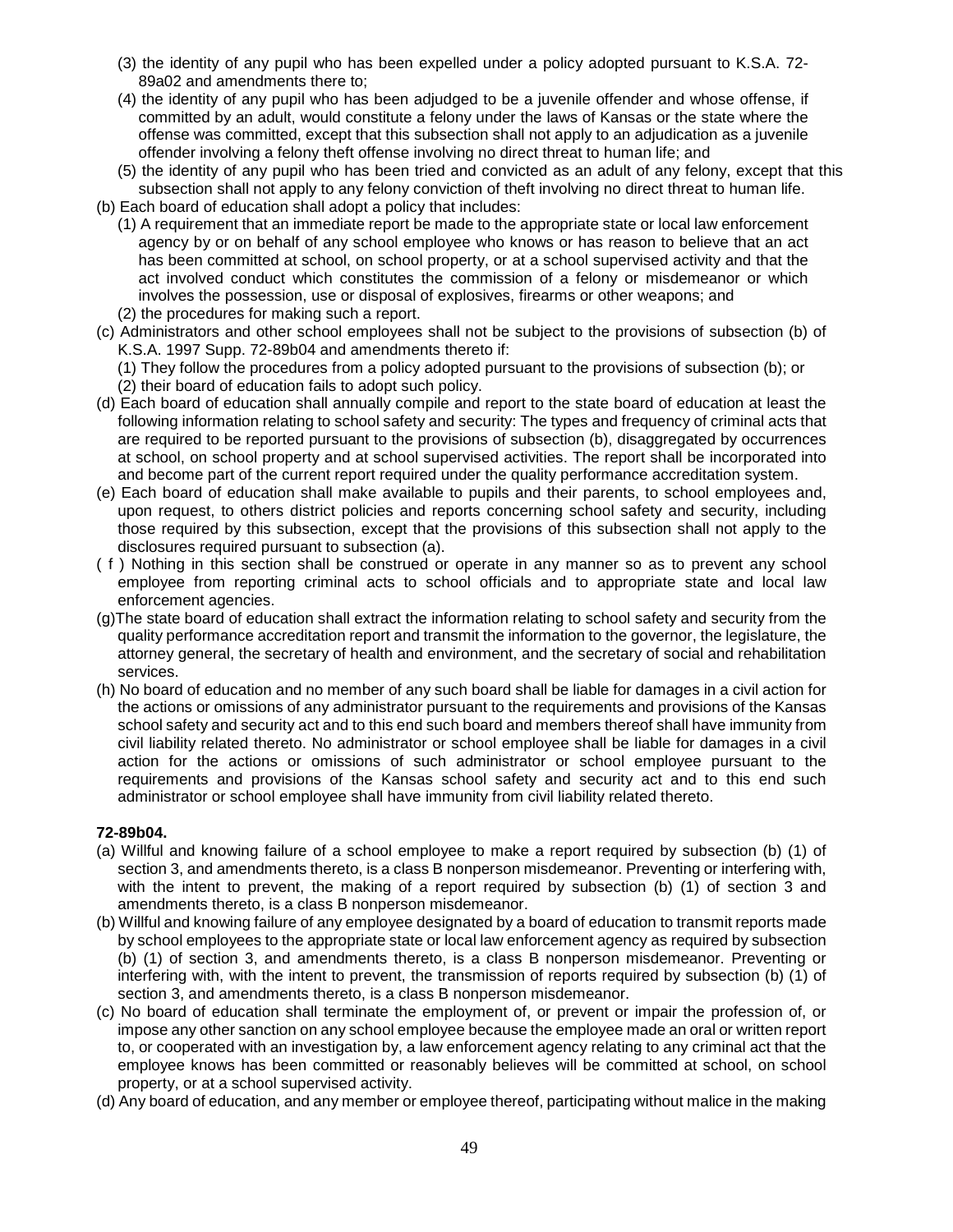(3) the identity of any pupil who has been expelled under a policy adopted pursuant to K.S.A. 72-89a02 and amendments there to;

(4) the identity of any pupil who has been adjudged to be a juvenile offender and whose offense, if committed by an adult, would constitute a felony under the laws of Kansas or the state where the offense was committed, except that this subsection shall not apply to an adjudication as a juvenile offender involving a felony theft offense involving no direct threat to human life; and

(5) the identity of any pupil who has been tried and convicted as an adult of any felony, except that this subsection shall not apply to any felony conviction of theft involving no direct threat to human life.

(b) Each board of education shall adopt a policy that includes:

(1) A requirement that an immediate report be made to the appropriate state or local law enforcement agency by or on behalf of any school employee who knows or has reason to believe that an act has been committed at school, on school property, or at a school supervised activity and that the act involved conduct which constitutes the commission of a felony or misdemeanor or which involves the possession, use or disposal of explosives, firearms or other weapons; and

(2) the procedures for making such a report.

(c) Administrators and other school employees shall not be subject to the provisions of subsection (b) of K.S.A. 1997 Supp. 72-89b04 and amendments thereto if:

(1) They follow the procedures from a policy adopted pursuant to the provisions of subsection (b); or

(2) their board of education fails to adopt such policy.

(d) Each board of education shall annually compile and report to the state board of education at least the following information relating to school safety and security: The types and frequency of criminal acts that are required to be reported pursuant to the provisions of subsection (b), disaggregated by occurrences at school, on school property and at school supervised activities. The report shall be incorporated into and become part of the current report required under the quality performance accreditation system.

(e) Each board of education shall make available to pupils and their parents, to school employees and, upon request, to others district policies and reports concerning school safety and security, including those required by this subsection, except that the provisions of this subsection shall not apply to the disclosures required pursuant to subsection (a).

( f ) Nothing in this section shall be construed or operate in any manner so as to prevent any school employee from reporting criminal acts to school officials and to appropriate state and local law enforcement agencies.

(g)The state board of education shall extract the information relating to school safety and security from the quality performance accreditation report and transmit the information to the governor, the legislature, the attorney general, the secretary of health and environment, and the secretary of social and rehabilitation services.

(h) No board of education and no member of any such board shall be liable for damages in a civil action for the actions or omissions of any administrator pursuant to the requirements and provisions of the Kansas school safety and security act and to this end such board and members thereof shall have immunity from civil liability related thereto. No administrator or school employee shall be liable for damages in a civil action for the actions or omissions of such administrator or school employee pursuant to the requirements and provisions of the Kansas school safety and security act and to this end such administrator or school employee shall have immunity from civil liability related thereto.

**72-89b04.**

(a) Willful and knowing failure of a school employee to make a report required by subsection (b) (1) of section 3, and amendments thereto, is a class B nonperson misdemeanor. Preventing or interfering with, with the intent to prevent, the making of a report required by subsection (b) (1) of section 3 and amendments thereto, is a class B nonperson misdemeanor.

(b) Willful and knowing failure of any employee designated by a board of education to transmit reports made by school employees to the appropriate state or local law enforcement agency as required by subsection (b) (1) of section 3, and amendments thereto, is a class B nonperson misdemeanor. Preventing or interfering with, with the intent to prevent, the transmission of reports required by subsection (b) (1) of section 3, and amendments thereto, is a class B nonperson misdemeanor.

(c) No board of education shall terminate the employment of, or prevent or impair the profession of, or impose any other sanction on any school employee because the employee made an oral or written report to, or cooperated with an investigation by, a law enforcement agency relating to any criminal act that the employee knows has been committed or reasonably believes will be committed at school, on school property, or at a school supervised activity.

(d) Any board of education, and any member or employee thereof, participating without malice in the making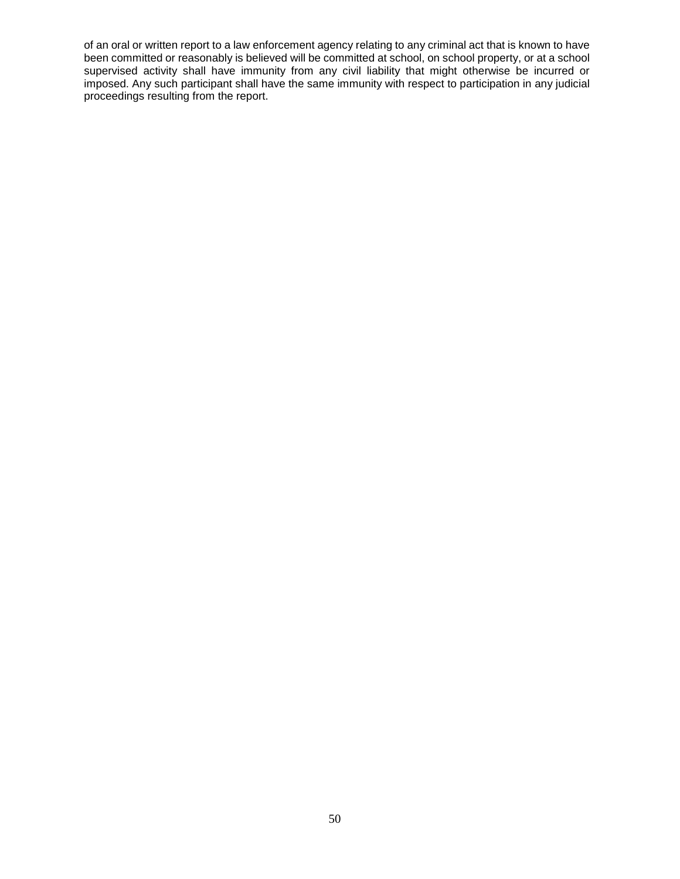of an oral or written report to a law enforcement agency relating to any criminal act that is known to have been committed or reasonably is believed will be committed at school, on school property, or at a school supervised activity shall have immunity from any civil liability that might otherwise be incurred or imposed. Any such participant shall have the same immunity with respect to participation in any judicial proceedings resulting from the report.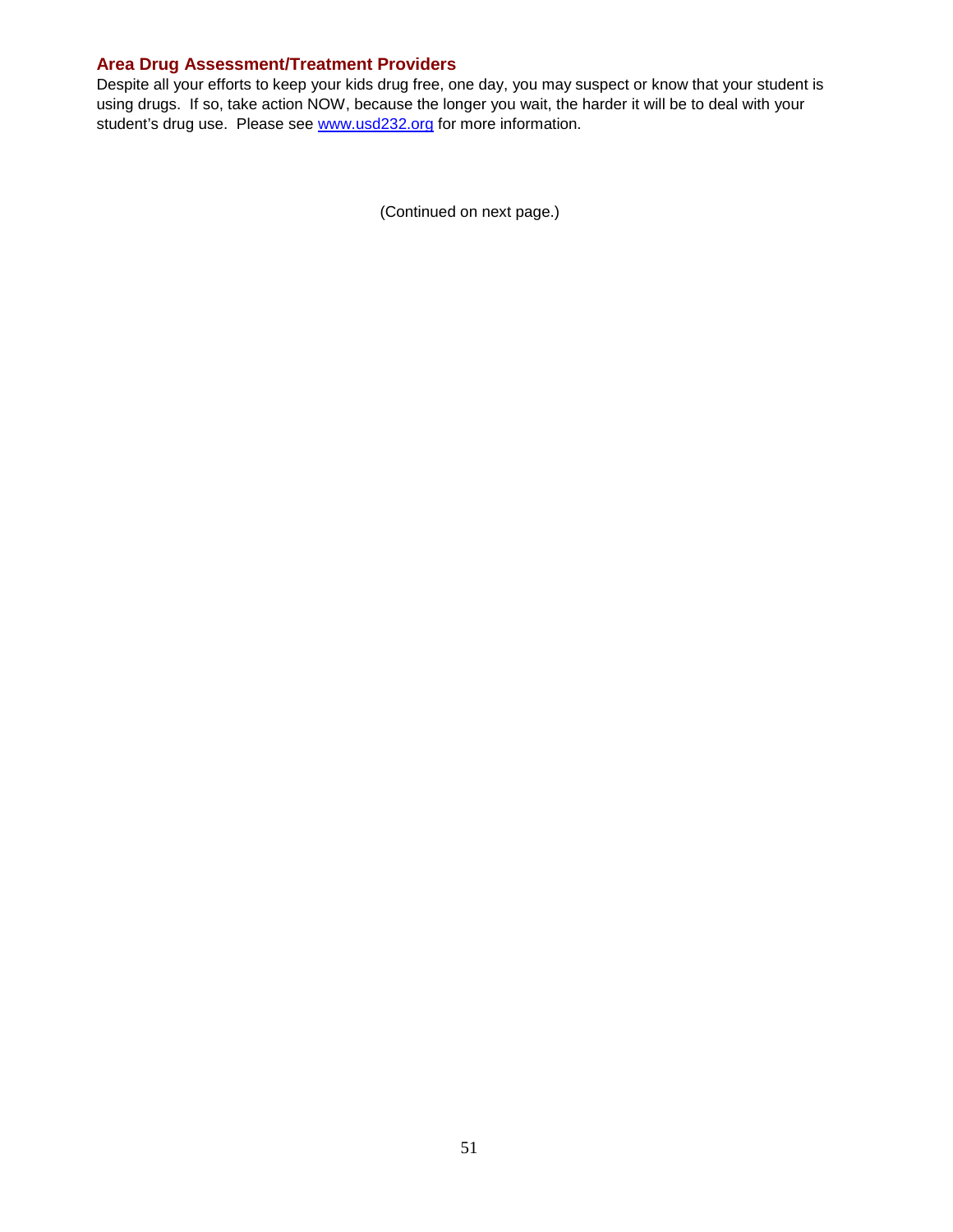## Area Drug Assessment/Treatment Providers

Despite all your efforts to keep your kids drug free, one day, you may suspect or know that your student is using drugs. If so, take action NOW, because the longer you wait, the harder it will be to deal with your student's drug use. Please see [www.usd232.org](http://www.usd232.org) for more information.

(Continued on next page.)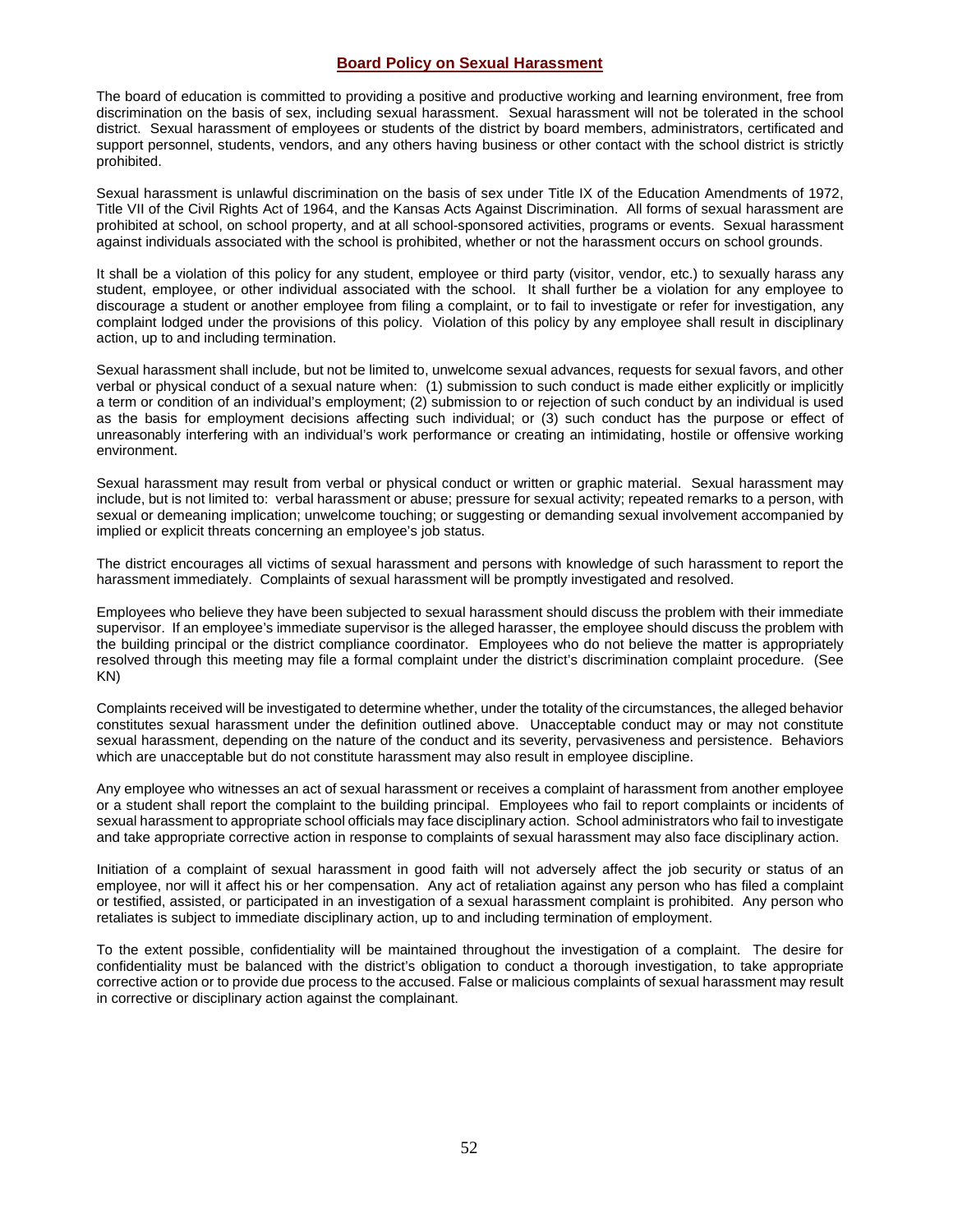## Board Policy on Sexual Harassment

The board of education is committed to providing a positive and productive working and learning environment, free from discrimination on the basis of sex, including sexual harassment. Sexual harassment will not be tolerated in the school district. Sexual harassment of employees or students of the district by board members, administrators, certificated and support personnel, students, vendors, and any others having business or other contact with the school district is strictly prohibited.

Sexual harassment is unlawful discrimination on the basis of sex under Title IX of the Education Amendments of 1972, Title VII of the Civil Rights Act of 1964, and the Kansas Acts Against Discrimination. All forms of sexual harassment are prohibited at school, on school property, and at all school-sponsored activities, programs or events. Sexual harassment against individuals associated with the school is prohibited, whether or not the harassment occurs on school grounds.

It shall be a violation of this policy for any student, employee or third party (visitor, vendor, etc.) to sexually harass any student, employee, or other individual associated with the school. It shall further be a violation for any employee to discourage a student or another employee from filing a complaint, or to fail to investigate or refer for investigation, any complaint lodged under the provisions of this policy. Violation of this policy by any employee shall result in disciplinary action, up to and including termination.

Sexual harassment shall include, but not be limited to, unwelcome sexual advances, requests for sexual favors, and other verbal or physical conduct of a sexual nature when: (1) submission to such conduct is made either explicitly or implicitly a term or condition of an individual's employment; (2) submission to or rejection of such conduct by an individual is used as the basis for employment decisions affecting such individual; or (3) such conduct has the purpose or effect of unreasonably interfering with an individual's work performance or creating an intimidating, hostile or offensive working environment.

Sexual harassment may result from verbal or physical conduct or written or graphic material. Sexual harassment may include, but is not limited to: verbal harassment or abuse; pressure for sexual activity; repeated remarks to a person, with sexual or demeaning implication; unwelcome touching; or suggesting or demanding sexual involvement accompanied by implied or explicit threats concerning an employee's job status.

The district encourages all victims of sexual harassment and persons with knowledge of such harassment to report the harassment immediately. Complaints of sexual harassment will be promptly investigated and resolved.

Employees who believe they have been subjected to sexual harassment should discuss the problem with their immediate supervisor. If an employee's immediate supervisor is the alleged harasser, the employee should discuss the problem with the building principal or the district compliance coordinator. Employees who do not believe the matter is appropriately resolved through this meeting may file a formal complaint under the district's discrimination complaint procedure. (See KN)

Complaints received will be investigated to determine whether, under the totality of the circumstances, the alleged behavior constitutes sexual harassment under the definition outlined above. Unacceptable conduct may or may not constitute sexual harassment, depending on the nature of the conduct and its severity, pervasiveness and persistence. Behaviors which are unacceptable but do not constitute harassment may also result in employee discipline.

Any employee who witnesses an act of sexual harassment or receives a complaint of harassment from another employee or a student shall report the complaint to the building principal. Employees who fail to report complaints or incidents of sexual harassment to appropriate school officials may face disciplinary action. School administrators who fail to investigate and take appropriate corrective action in response to complaints of sexual harassment may also face disciplinary action.

Initiation of a complaint of sexual harassment in good faith will not adversely affect the job security or status of an employee, nor will it affect his or her compensation. Any act of retaliation against any person who has filed a complaint or testified, assisted, or participated in an investigation of a sexual harassment complaint is prohibited. Any person who retaliates is subject to immediate disciplinary action, up to and including termination of employment.

To the extent possible, confidentiality will be maintained throughout the investigation of a complaint. The desire for confidentiality must be balanced with the district's obligation to conduct a thorough investigation, to take appropriate corrective action or to provide due process to the accused. False or malicious complaints of sexual harassment may result in corrective or disciplinary action against the complainant.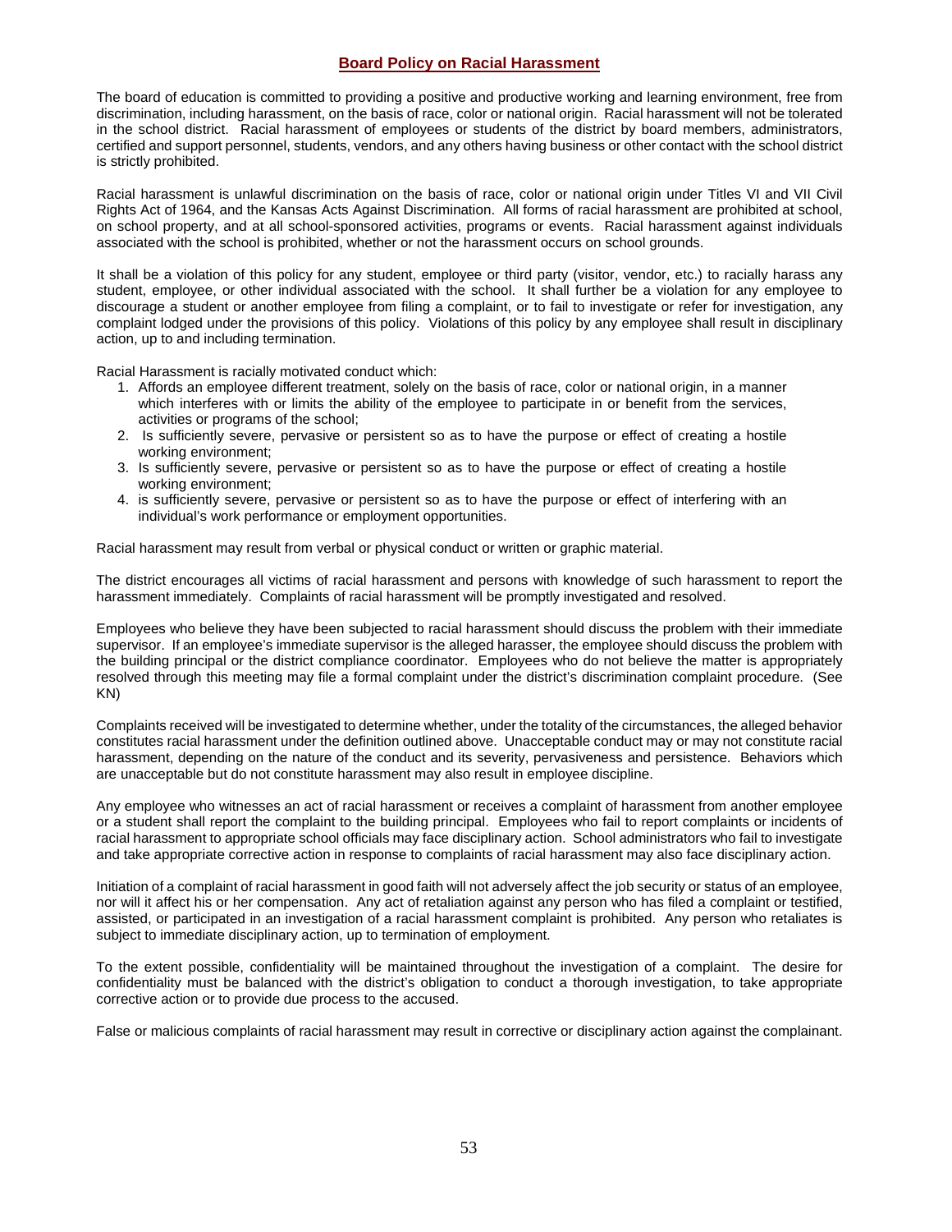## Board Policy on Racial Harassment

The board of education is committed to providing a positive and productive working and learning environment, free from discrimination, including harassment, on the basis of race, color or national origin. Racial harassment will not be tolerated in the school district. Racial harassment of employees or students of the district by board members, administrators, certified and support personnel, students, vendors, and any others having business or other contact with the school district is strictly prohibited.

Racial harassment is unlawful discrimination on the basis of race, color or national origin under Titles VI and VII Civil Rights Act of 1964, and the Kansas Acts Against Discrimination. All forms of racial harassment are prohibited at school, on school property, and at all school-sponsored activities, programs or events. Racial harassment against individuals associated with the school is prohibited, whether or not the harassment occurs on school grounds.

It shall be a violation of this policy for any student, employee or third party (visitor, vendor, etc.) to racially harass any student, employee, or other individual associated with the school. It shall further be a violation for any employee to discourage a student or another employee from filing a complaint, or to fail to investigate or refer for investigation, any complaint lodged under the provisions of this policy. Violations of this policy by any employee shall result in disciplinary action, up to and including termination.

Racial Harassment is racially motivated conduct which:

1. Affords an employee different treatment, solely on the basis of race, color or national origin, in a manner which interferes with or limits the ability of the employee to participate in or benefit from the services, activities or programs of the school;
2. Is sufficiently severe, pervasive or persistent so as to have the purpose or effect of creating a hostile working environment;
3. Is sufficiently severe, pervasive or persistent so as to have the purpose or effect of creating a hostile working environment;
4. is sufficiently severe, pervasive or persistent so as to have the purpose or effect of interfering with an individual's work performance or employment opportunities.

Racial harassment may result from verbal or physical conduct or written or graphic material.

The district encourages all victims of racial harassment and persons with knowledge of such harassment to report the harassment immediately. Complaints of racial harassment will be promptly investigated and resolved.

Employees who believe they have been subjected to racial harassment should discuss the problem with their immediate supervisor. If an employee's immediate supervisor is the alleged harasser, the employee should discuss the problem with the building principal or the district compliance coordinator. Employees who do not believe the matter is appropriately resolved through this meeting may file a formal complaint under the district's discrimination complaint procedure. (See KN)

Complaints received will be investigated to determine whether, under the totality of the circumstances, the alleged behavior constitutes racial harassment under the definition outlined above. Unacceptable conduct may or may not constitute racial harassment, depending on the nature of the conduct and its severity, pervasiveness and persistence. Behaviors which are unacceptable but do not constitute harassment may also result in employee discipline.

Any employee who witnesses an act of racial harassment or receives a complaint of harassment from another employee or a student shall report the complaint to the building principal. Employees who fail to report complaints or incidents of racial harassment to appropriate school officials may face disciplinary action. School administrators who fail to investigate and take appropriate corrective action in response to complaints of racial harassment may also face disciplinary action.

Initiation of a complaint of racial harassment in good faith will not adversely affect the job security or status of an employee, nor will it affect his or her compensation. Any act of retaliation against any person who has filed a complaint or testified, assisted, or participated in an investigation of a racial harassment complaint is prohibited. Any person who retaliates is subject to immediate disciplinary action, up to termination of employment.

To the extent possible, confidentiality will be maintained throughout the investigation of a complaint. The desire for confidentiality must be balanced with the district's obligation to conduct a thorough investigation, to take appropriate corrective action or to provide due process to the accused.

False or malicious complaints of racial harassment may result in corrective or disciplinary action against the complainant.